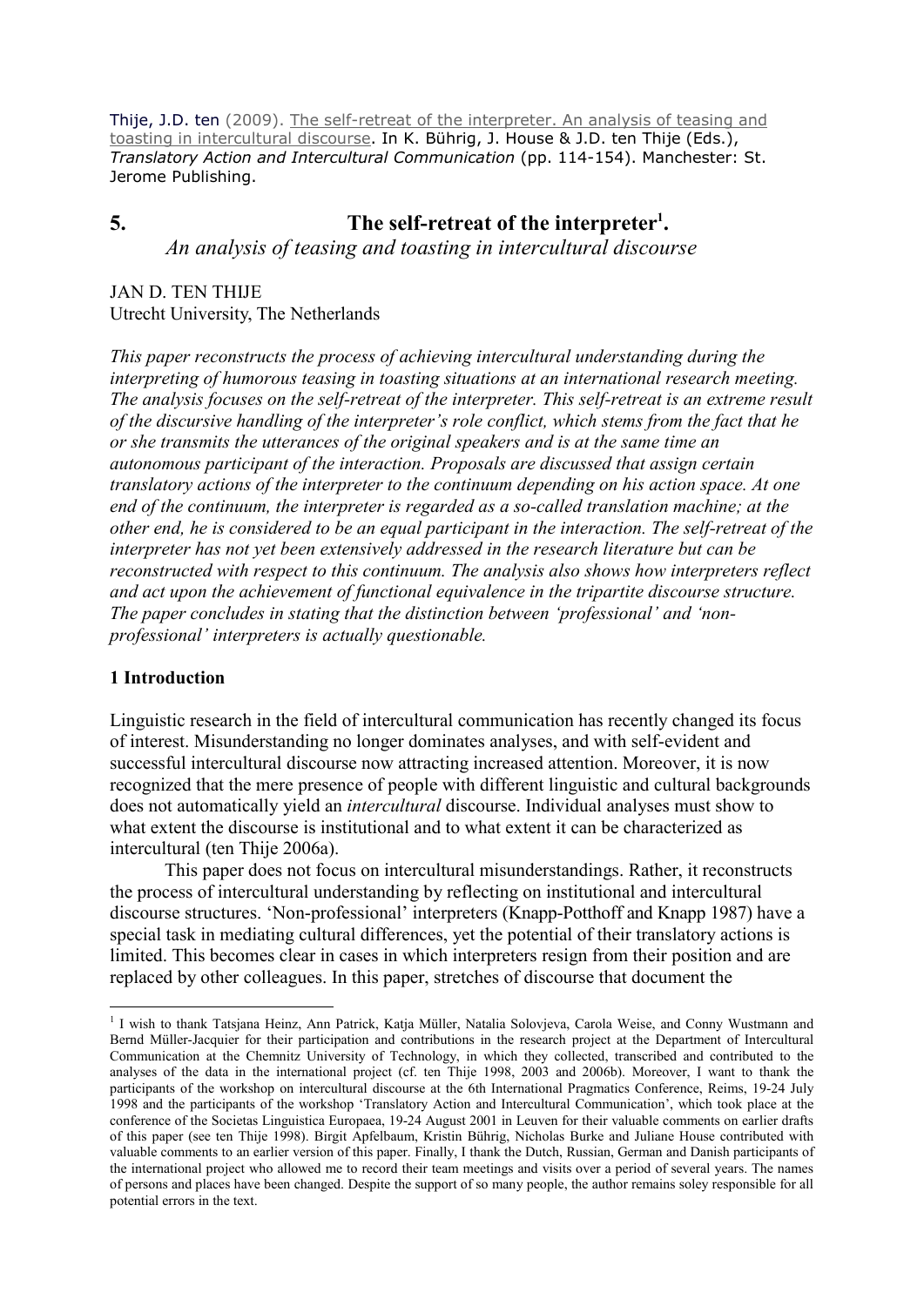Thije, J.D. ten (2009). The self-retreat of the interpreter. An analysis of teasing and toasting in intercultural discourse. In K. Bührig, J. House & J.D. ten Thije (Eds.), *Translatory Action and Intercultural Communication* (pp. 114-154). Manchester: St. Jerome Publishing.

# 5. The self-retreat of the interpreter[1].

*An analysis of teasing and toasting in intercultural discourse*

JAN D. TEN THIJE
Utrecht University, The Netherlands

*This paper reconstructs the process of achieving intercultural understanding during the interpreting of humorous teasing in toasting situations at an international research meeting. The analysis focuses on the self-retreat of the interpreter. This self-retreat is an extreme result of the discursive handling of the interpreter's role conflict, which stems from the fact that he or she transmits the utterances of the original speakers and is at the same time an autonomous participant of the interaction. Proposals are discussed that assign certain translatory actions of the interpreter to the continuum depending on his action space. At one end of the continuum, the interpreter is regarded as a so-called translation machine; at the other end, he is considered to be an equal participant in the interaction. The self-retreat of the interpreter has not yet been extensively addressed in the research literature but can be reconstructed with respect to this continuum. The analysis also shows how interpreters reflect and act upon the achievement of functional equivalence in the tripartite discourse structure. The paper concludes in stating that the distinction between 'professional' and 'non-professional' interpreters is actually questionable.*

## 1 Introduction

Linguistic research in the field of intercultural communication has recently changed its focus of interest. Misunderstanding no longer dominates analyses, and with self-evident and successful intercultural discourse now attracting increased attention. Moreover, it is now recognized that the mere presence of people with different linguistic and cultural backgrounds does not automatically yield an *intercultural* discourse. Individual analyses must show to what extent the discourse is institutional and to what extent it can be characterized as intercultural (ten Thije 2006a).

This paper does not focus on intercultural misunderstandings. Rather, it reconstructs the process of intercultural understanding by reflecting on institutional and intercultural discourse structures. 'Non-professional' interpreters (Knapp-Potthoff and Knapp 1987) have a special task in mediating cultural differences, yet the potential of their translatory actions is limited. This becomes clear in cases in which interpreters resign from their position and are replaced by other colleagues. In this paper, stretches of discourse that document the

---

[1] I wish to thank Tatsjana Heinz, Ann Patrick, Katja Müller, Natalia Solovjeva, Carola Weise, and Conny Wustmann and Bernd Müller-Jacquier for their participation and contributions in the research project at the Department of Intercultural Communication at the Chemnitz University of Technology, in which they collected, transcribed and contributed to the analyses of the data in the international project (cf. ten Thije 1998, 2003 and 2006b). Moreover, I want to thank the participants of the workshop on intercultural discourse at the 6th International Pragmatics Conference, Reims, 19-24 July 1998 and the participants of the workshop 'Translatory Action and Intercultural Communication', which took place at the conference of the Societas Linguistica Europaea, 19-24 August 2001 in Leuven for their valuable comments on earlier drafts of this paper (see ten Thije 1998). Birgit Apfelbaum, Kristin Bührig, Nicholas Burke and Juliane House contributed with valuable comments to an earlier version of this paper. Finally, I thank the Dutch, Russian, German and Danish participants of the international project who allowed me to record their team meetings and visits over a period of several years. The names of persons and places have been changed. Despite the support of so many people, the author remains soley responsible for all potential errors in the text.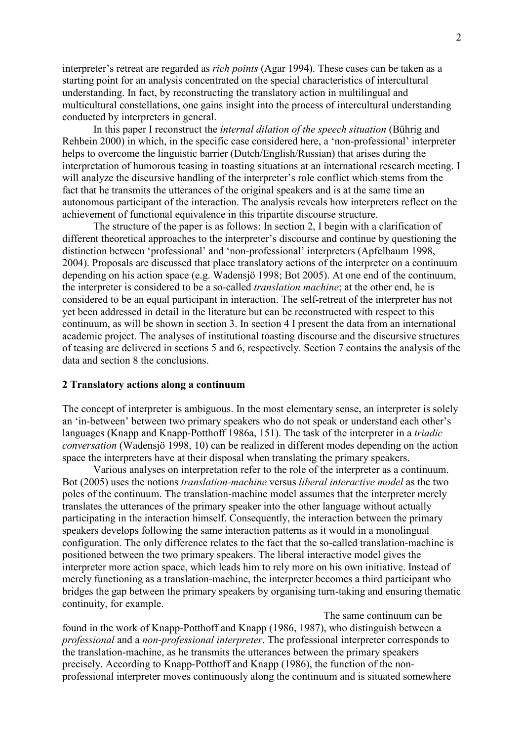interpreter's retreat are regarded as *rich points* (Agar 1994). These cases can be taken as a starting point for an analysis concentrated on the special characteristics of intercultural understanding. In fact, by reconstructing the translatory action in multilingual and multicultural constellations, one gains insight into the process of intercultural understanding conducted by interpreters in general.

In this paper I reconstruct the *internal dilation of the speech situation* (Bührig and Rehbein 2000) in which, in the specific case considered here, a 'non-professional' interpreter helps to overcome the linguistic barrier (Dutch/English/Russian) that arises during the interpretation of humorous teasing in toasting situations at an international research meeting. I will analyze the discursive handling of the interpreter's role conflict which stems from the fact that he transmits the utterances of the original speakers and is at the same time an autonomous participant of the interaction. The analysis reveals how interpreters reflect on the achievement of functional equivalence in this tripartite discourse structure.

The structure of the paper is as follows: In section 2, I begin with a clarification of different theoretical approaches to the interpreter's discourse and continue by questioning the distinction between 'professional' and 'non-professional' interpreters (Apfelbaum 1998, 2004). Proposals are discussed that place translatory actions of the interpreter on a continuum depending on his action space (e.g. Wadensjö 1998; Bot 2005). At one end of the continuum, the interpreter is considered to be a so-called *translation machine*; at the other end, he is considered to be an equal participant in interaction. The self-retreat of the interpreter has not yet been addressed in detail in the literature but can be reconstructed with respect to this continuum, as will be shown in section 3. In section 4 I present the data from an international academic project. The analyses of institutional toasting discourse and the discursive structures of teasing are delivered in sections 5 and 6, respectively. Section 7 contains the analysis of the data and section 8 the conclusions.

## 2 Translatory actions along a continuum

The concept of interpreter is ambiguous. In the most elementary sense, an interpreter is solely an 'in-between' between two primary speakers who do not speak or understand each other's languages (Knapp and Knapp-Potthoff 1986a, 151). The task of the interpreter in a *triadic conversation* (Wadensjö 1998, 10) can be realized in different modes depending on the action space the interpreters have at their disposal when translating the primary speakers.

Various analyses on interpretation refer to the role of the interpreter as a continuum. Bot (2005) uses the notions *translation-machine* versus *liberal interactive model* as the two poles of the continuum. The translation-machine model assumes that the interpreter merely translates the utterances of the primary speaker into the other language without actually participating in the interaction himself. Consequently, the interaction between the primary speakers develops following the same interaction patterns as it would in a monolingual configuration. The only difference relates to the fact that the so-called translation-machine is positioned between the two primary speakers. The liberal interactive model gives the interpreter more action space, which leads him to rely more on his own initiative. Instead of merely functioning as a translation-machine, the interpreter becomes a third participant who bridges the gap between the primary speakers by organising turn-taking and ensuring thematic continuity, for example.

The same continuum can be found in the work of Knapp-Potthoff and Knapp (1986, 1987), who distinguish between a *professional* and a *non-professional interpreter*. The professional interpreter corresponds to the translation-machine, as he transmits the utterances between the primary speakers precisely. According to Knapp-Potthoff and Knapp (1986), the function of the non-professional interpreter moves continuously along the continuum and is situated somewhere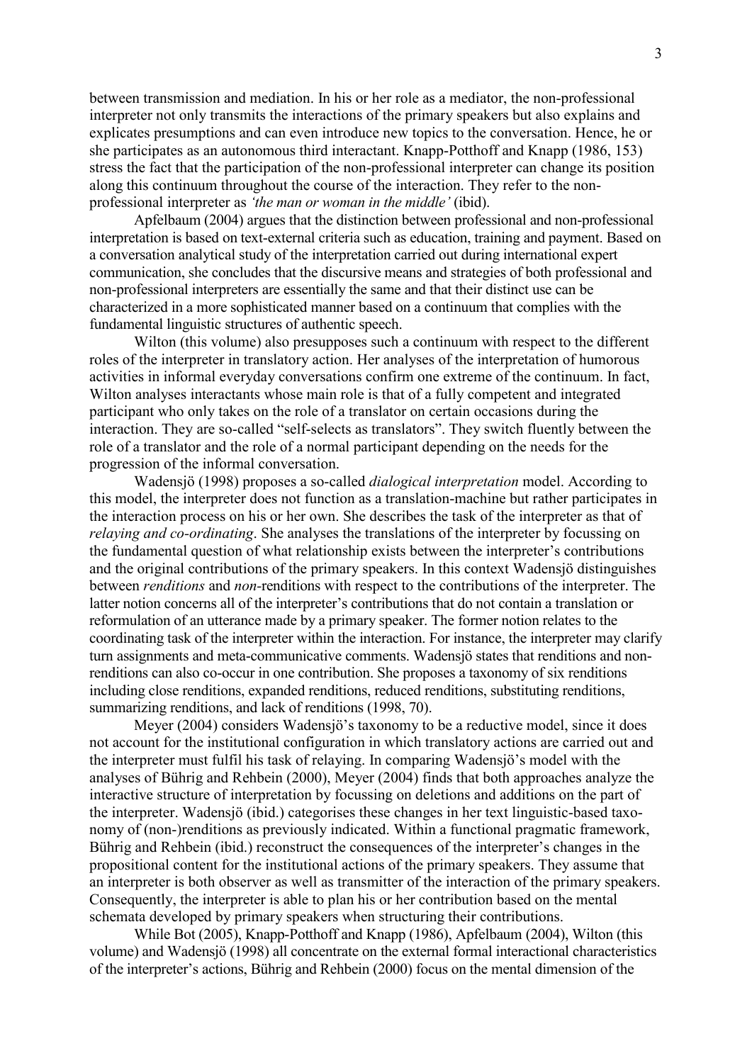between transmission and mediation. In his or her role as a mediator, the non-professional interpreter not only transmits the interactions of the primary speakers but also explains and explicates presumptions and can even introduce new topics to the conversation. Hence, he or she participates as an autonomous third interactant. Knapp-Potthoff and Knapp (1986, 153) stress the fact that the participation of the non-professional interpreter can change its position along this continuum throughout the course of the interaction. They refer to the non-professional interpreter as *'the man or woman in the middle'* (ibid).

Apfelbaum (2004) argues that the distinction between professional and non-professional interpretation is based on text-external criteria such as education, training and payment. Based on a conversation analytical study of the interpretation carried out during international expert communication, she concludes that the discursive means and strategies of both professional and non-professional interpreters are essentially the same and that their distinct use can be characterized in a more sophisticated manner based on a continuum that complies with the fundamental linguistic structures of authentic speech.

Wilton (this volume) also presupposes such a continuum with respect to the different roles of the interpreter in translatory action. Her analyses of the interpretation of humorous activities in informal everyday conversations confirm one extreme of the continuum. In fact, Wilton analyses interactants whose main role is that of a fully competent and integrated participant who only takes on the role of a translator on certain occasions during the interaction. They are so-called "self-selects as translators". They switch fluently between the role of a translator and the role of a normal participant depending on the needs for the progression of the informal conversation.

Wadensjö (1998) proposes a so-called *dialogical interpretation* model. According to this model, the interpreter does not function as a translation-machine but rather participates in the interaction process on his or her own. She describes the task of the interpreter as that of *relaying and co-ordinating*. She analyses the translations of the interpreter by focussing on the fundamental question of what relationship exists between the interpreter's contributions and the original contributions of the primary speakers. In this context Wadensjö distinguishes between *renditions* and *non*-renditions with respect to the contributions of the interpreter. The latter notion concerns all of the interpreter's contributions that do not contain a translation or reformulation of an utterance made by a primary speaker. The former notion relates to the coordinating task of the interpreter within the interaction. For instance, the interpreter may clarify turn assignments and meta-communicative comments. Wadensjö states that renditions and non-renditions can also co-occur in one contribution. She proposes a taxonomy of six renditions including close renditions, expanded renditions, reduced renditions, substituting renditions, summarizing renditions, and lack of renditions (1998, 70).

Meyer (2004) considers Wadensjö's taxonomy to be a reductive model, since it does not account for the institutional configuration in which translatory actions are carried out and the interpreter must fulfil his task of relaying. In comparing Wadensjö's model with the analyses of Bührig and Rehbein (2000), Meyer (2004) finds that both approaches analyze the interactive structure of interpretation by focussing on deletions and additions on the part of the interpreter. Wadensjö (ibid.) categorises these changes in her text linguistic-based taxonomy of (non-)renditions as previously indicated. Within a functional pragmatic framework, Bührig and Rehbein (ibid.) reconstruct the consequences of the interpreter's changes in the propositional content for the institutional actions of the primary speakers. They assume that an interpreter is both observer as well as transmitter of the interaction of the primary speakers. Consequently, the interpreter is able to plan his or her contribution based on the mental schemata developed by primary speakers when structuring their contributions.

While Bot (2005), Knapp-Potthoff and Knapp (1986), Apfelbaum (2004), Wilton (this volume) and Wadensjö (1998) all concentrate on the external formal interactional characteristics of the interpreter's actions, Bührig and Rehbein (2000) focus on the mental dimension of the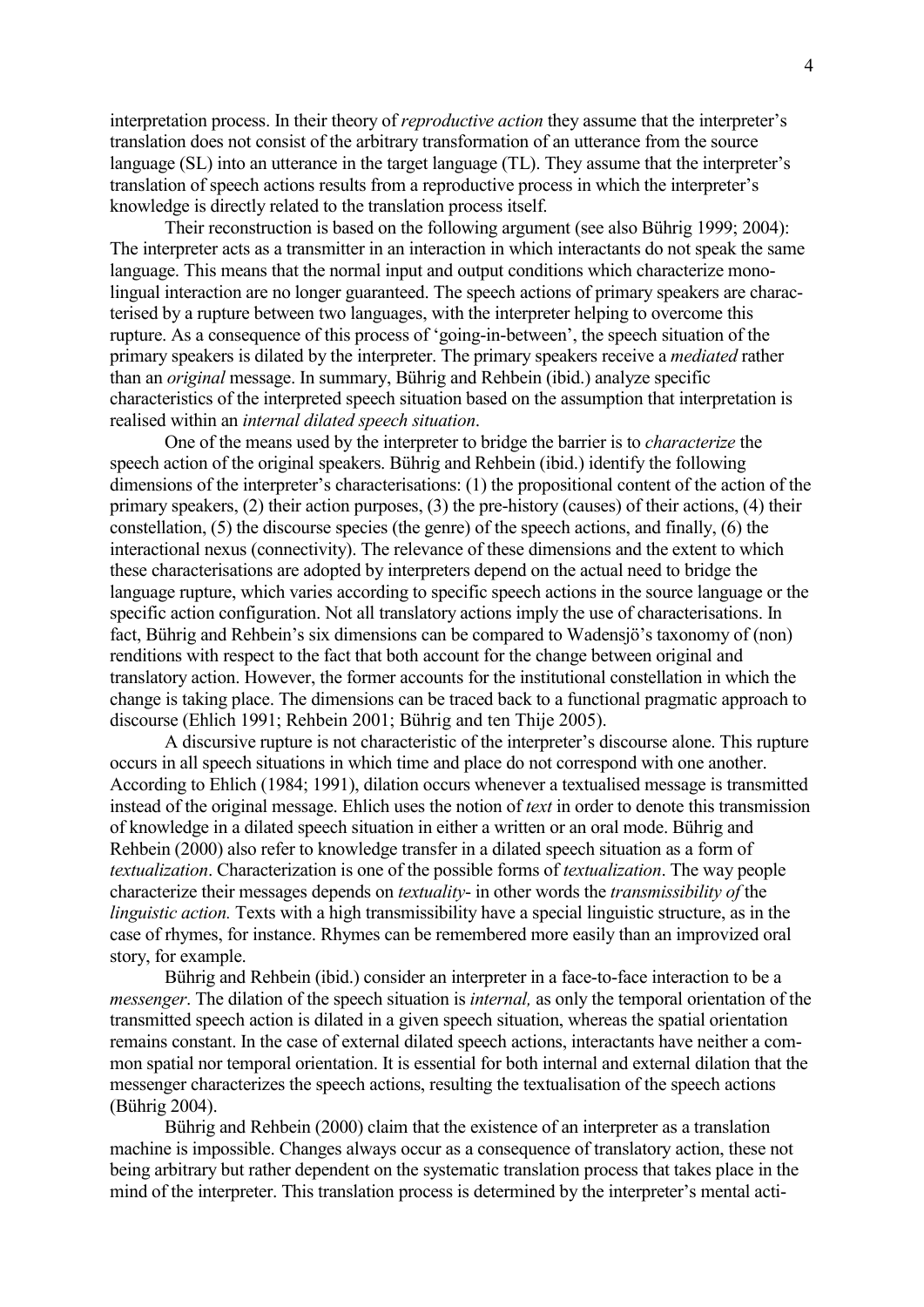interpretation process. In their theory of *reproductive action* they assume that the interpreter's translation does not consist of the arbitrary transformation of an utterance from the source language (SL) into an utterance in the target language (TL). They assume that the interpreter's translation of speech actions results from a reproductive process in which the interpreter's knowledge is directly related to the translation process itself.

Their reconstruction is based on the following argument (see also Bührig 1999; 2004): The interpreter acts as a transmitter in an interaction in which interactants do not speak the same language. This means that the normal input and output conditions which characterize monolingual interaction are no longer guaranteed. The speech actions of primary speakers are characterised by a rupture between two languages, with the interpreter helping to overcome this rupture. As a consequence of this process of 'going-in-between', the speech situation of the primary speakers is dilated by the interpreter. The primary speakers receive a *mediated* rather than an *original* message. In summary, Bührig and Rehbein (ibid.) analyze specific characteristics of the interpreted speech situation based on the assumption that interpretation is realised within an *internal dilated speech situation*.

One of the means used by the interpreter to bridge the barrier is to *characterize* the speech action of the original speakers. Bührig and Rehbein (ibid.) identify the following dimensions of the interpreter's characterisations: (1) the propositional content of the action of the primary speakers, (2) their action purposes, (3) the pre-history (causes) of their actions, (4) their constellation, (5) the discourse species (the genre) of the speech actions, and finally, (6) the interactional nexus (connectivity). The relevance of these dimensions and the extent to which these characterisations are adopted by interpreters depend on the actual need to bridge the language rupture, which varies according to specific speech actions in the source language or the specific action configuration. Not all translatory actions imply the use of characterisations. In fact, Bührig and Rehbein's six dimensions can be compared to Wadensjö's taxonomy of (non) renditions with respect to the fact that both account for the change between original and translatory action. However, the former accounts for the institutional constellation in which the change is taking place. The dimensions can be traced back to a functional pragmatic approach to discourse (Ehlich 1991; Rehbein 2001; Bührig and ten Thije 2005).

A discursive rupture is not characteristic of the interpreter's discourse alone. This rupture occurs in all speech situations in which time and place do not correspond with one another. According to Ehlich (1984; 1991), dilation occurs whenever a textualised message is transmitted instead of the original message. Ehlich uses the notion of *text* in order to denote this transmission of knowledge in a dilated speech situation in either a written or an oral mode. Bührig and Rehbein (2000) also refer to knowledge transfer in a dilated speech situation as a form of *textualization*. Characterization is one of the possible forms of *textualization*. The way people characterize their messages depends on *textuality*- in other words the *transmissibility of* the *linguistic action.* Texts with a high transmissibility have a special linguistic structure, as in the case of rhymes, for instance. Rhymes can be remembered more easily than an improvized oral story, for example.

Bührig and Rehbein (ibid.) consider an interpreter in a face-to-face interaction to be a *messenger*. The dilation of the speech situation is *internal,* as only the temporal orientation of the transmitted speech action is dilated in a given speech situation, whereas the spatial orientation remains constant. In the case of external dilated speech actions, interactants have neither a common spatial nor temporal orientation. It is essential for both internal and external dilation that the messenger characterizes the speech actions, resulting the textualisation of the speech actions (Bührig 2004).

Bührig and Rehbein (2000) claim that the existence of an interpreter as a translation machine is impossible. Changes always occur as a consequence of translatory action, these not being arbitrary but rather dependent on the systematic translation process that takes place in the mind of the interpreter. This translation process is determined by the interpreter's mental acti-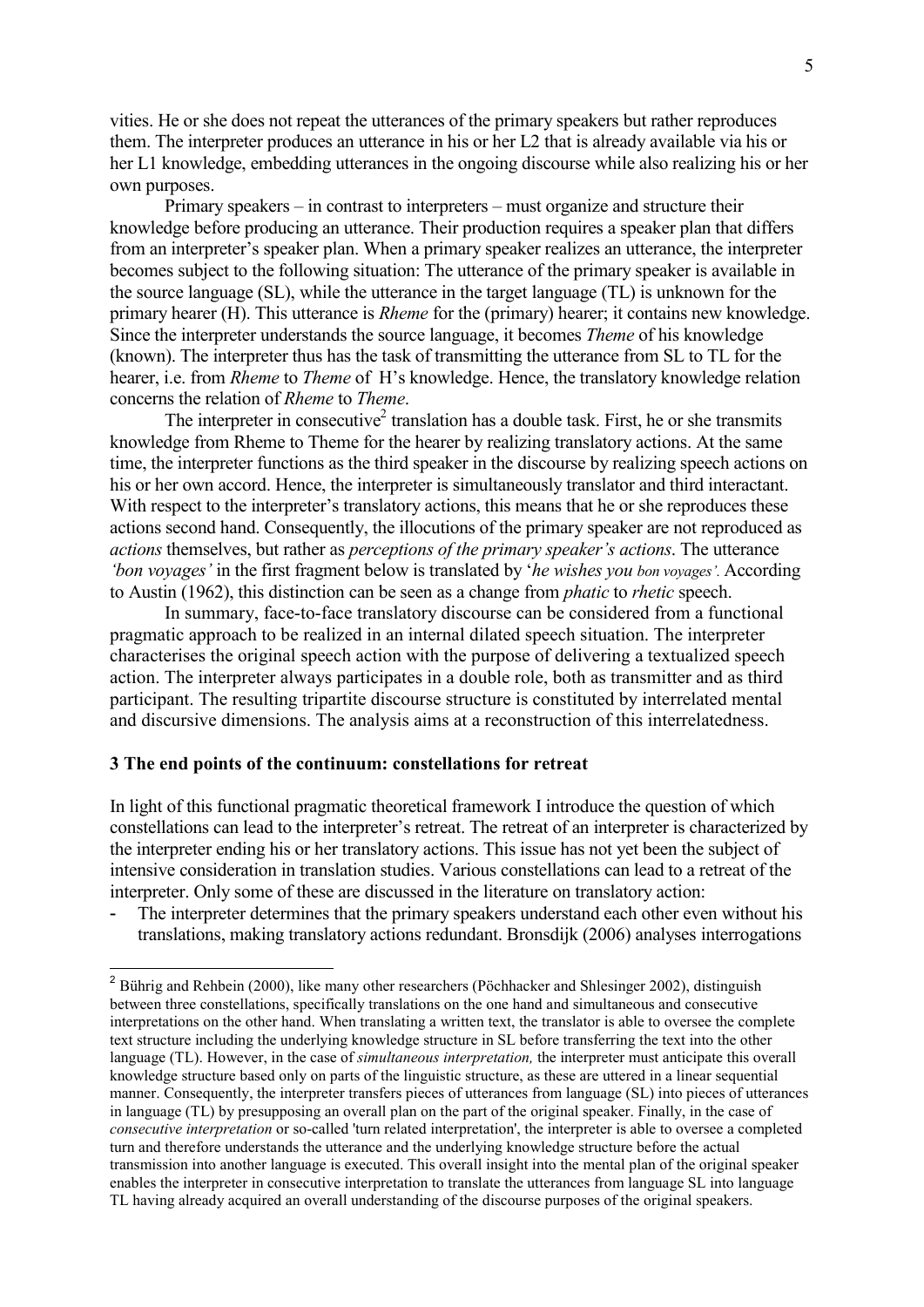vities. He or she does not repeat the utterances of the primary speakers but rather reproduces them. The interpreter produces an utterance in his or her L2 that is already available via his or her L1 knowledge, embedding utterances in the ongoing discourse while also realizing his or her own purposes.

Primary speakers – in contrast to interpreters – must organize and structure their knowledge before producing an utterance. Their production requires a speaker plan that differs from an interpreter's speaker plan. When a primary speaker realizes an utterance, the interpreter becomes subject to the following situation: The utterance of the primary speaker is available in the source language (SL), while the utterance in the target language (TL) is unknown for the primary hearer (H). This utterance is *Rheme* for the (primary) hearer; it contains new knowledge. Since the interpreter understands the source language, it becomes *Theme* of his knowledge (known). The interpreter thus has the task of transmitting the utterance from SL to TL for the hearer, i.e. from *Rheme* to *Theme* of H's knowledge. Hence, the translatory knowledge relation concerns the relation of *Rheme* to *Theme*.

The interpreter in consecutive[2] translation has a double task. First, he or she transmits knowledge from Rheme to Theme for the hearer by realizing translatory actions. At the same time, the interpreter functions as the third speaker in the discourse by realizing speech actions on his or her own accord. Hence, the interpreter is simultaneously translator and third interactant. With respect to the interpreter's translatory actions, this means that he or she reproduces these actions second hand. Consequently, the illocutions of the primary speaker are not reproduced as *actions* themselves, but rather as *perceptions of the primary speaker's actions*. The utterance *'bon voyages'* in the first fragment below is translated by '*he wishes you bon voyages'.* According to Austin (1962), this distinction can be seen as a change from *phatic* to *rhetic* speech.

In summary, face-to-face translatory discourse can be considered from a functional pragmatic approach to be realized in an internal dilated speech situation. The interpreter characterises the original speech action with the purpose of delivering a textualized speech action. The interpreter always participates in a double role, both as transmitter and as third participant. The resulting tripartite discourse structure is constituted by interrelated mental and discursive dimensions. The analysis aims at a reconstruction of this interrelatedness.

### 3 The end points of the continuum: constellations for retreat

In light of this functional pragmatic theoretical framework I introduce the question of which constellations can lead to the interpreter's retreat. The retreat of an interpreter is characterized by the interpreter ending his or her translatory actions. This issue has not yet been the subject of intensive consideration in translation studies. Various constellations can lead to a retreat of the interpreter. Only some of these are discussed in the literature on translatory action:

- The interpreter determines that the primary speakers understand each other even without his translations, making translatory actions redundant. Bronsdijk (2006) analyses interrogations

---

[2] Bührig and Rehbein (2000), like many other researchers (Pöchhacker and Shlesinger 2002), distinguish between three constellations, specifically translations on the one hand and simultaneous and consecutive interpretations on the other hand. When translating a written text, the translator is able to oversee the complete text structure including the underlying knowledge structure in SL before transferring the text into the other language (TL). However, in the case of *simultaneous interpretation,* the interpreter must anticipate this overall knowledge structure based only on parts of the linguistic structure, as these are uttered in a linear sequential manner. Consequently, the interpreter transfers pieces of utterances from language (SL) into pieces of utterances in language (TL) by presupposing an overall plan on the part of the original speaker. Finally, in the case of *consecutive interpretation* or so-called 'turn related interpretation', the interpreter is able to oversee a completed turn and therefore understands the utterance and the underlying knowledge structure before the actual transmission into another language is executed. This overall insight into the mental plan of the original speaker enables the interpreter in consecutive interpretation to translate the utterances from language SL into language TL having already acquired an overall understanding of the discourse purposes of the original speakers.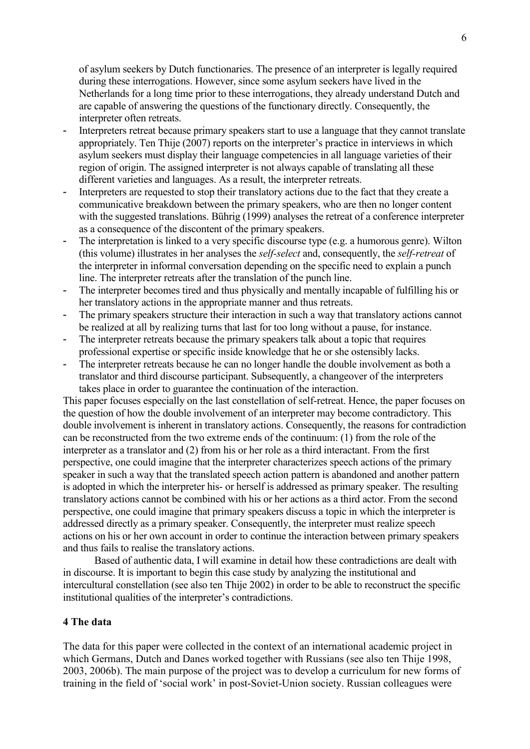of asylum seekers by Dutch functionaries. The presence of an interpreter is legally required during these interrogations. However, since some asylum seekers have lived in the Netherlands for a long time prior to these interrogations, they already understand Dutch and are capable of answering the questions of the functionary directly. Consequently, the interpreter often retreats.

- Interpreters retreat because primary speakers start to use a language that they cannot translate appropriately. Ten Thije (2007) reports on the interpreter's practice in interviews in which asylum seekers must display their language competencies in all language varieties of their region of origin. The assigned interpreter is not always capable of translating all these different varieties and languages. As a result, the interpreter retreats.
- Interpreters are requested to stop their translatory actions due to the fact that they create a communicative breakdown between the primary speakers, who are then no longer content with the suggested translations. Bührig (1999) analyses the retreat of a conference interpreter as a consequence of the discontent of the primary speakers.
- The interpretation is linked to a very specific discourse type (e.g. a humorous genre). Wilton (this volume) illustrates in her analyses the *self-select* and, consequently, the *self-retreat* of the interpreter in informal conversation depending on the specific need to explain a punch line. The interpreter retreats after the translation of the punch line.
- The interpreter becomes tired and thus physically and mentally incapable of fulfilling his or her translatory actions in the appropriate manner and thus retreats.
- The primary speakers structure their interaction in such a way that translatory actions cannot be realized at all by realizing turns that last for too long without a pause, for instance.
- The interpreter retreats because the primary speakers talk about a topic that requires professional expertise or specific inside knowledge that he or she ostensibly lacks.
- The interpreter retreats because he can no longer handle the double involvement as both a translator and third discourse participant. Subsequently, a changeover of the interpreters takes place in order to guarantee the continuation of the interaction.

This paper focuses especially on the last constellation of self-retreat. Hence, the paper focuses on the question of how the double involvement of an interpreter may become contradictory. This double involvement is inherent in translatory actions. Consequently, the reasons for contradiction can be reconstructed from the two extreme ends of the continuum: (1) from the role of the interpreter as a translator and (2) from his or her role as a third interactant. From the first perspective, one could imagine that the interpreter characterizes speech actions of the primary speaker in such a way that the translated speech action pattern is abandoned and another pattern is adopted in which the interpreter his- or herself is addressed as primary speaker. The resulting translatory actions cannot be combined with his or her actions as a third actor. From the second perspective, one could imagine that primary speakers discuss a topic in which the interpreter is addressed directly as a primary speaker. Consequently, the interpreter must realize speech actions on his or her own account in order to continue the interaction between primary speakers and thus fails to realise the translatory actions.

Based of authentic data, I will examine in detail how these contradictions are dealt with in discourse. It is important to begin this case study by analyzing the institutional and intercultural constellation (see also ten Thije 2002) in order to be able to reconstruct the specific institutional qualities of the interpreter's contradictions.

## 4 The data

The data for this paper were collected in the context of an international academic project in which Germans, Dutch and Danes worked together with Russians (see also ten Thije 1998, 2003, 2006b). The main purpose of the project was to develop a curriculum for new forms of training in the field of 'social work' in post-Soviet-Union society. Russian colleagues were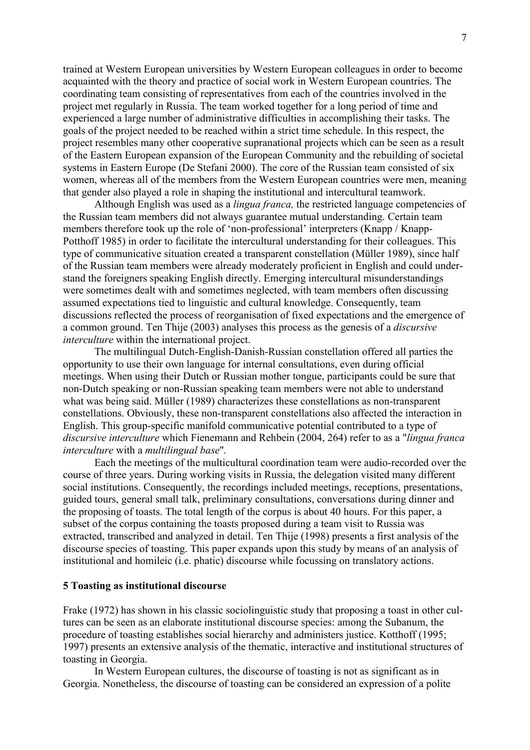trained at Western European universities by Western European colleagues in order to become acquainted with the theory and practice of social work in Western European countries. The coordinating team consisting of representatives from each of the countries involved in the project met regularly in Russia. The team worked together for a long period of time and experienced a large number of administrative difficulties in accomplishing their tasks. The goals of the project needed to be reached within a strict time schedule. In this respect, the project resembles many other cooperative supranational projects which can be seen as a result of the Eastern European expansion of the European Community and the rebuilding of societal systems in Eastern Europe (De Stefani 2000). The core of the Russian team consisted of six women, whereas all of the members from the Western European countries were men, meaning that gender also played a role in shaping the institutional and intercultural teamwork.

Although English was used as a *lingua franca,* the restricted language competencies of the Russian team members did not always guarantee mutual understanding. Certain team members therefore took up the role of 'non-professional' interpreters (Knapp / Knapp-Potthoff 1985) in order to facilitate the intercultural understanding for their colleagues. This type of communicative situation created a transparent constellation (Müller 1989), since half of the Russian team members were already moderately proficient in English and could understand the foreigners speaking English directly. Emerging intercultural misunderstandings were sometimes dealt with and sometimes neglected, with team members often discussing assumed expectations tied to linguistic and cultural knowledge. Consequently, team discussions reflected the process of reorganisation of fixed expectations and the emergence of a common ground. Ten Thije (2003) analyses this process as the genesis of a *discursive interculture* within the international project.

The multilingual Dutch-English-Danish-Russian constellation offered all parties the opportunity to use their own language for internal consultations, even during official meetings. When using their Dutch or Russian mother tongue, participants could be sure that non-Dutch speaking or non-Russian speaking team members were not able to understand what was being said. Müller (1989) characterizes these constellations as non-transparent constellations. Obviously, these non-transparent constellations also affected the interaction in English. This group-specific manifold communicative potential contributed to a type of *discursive interculture* which Fienemann and Rehbein (2004, 264) refer to as a "*lingua franca interculture* with a *multilingual base*".

Each the meetings of the multicultural coordination team were audio-recorded over the course of three years. During working visits in Russia, the delegation visited many different social institutions. Consequently, the recordings included meetings, receptions, presentations, guided tours, general small talk, preliminary consultations, conversations during dinner and the proposing of toasts. The total length of the corpus is about 40 hours. For this paper, a subset of the corpus containing the toasts proposed during a team visit to Russia was extracted, transcribed and analyzed in detail. Ten Thije (1998) presents a first analysis of the discourse species of toasting. This paper expands upon this study by means of an analysis of institutional and homileic (i.e. phatic) discourse while focussing on translatory actions.

## 5 Toasting as institutional discourse

Frake (1972) has shown in his classic sociolinguistic study that proposing a toast in other cultures can be seen as an elaborate institutional discourse species: among the Subanum, the procedure of toasting establishes social hierarchy and administers justice. Kotthoff (1995; 1997) presents an extensive analysis of the thematic, interactive and institutional structures of toasting in Georgia.

In Western European cultures, the discourse of toasting is not as significant as in Georgia. Nonetheless, the discourse of toasting can be considered an expression of a polite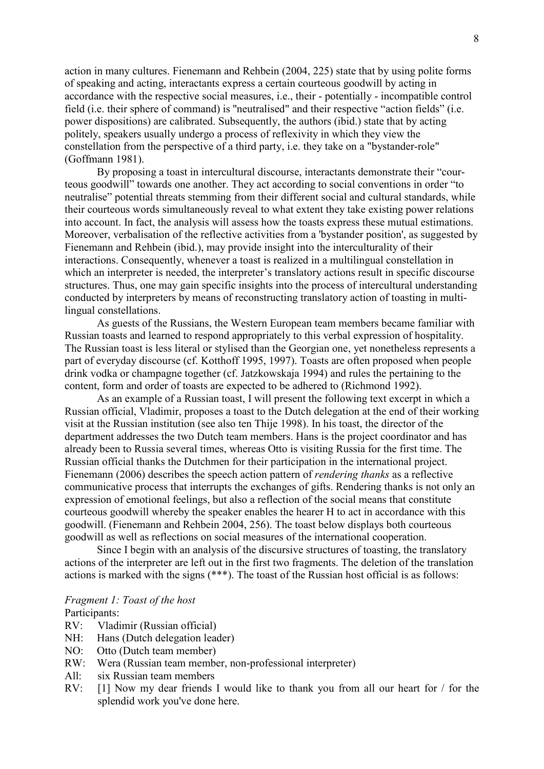action in many cultures. Fienemann and Rehbein (2004, 225) state that by using polite forms of speaking and acting, interactants express a certain courteous goodwill by acting in accordance with the respective social measures, i.e., their - potentially - incompatible control field (i.e. their sphere of command) is "neutralised" and their respective "action fields" (i.e. power dispositions) are calibrated. Subsequently, the authors (ibid.) state that by acting politely, speakers usually undergo a process of reflexivity in which they view the constellation from the perspective of a third party, i.e. they take on a "bystander-role" (Goffmann 1981).

By proposing a toast in intercultural discourse, interactants demonstrate their "courteous goodwill" towards one another. They act according to social conventions in order "to neutralise" potential threats stemming from their different social and cultural standards, while their courteous words simultaneously reveal to what extent they take existing power relations into account. In fact, the analysis will assess how the toasts express these mutual estimations. Moreover, verbalisation of the reflective activities from a 'bystander position', as suggested by Fienemann and Rehbein (ibid.), may provide insight into the interculturality of their interactions. Consequently, whenever a toast is realized in a multilingual constellation in which an interpreter is needed, the interpreter's translatory actions result in specific discourse structures. Thus, one may gain specific insights into the process of intercultural understanding conducted by interpreters by means of reconstructing translatory action of toasting in multilingual constellations.

As guests of the Russians, the Western European team members became familiar with Russian toasts and learned to respond appropriately to this verbal expression of hospitality. The Russian toast is less literal or stylised than the Georgian one, yet nonetheless represents a part of everyday discourse (cf. Kotthoff 1995, 1997). Toasts are often proposed when people drink vodka or champagne together (cf. Jatzkowskaja 1994) and rules the pertaining to the content, form and order of toasts are expected to be adhered to (Richmond 1992).

As an example of a Russian toast, I will present the following text excerpt in which a Russian official, Vladimir, proposes a toast to the Dutch delegation at the end of their working visit at the Russian institution (see also ten Thije 1998). In his toast, the director of the department addresses the two Dutch team members. Hans is the project coordinator and has already been to Russia several times, whereas Otto is visiting Russia for the first time. The Russian official thanks the Dutchmen for their participation in the international project. Fienemann (2006) describes the speech action pattern of *rendering thanks* as a reflective communicative process that interrupts the exchanges of gifts. Rendering thanks is not only an expression of emotional feelings, but also a reflection of the social means that constitute courteous goodwill whereby the speaker enables the hearer H to act in accordance with this goodwill. (Fienemann and Rehbein 2004, 256). The toast below displays both courteous goodwill as well as reflections on social measures of the international cooperation.

Since I begin with an analysis of the discursive structures of toasting, the translatory actions of the interpreter are left out in the first two fragments. The deletion of the translation actions is marked with the signs (***). The toast of the Russian host official is as follows:

*Fragment 1: Toast of the host*

Participants:

RV: Vladimir (Russian official)
NH: Hans (Dutch delegation leader)
NO: Otto (Dutch team member)
RW: Wera (Russian team member, non-professional interpreter)
All: six Russian team members

RV: [1] Now my dear friends I would like to thank you from all our heart for / for the splendid work you've done here.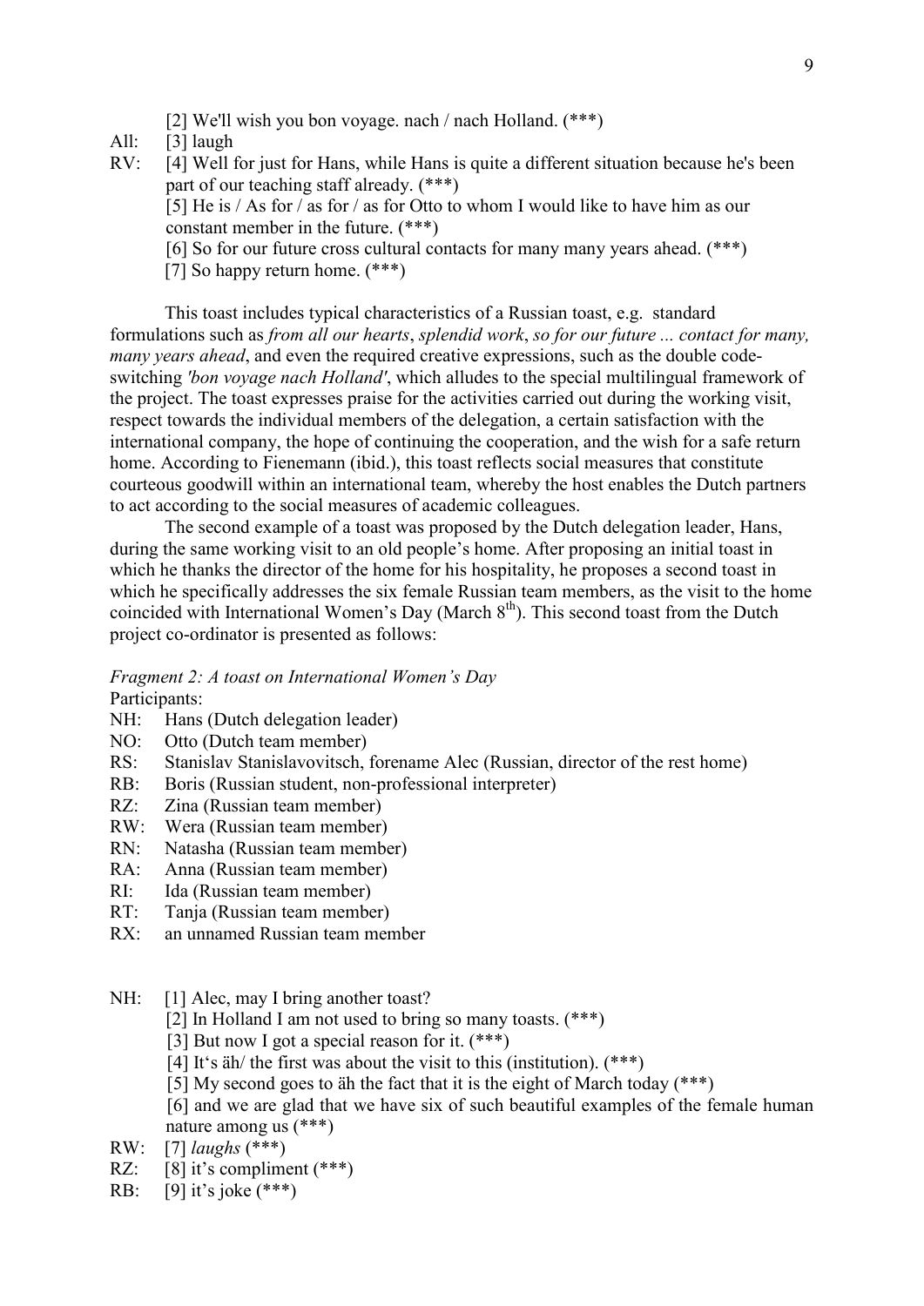[2] We'll wish you bon voyage. nach / nach Holland. (***)

All: [3] laugh

RV: [4] Well for just for Hans, while Hans is quite a different situation because he's been part of our teaching staff already. (***)
[5] He is / As for / as for / as for Otto to whom I would like to have him as our constant member in the future. (***)
[6] So for our future cross cultural contacts for many many years ahead. (***)
[7] So happy return home. (***)

This toast includes typical characteristics of a Russian toast, e.g. standard formulations such as *from all our hearts*, *splendid work*, *so for our future ... contact for many, many years ahead*, and even the required creative expressions, such as the double code-switching *'bon voyage nach Holland'*, which alludes to the special multilingual framework of the project. The toast expresses praise for the activities carried out during the working visit, respect towards the individual members of the delegation, a certain satisfaction with the international company, the hope of continuing the cooperation, and the wish for a safe return home. According to Fienemann (ibid.), this toast reflects social measures that constitute courteous goodwill within an international team, whereby the host enables the Dutch partners to act according to the social measures of academic colleagues.

The second example of a toast was proposed by the Dutch delegation leader, Hans, during the same working visit to an old people's home. After proposing an initial toast in which he thanks the director of the home for his hospitality, he proposes a second toast in which he specifically addresses the six female Russian team members, as the visit to the home coincided with International Women's Day (March 8th). This second toast from the Dutch project co-ordinator is presented as follows:

*Fragment 2: A toast on International Women's Day*

Participants:

NH: Hans (Dutch delegation leader)
NO: Otto (Dutch team member)
RS: Stanislav Stanislavovitsch, forename Alec (Russian, director of the rest home)
RB: Boris (Russian student, non-professional interpreter)
RZ: Zina (Russian team member)
RW: Wera (Russian team member)
RN: Natasha (Russian team member)
RA: Anna (Russian team member)
RI: Ida (Russian team member)
RT: Tanja (Russian team member)
RX: an unnamed Russian team member

NH: [1] Alec, may I bring another toast?
[2] In Holland I am not used to bring so many toasts. (***)
[3] But now I got a special reason for it. (***)
[4] It's äh/ the first was about the visit to this (institution). (***)
[5] My second goes to äh the fact that it is the eight of March today (***)
[6] and we are glad that we have six of such beautiful examples of the female human nature among us (***)

RW: [7] *laughs* (***)

RZ: [8] it's compliment (***)

RB: [9] it's joke (***)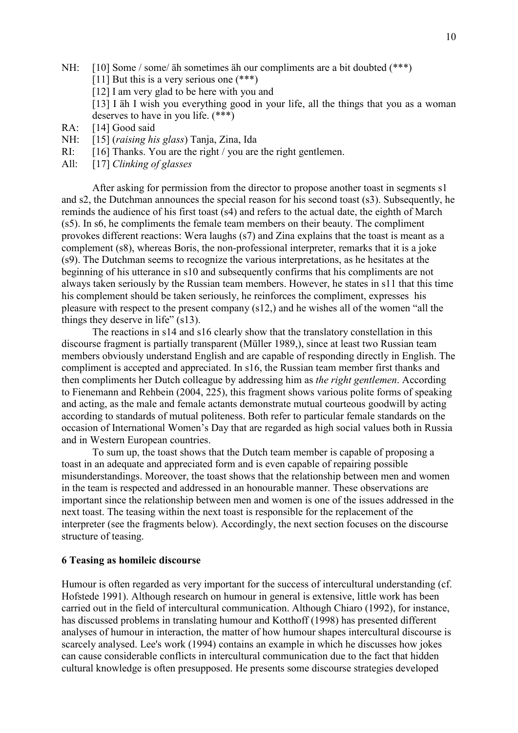NH: [10] Some / some/ äh sometimes äh our compliments are a bit doubted (***)
[11] But this is a very serious one (***)
[12] I am very glad to be here with you and
[13] I äh I wish you everything good in your life, all the things that you as a woman deserves to have in you life. (***)
RA: [14] Good said
NH: [15] (*raising his glass*) Tanja, Zina, Ida
RI: [16] Thanks. You are the right / you are the right gentlemen.
All: [17] *Clinking of glasses*

After asking for permission from the director to propose another toast in segments s1 and s2, the Dutchman announces the special reason for his second toast (s3). Subsequently, he reminds the audience of his first toast (s4) and refers to the actual date, the eighth of March (s5). In s6, he compliments the female team members on their beauty. The compliment provokes different reactions: Wera laughs (s7) and Zina explains that the toast is meant as a complement (s8), whereas Boris, the non-professional interpreter, remarks that it is a joke (s9). The Dutchman seems to recognize the various interpretations, as he hesitates at the beginning of his utterance in s10 and subsequently confirms that his compliments are not always taken seriously by the Russian team members. However, he states in s11 that this time his complement should be taken seriously, he reinforces the compliment, expresses his pleasure with respect to the present company (s12,) and he wishes all of the women "all the things they deserve in life" (s13).

The reactions in s14 and s16 clearly show that the translatory constellation in this discourse fragment is partially transparent (Müller 1989,), since at least two Russian team members obviously understand English and are capable of responding directly in English. The compliment is accepted and appreciated. In s16, the Russian team member first thanks and then compliments her Dutch colleague by addressing him as *the right gentlemen*. According to Fienemann and Rehbein (2004, 225), this fragment shows various polite forms of speaking and acting, as the male and female actants demonstrate mutual courteous goodwill by acting according to standards of mutual politeness. Both refer to particular female standards on the occasion of International Women's Day that are regarded as high social values both in Russia and in Western European countries.

To sum up, the toast shows that the Dutch team member is capable of proposing a toast in an adequate and appreciated form and is even capable of repairing possible misunderstandings. Moreover, the toast shows that the relationship between men and women in the team is respected and addressed in an honourable manner. These observations are important since the relationship between men and women is one of the issues addressed in the next toast. The teasing within the next toast is responsible for the replacement of the interpreter (see the fragments below). Accordingly, the next section focuses on the discourse structure of teasing.

## 6 Teasing as homileic discourse

Humour is often regarded as very important for the success of intercultural understanding (cf. Hofstede 1991). Although research on humour in general is extensive, little work has been carried out in the field of intercultural communication. Although Chiaro (1992), for instance, has discussed problems in translating humour and Kotthoff (1998) has presented different analyses of humour in interaction, the matter of how humour shapes intercultural discourse is scarcely analysed. Lee's work (1994) contains an example in which he discusses how jokes can cause considerable conflicts in intercultural communication due to the fact that hidden cultural knowledge is often presupposed. He presents some discourse strategies developed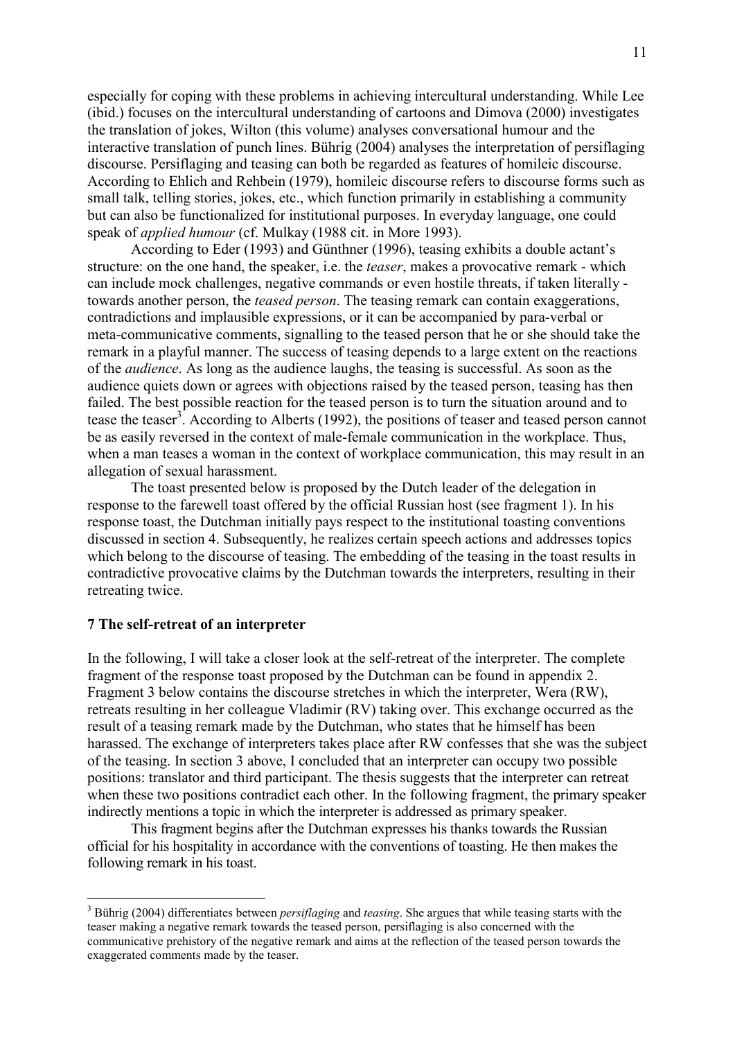especially for coping with these problems in achieving intercultural understanding. While Lee (ibid.) focuses on the intercultural understanding of cartoons and Dimova (2000) investigates the translation of jokes, Wilton (this volume) analyses conversational humour and the interactive translation of punch lines. Bührig (2004) analyses the interpretation of persiflaging discourse. Persiflaging and teasing can both be regarded as features of homileic discourse. According to Ehlich and Rehbein (1979), homileic discourse refers to discourse forms such as small talk, telling stories, jokes, etc., which function primarily in establishing a community but can also be functionalized for institutional purposes. In everyday language, one could speak of *applied humour* (cf. Mulkay (1988 cit. in More 1993).

According to Eder (1993) and Günthner (1996), teasing exhibits a double actant's structure: on the one hand, the speaker, i.e. the *teaser*, makes a provocative remark - which can include mock challenges, negative commands or even hostile threats, if taken literally - towards another person, the *teased person*. The teasing remark can contain exaggerations, contradictions and implausible expressions, or it can be accompanied by para-verbal or meta-communicative comments, signalling to the teased person that he or she should take the remark in a playful manner. The success of teasing depends to a large extent on the reactions of the *audience*. As long as the audience laughs, the teasing is successful. As soon as the audience quiets down or agrees with objections raised by the teased person, teasing has then failed. The best possible reaction for the teased person is to turn the situation around and to tease the teaser[3]. According to Alberts (1992), the positions of teaser and teased person cannot be as easily reversed in the context of male-female communication in the workplace. Thus, when a man teases a woman in the context of workplace communication, this may result in an allegation of sexual harassment.

The toast presented below is proposed by the Dutch leader of the delegation in response to the farewell toast offered by the official Russian host (see fragment 1). In his response toast, the Dutchman initially pays respect to the institutional toasting conventions discussed in section 4. Subsequently, he realizes certain speech actions and addresses topics which belong to the discourse of teasing. The embedding of the teasing in the toast results in contradictive provocative claims by the Dutchman towards the interpreters, resulting in their retreating twice.

## 7 The self-retreat of an interpreter

In the following, I will take a closer look at the self-retreat of the interpreter. The complete fragment of the response toast proposed by the Dutchman can be found in appendix 2. Fragment 3 below contains the discourse stretches in which the interpreter, Wera (RW), retreats resulting in her colleague Vladimir (RV) taking over. This exchange occurred as the result of a teasing remark made by the Dutchman, who states that he himself has been harassed. The exchange of interpreters takes place after RW confesses that she was the subject of the teasing. In section 3 above, I concluded that an interpreter can occupy two possible positions: translator and third participant. The thesis suggests that the interpreter can retreat when these two positions contradict each other. In the following fragment, the primary speaker indirectly mentions a topic in which the interpreter is addressed as primary speaker.

This fragment begins after the Dutchman expresses his thanks towards the Russian official for his hospitality in accordance with the conventions of toasting. He then makes the following remark in his toast.

---

[3] Bührig (2004) differentiates between *persiflaging* and *teasing*. She argues that while teasing starts with the teaser making a negative remark towards the teased person, persiflaging is also concerned with the communicative prehistory of the negative remark and aims at the reflection of the teased person towards the exaggerated comments made by the teaser.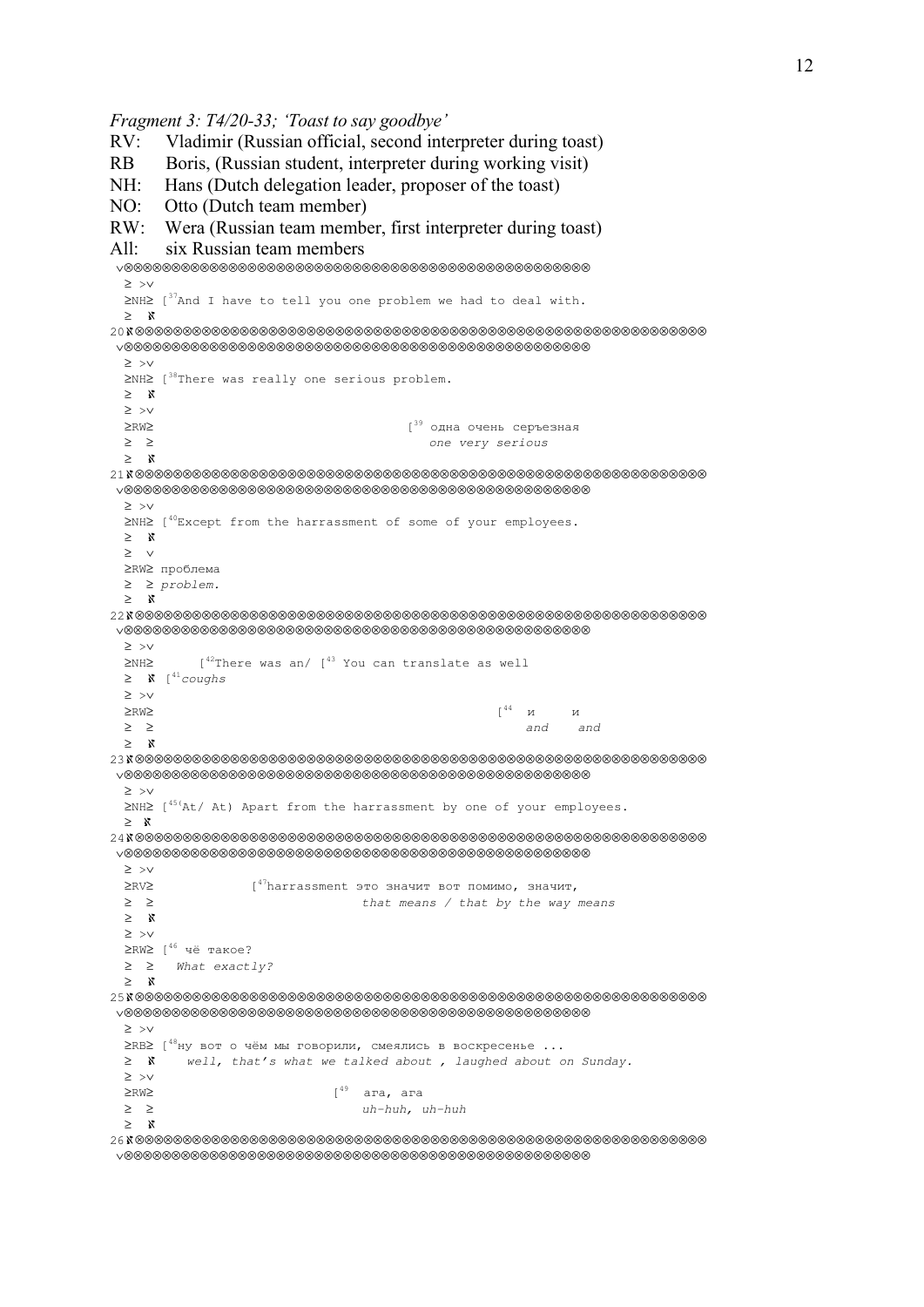*Fragment 3: T4/20-33; 'Toast to say goodbye'*

RV: Vladimir (Russian official, second interpreter during toast)
RB Boris, (Russian student, interpreter during working visit)
NH: Hans (Dutch delegation leader, proposer of the toast)
NO: Otto (Dutch team member)
RW: Wera (Russian team member, first interpreter during toast)
All: six Russian team members

```
 v⊗⊗⊗⊗⊗⊗⊗⊗⊗⊗⊗⊗⊗⊗⊗⊗⊗⊗⊗⊗⊗⊗⊗⊗⊗⊗⊗⊗⊗⊗⊗⊗⊗⊗⊗⊗⊗⊗⊗⊗⊗⊗⊗⊗⊗⊗⊗⊗
  ≥ >v
  ≥NH≥ [37And I have to tell you one problem we had to deal with.
  ≥  ℵ
20ℵ⊗⊗⊗⊗⊗⊗⊗⊗⊗⊗⊗⊗⊗⊗⊗⊗⊗⊗⊗⊗⊗⊗⊗⊗⊗⊗⊗⊗⊗⊗⊗⊗⊗⊗⊗⊗⊗⊗⊗⊗⊗⊗⊗⊗⊗⊗⊗⊗⊗⊗⊗⊗⊗⊗⊗⊗⊗⊗⊗⊗⊗⊗
 v⊗⊗⊗⊗⊗⊗⊗⊗⊗⊗⊗⊗⊗⊗⊗⊗⊗⊗⊗⊗⊗⊗⊗⊗⊗⊗⊗⊗⊗⊗⊗⊗⊗⊗⊗⊗⊗⊗⊗⊗⊗⊗⊗⊗⊗⊗⊗⊗
  ≥ >v
  ≥NH≥ [38There was really one serious problem.
  ≥  ℵ
  ≥ >v
  ≥RW≥                              [39 одна очень серъезная
  ≥  ≥                                  one very serious
  ≥  ℵ
21ℵ⊗⊗⊗⊗⊗⊗⊗⊗⊗⊗⊗⊗⊗⊗⊗⊗⊗⊗⊗⊗⊗⊗⊗⊗⊗⊗⊗⊗⊗⊗⊗⊗⊗⊗⊗⊗⊗⊗⊗⊗⊗⊗⊗⊗⊗⊗⊗⊗⊗⊗⊗⊗⊗⊗⊗⊗⊗⊗⊗⊗⊗⊗
 v⊗⊗⊗⊗⊗⊗⊗⊗⊗⊗⊗⊗⊗⊗⊗⊗⊗⊗⊗⊗⊗⊗⊗⊗⊗⊗⊗⊗⊗⊗⊗⊗⊗⊗⊗⊗⊗⊗⊗⊗⊗⊗⊗⊗⊗⊗⊗⊗
  ≥ >v
  ≥NH≥ [40Except from the harrassment of some of your employees.
  ≥  ℵ
  ≥  v
  ≥RW≥ проблема
  ≥  ≥ problem.
  ≥  ℵ
22ℵ⊗⊗⊗⊗⊗⊗⊗⊗⊗⊗⊗⊗⊗⊗⊗⊗⊗⊗⊗⊗⊗⊗⊗⊗⊗⊗⊗⊗⊗⊗⊗⊗⊗⊗⊗⊗⊗⊗⊗⊗⊗⊗⊗⊗⊗⊗⊗⊗⊗⊗⊗⊗⊗⊗⊗⊗⊗⊗⊗⊗⊗⊗
 v⊗⊗⊗⊗⊗⊗⊗⊗⊗⊗⊗⊗⊗⊗⊗⊗⊗⊗⊗⊗⊗⊗⊗⊗⊗⊗⊗⊗⊗⊗⊗⊗⊗⊗⊗⊗⊗⊗⊗⊗⊗⊗⊗⊗⊗⊗⊗⊗
  ≥ >v
  ≥NH≥      [42There was an/ [43 You can translate as well
  ≥  ℵ [41coughs
  ≥ >v
  ≥RW≥                                         [44  и     и
  ≥  ≥                                              and    and
  ≥  ℵ
23ℵ⊗⊗⊗⊗⊗⊗⊗⊗⊗⊗⊗⊗⊗⊗⊗⊗⊗⊗⊗⊗⊗⊗⊗⊗⊗⊗⊗⊗⊗⊗⊗⊗⊗⊗⊗⊗⊗⊗⊗⊗⊗⊗⊗⊗⊗⊗⊗⊗⊗⊗⊗⊗⊗⊗⊗⊗⊗⊗⊗⊗⊗⊗
 v⊗⊗⊗⊗⊗⊗⊗⊗⊗⊗⊗⊗⊗⊗⊗⊗⊗⊗⊗⊗⊗⊗⊗⊗⊗⊗⊗⊗⊗⊗⊗⊗⊗⊗⊗⊗⊗⊗⊗⊗⊗⊗⊗⊗⊗⊗⊗⊗
  ≥ >v
  ≥NH≥ [45(At/ At) Apart from the harrassment by one of your employees.
  ≥  ℵ
24ℵ⊗⊗⊗⊗⊗⊗⊗⊗⊗⊗⊗⊗⊗⊗⊗⊗⊗⊗⊗⊗⊗⊗⊗⊗⊗⊗⊗⊗⊗⊗⊗⊗⊗⊗⊗⊗⊗⊗⊗⊗⊗⊗⊗⊗⊗⊗⊗⊗⊗⊗⊗⊗⊗⊗⊗⊗⊗⊗⊗⊗⊗⊗
 v⊗⊗⊗⊗⊗⊗⊗⊗⊗⊗⊗⊗⊗⊗⊗⊗⊗⊗⊗⊗⊗⊗⊗⊗⊗⊗⊗⊗⊗⊗⊗⊗⊗⊗⊗⊗⊗⊗⊗⊗⊗⊗⊗⊗⊗⊗⊗⊗
  ≥ >v
  ≥RV≥          [47harrassment это значит вот помимо, значит,
  ≥  ≥                      that means / that by the way means
  ≥  ℵ
  ≥ >v
  ≥RW≥ [46 чё такое?
  ≥  ≥   What exactly?
  ≥  ℵ
25ℵ⊗⊗⊗⊗⊗⊗⊗⊗⊗⊗⊗⊗⊗⊗⊗⊗⊗⊗⊗⊗⊗⊗⊗⊗⊗⊗⊗⊗⊗⊗⊗⊗⊗⊗⊗⊗⊗⊗⊗⊗⊗⊗⊗⊗⊗⊗⊗⊗⊗⊗⊗⊗⊗⊗⊗⊗⊗⊗⊗⊗⊗⊗
 v⊗⊗⊗⊗⊗⊗⊗⊗⊗⊗⊗⊗⊗⊗⊗⊗⊗⊗⊗⊗⊗⊗⊗⊗⊗⊗⊗⊗⊗⊗⊗⊗⊗⊗⊗⊗⊗⊗⊗⊗⊗⊗⊗⊗⊗⊗⊗⊗
  ≥ >v
  ≥RB≥ [48ну вот о чём мы говорили, смеялись в воскресенье ...
  ≥  ℵ    well, that's what we talked about , laughed about on Sunday.
  ≥ >v
  ≥RW≥                    [49  ага, ага
  ≥  ≥                         uh-huh, uh-huh
  ≥  ℵ
26ℵ⊗⊗⊗⊗⊗⊗⊗⊗⊗⊗⊗⊗⊗⊗⊗⊗⊗⊗⊗⊗⊗⊗⊗⊗⊗⊗⊗⊗⊗⊗⊗⊗⊗⊗⊗⊗⊗⊗⊗⊗⊗⊗⊗⊗⊗⊗⊗⊗⊗⊗⊗⊗⊗⊗⊗⊗⊗⊗⊗⊗⊗⊗
 v⊗⊗⊗⊗⊗⊗⊗⊗⊗⊗⊗⊗⊗⊗⊗⊗⊗⊗⊗⊗⊗⊗⊗⊗⊗⊗⊗⊗⊗⊗⊗⊗⊗⊗⊗⊗⊗⊗⊗⊗⊗⊗⊗⊗⊗⊗⊗⊗
```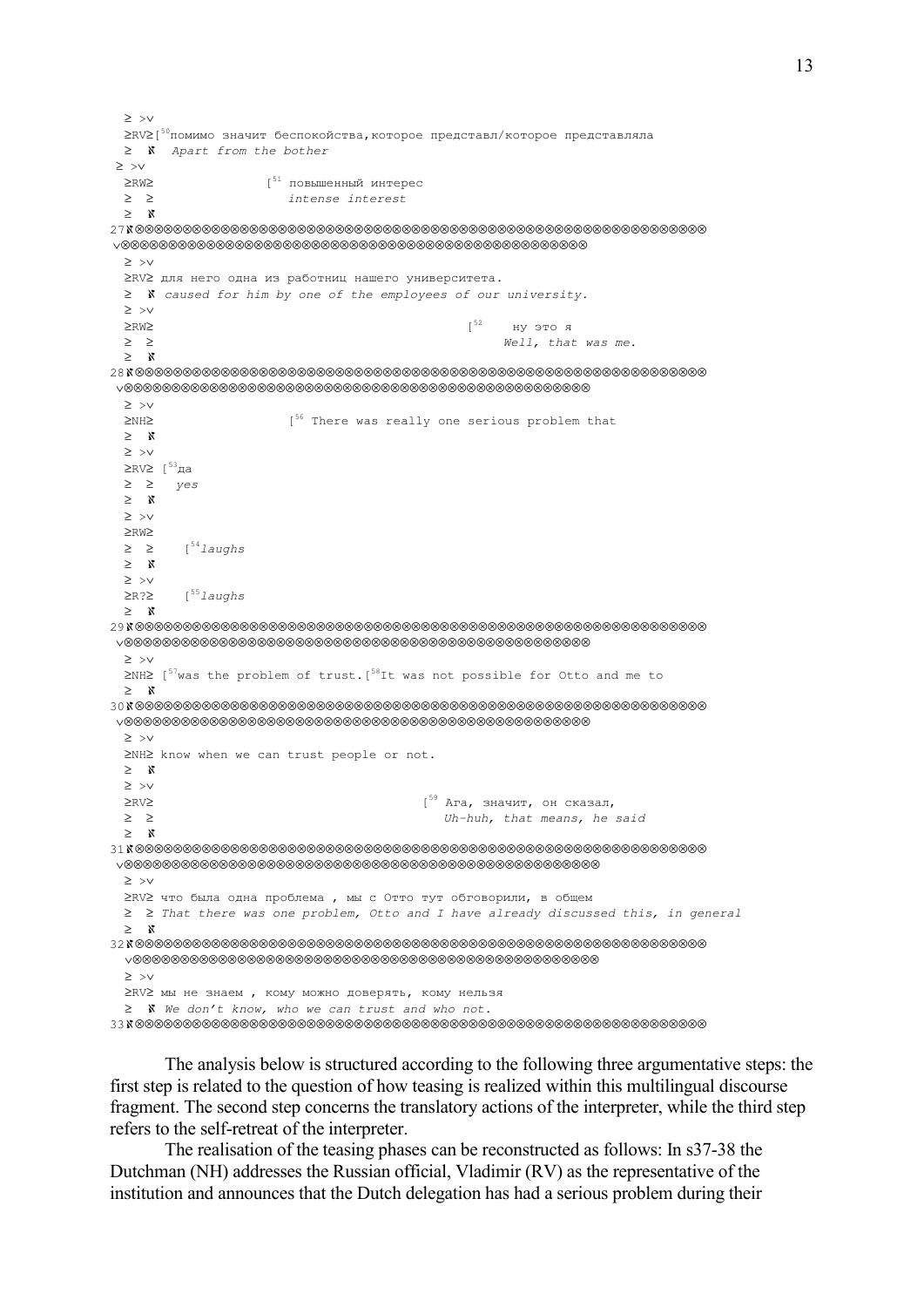```
  ≥ >v
  ≥RV≥[50помимо значит беспокойства,которое представл/которое представляла
  ≥  ℵ  Apart from the bother
 ≥ >v
  ≥RW≥               [51 повышенный интерес
  ≥  ≥                  intense interest
  ≥  ℵ
27ℵ⊗⊗⊗⊗⊗⊗⊗⊗⊗⊗⊗⊗⊗⊗⊗⊗⊗⊗⊗⊗⊗⊗⊗⊗⊗⊗⊗⊗⊗⊗⊗⊗⊗⊗⊗⊗⊗⊗⊗⊗⊗⊗⊗⊗⊗⊗⊗⊗⊗⊗⊗⊗⊗⊗⊗⊗⊗⊗⊗⊗⊗⊗
 v⊗⊗⊗⊗⊗⊗⊗⊗⊗⊗⊗⊗⊗⊗⊗⊗⊗⊗⊗⊗⊗⊗⊗⊗⊗⊗⊗⊗⊗⊗⊗⊗⊗⊗⊗⊗⊗⊗⊗⊗⊗⊗⊗⊗⊗⊗⊗⊗⊗
  ≥ >v
  ≥RV≥ для него одна из работниц нашего университета.
  ≥  ℵ caused for him by one of the employees of our university.
  ≥ >v
  ≥RW≥                                           [52    ну это я
  ≥  ≥                                                 Well, that was me.
  ≥  ℵ
28ℵ⊗⊗⊗⊗⊗⊗⊗⊗⊗⊗⊗⊗⊗⊗⊗⊗⊗⊗⊗⊗⊗⊗⊗⊗⊗⊗⊗⊗⊗⊗⊗⊗⊗⊗⊗⊗⊗⊗⊗⊗⊗⊗⊗⊗⊗⊗⊗⊗⊗⊗⊗⊗⊗⊗⊗⊗⊗⊗⊗⊗⊗⊗
 v⊗⊗⊗⊗⊗⊗⊗⊗⊗⊗⊗⊗⊗⊗⊗⊗⊗⊗⊗⊗⊗⊗⊗⊗⊗⊗⊗⊗⊗⊗⊗⊗⊗⊗⊗⊗⊗⊗⊗⊗⊗⊗⊗⊗⊗⊗⊗⊗⊗
  ≥ >v
  ≥NH≥                  [56 There was really one serious problem that
  ≥  ℵ
  ≥ >v
  ≥RV≥ [53да
  ≥  ≥   yes
  ≥  ℵ
  ≥ >v
  ≥RW≥
  ≥  ≥    [54laughs
  ≥  ℵ
  ≥ >v
  ≥R?≥    [55laughs
  ≥  ℵ
29ℵ⊗⊗⊗⊗⊗⊗⊗⊗⊗⊗⊗⊗⊗⊗⊗⊗⊗⊗⊗⊗⊗⊗⊗⊗⊗⊗⊗⊗⊗⊗⊗⊗⊗⊗⊗⊗⊗⊗⊗⊗⊗⊗⊗⊗⊗⊗⊗⊗⊗⊗⊗⊗⊗⊗⊗⊗⊗⊗⊗⊗⊗⊗
 v⊗⊗⊗⊗⊗⊗⊗⊗⊗⊗⊗⊗⊗⊗⊗⊗⊗⊗⊗⊗⊗⊗⊗⊗⊗⊗⊗⊗⊗⊗⊗⊗⊗⊗⊗⊗⊗⊗⊗⊗⊗⊗⊗⊗⊗⊗⊗⊗⊗
  ≥ >v
  ≥NH≥ [57was the problem of trust.[58It was not possible for Otto and me to
  ≥  ℵ
30ℵ⊗⊗⊗⊗⊗⊗⊗⊗⊗⊗⊗⊗⊗⊗⊗⊗⊗⊗⊗⊗⊗⊗⊗⊗⊗⊗⊗⊗⊗⊗⊗⊗⊗⊗⊗⊗⊗⊗⊗⊗⊗⊗⊗⊗⊗⊗⊗⊗⊗⊗⊗⊗⊗⊗⊗⊗⊗⊗⊗⊗⊗⊗
 v⊗⊗⊗⊗⊗⊗⊗⊗⊗⊗⊗⊗⊗⊗⊗⊗⊗⊗⊗⊗⊗⊗⊗⊗⊗⊗⊗⊗⊗⊗⊗⊗⊗⊗⊗⊗⊗⊗⊗⊗⊗⊗⊗⊗⊗⊗⊗⊗⊗
  ≥ >v
  ≥NH≥ know when we can trust people or not.
  ≥  ℵ
  ≥ >v
  ≥RV≥                                      [59 Ага, значит, он сказал,
  ≥  ≥                                         Uh-huh, that means, he said
  ≥  ℵ
31ℵ⊗⊗⊗⊗⊗⊗⊗⊗⊗⊗⊗⊗⊗⊗⊗⊗⊗⊗⊗⊗⊗⊗⊗⊗⊗⊗⊗⊗⊗⊗⊗⊗⊗⊗⊗⊗⊗⊗⊗⊗⊗⊗⊗⊗⊗⊗⊗⊗⊗⊗⊗⊗⊗⊗⊗⊗⊗⊗⊗⊗⊗⊗
 v⊗⊗⊗⊗⊗⊗⊗⊗⊗⊗⊗⊗⊗⊗⊗⊗⊗⊗⊗⊗⊗⊗⊗⊗⊗⊗⊗⊗⊗⊗⊗⊗⊗⊗⊗⊗⊗⊗⊗⊗⊗⊗⊗⊗⊗⊗⊗⊗⊗
  ≥ >v
  ≥RV≥ что была одна проблема , мы с Отто тут обговорили, в общем
  ≥  ≥ That there was one problem, Otto and I have already discussed this, in general
  ≥  ℵ
32ℵ⊗⊗⊗⊗⊗⊗⊗⊗⊗⊗⊗⊗⊗⊗⊗⊗⊗⊗⊗⊗⊗⊗⊗⊗⊗⊗⊗⊗⊗⊗⊗⊗⊗⊗⊗⊗⊗⊗⊗⊗⊗⊗⊗⊗⊗⊗⊗⊗⊗⊗⊗⊗⊗⊗⊗⊗⊗⊗⊗⊗⊗⊗
  v⊗⊗⊗⊗⊗⊗⊗⊗⊗⊗⊗⊗⊗⊗⊗⊗⊗⊗⊗⊗⊗⊗⊗⊗⊗⊗⊗⊗⊗⊗⊗⊗⊗⊗⊗⊗⊗⊗⊗⊗⊗⊗⊗⊗⊗⊗⊗⊗⊗
  ≥ >v
  ≥RV≥ мы не знаем , кому можно доверять, кому нельзя
  ≥  ℵ We don't know, who we can trust and who not.
33ℵ⊗⊗⊗⊗⊗⊗⊗⊗⊗⊗⊗⊗⊗⊗⊗⊗⊗⊗⊗⊗⊗⊗⊗⊗⊗⊗⊗⊗⊗⊗⊗⊗⊗⊗⊗⊗⊗⊗⊗⊗⊗⊗⊗⊗⊗⊗⊗⊗⊗⊗⊗⊗⊗⊗⊗⊗⊗⊗⊗⊗⊗⊗
```

The analysis below is structured according to the following three argumentative steps: the first step is related to the question of how teasing is realized within this multilingual discourse fragment. The second step concerns the translatory actions of the interpreter, while the third step refers to the self-retreat of the interpreter.

The realisation of the teasing phases can be reconstructed as follows: In s37-38 the Dutchman (NH) addresses the Russian official, Vladimir (RV) as the representative of the institution and announces that the Dutch delegation has had a serious problem during their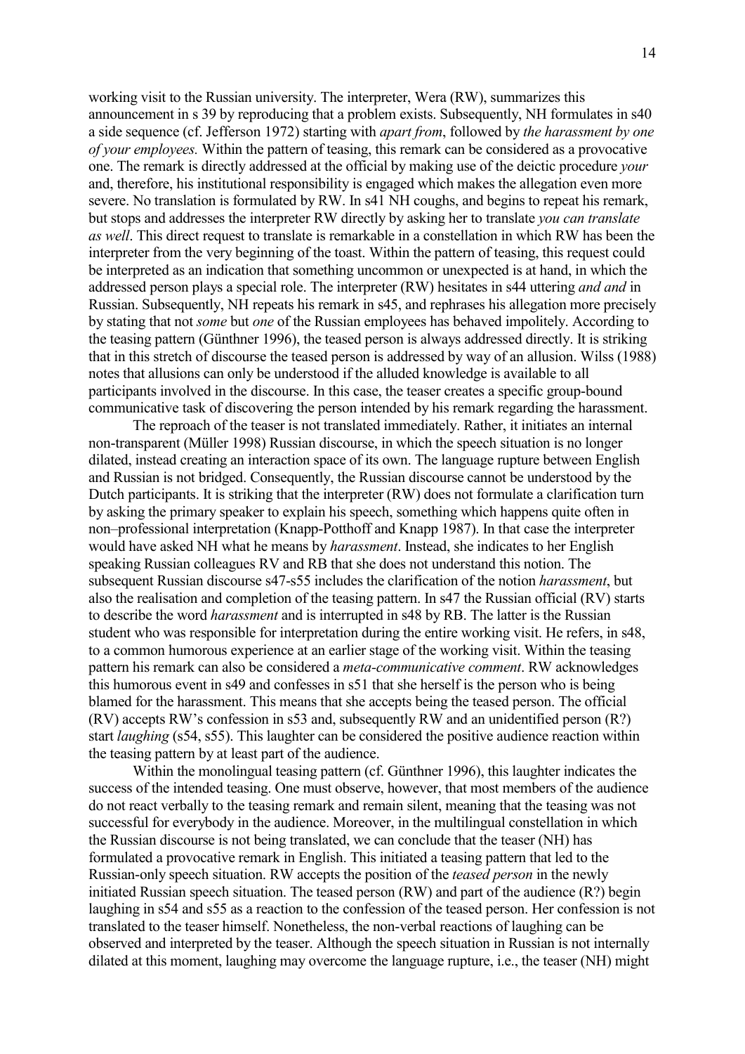working visit to the Russian university. The interpreter, Wera (RW), summarizes this announcement in s 39 by reproducing that a problem exists. Subsequently, NH formulates in s40 a side sequence (cf. Jefferson 1972) starting with *apart from*, followed by *the harassment by one of your employees.* Within the pattern of teasing, this remark can be considered as a provocative one. The remark is directly addressed at the official by making use of the deictic procedure *your* and, therefore, his institutional responsibility is engaged which makes the allegation even more severe. No translation is formulated by RW. In s41 NH coughs, and begins to repeat his remark, but stops and addresses the interpreter RW directly by asking her to translate *you can translate as well*. This direct request to translate is remarkable in a constellation in which RW has been the interpreter from the very beginning of the toast. Within the pattern of teasing, this request could be interpreted as an indication that something uncommon or unexpected is at hand, in which the addressed person plays a special role. The interpreter (RW) hesitates in s44 uttering *and and* in Russian. Subsequently, NH repeats his remark in s45, and rephrases his allegation more precisely by stating that not *some* but *one* of the Russian employees has behaved impolitely. According to the teasing pattern (Günthner 1996), the teased person is always addressed directly. It is striking that in this stretch of discourse the teased person is addressed by way of an allusion. Wilss (1988) notes that allusions can only be understood if the alluded knowledge is available to all participants involved in the discourse. In this case, the teaser creates a specific group-bound communicative task of discovering the person intended by his remark regarding the harassment.

The reproach of the teaser is not translated immediately. Rather, it initiates an internal non-transparent (Müller 1998) Russian discourse, in which the speech situation is no longer dilated, instead creating an interaction space of its own. The language rupture between English and Russian is not bridged. Consequently, the Russian discourse cannot be understood by the Dutch participants. It is striking that the interpreter (RW) does not formulate a clarification turn by asking the primary speaker to explain his speech, something which happens quite often in non–professional interpretation (Knapp-Potthoff and Knapp 1987). In that case the interpreter would have asked NH what he means by *harassment*. Instead, she indicates to her English speaking Russian colleagues RV and RB that she does not understand this notion. The subsequent Russian discourse s47-s55 includes the clarification of the notion *harassment*, but also the realisation and completion of the teasing pattern. In s47 the Russian official (RV) starts to describe the word *harassment* and is interrupted in s48 by RB. The latter is the Russian student who was responsible for interpretation during the entire working visit. He refers, in s48, to a common humorous experience at an earlier stage of the working visit. Within the teasing pattern his remark can also be considered a *meta-communicative comment*. RW acknowledges this humorous event in s49 and confesses in s51 that she herself is the person who is being blamed for the harassment. This means that she accepts being the teased person. The official (RV) accepts RW's confession in s53 and, subsequently RW and an unidentified person (R?) start *laughing* (s54, s55). This laughter can be considered the positive audience reaction within the teasing pattern by at least part of the audience.

Within the monolingual teasing pattern (cf. Günthner 1996), this laughter indicates the success of the intended teasing. One must observe, however, that most members of the audience do not react verbally to the teasing remark and remain silent, meaning that the teasing was not successful for everybody in the audience. Moreover, in the multilingual constellation in which the Russian discourse is not being translated, we can conclude that the teaser (NH) has formulated a provocative remark in English. This initiated a teasing pattern that led to the Russian-only speech situation. RW accepts the position of the *teased person* in the newly initiated Russian speech situation. The teased person (RW) and part of the audience (R?) begin laughing in s54 and s55 as a reaction to the confession of the teased person. Her confession is not translated to the teaser himself. Nonetheless, the non-verbal reactions of laughing can be observed and interpreted by the teaser. Although the speech situation in Russian is not internally dilated at this moment, laughing may overcome the language rupture, i.e., the teaser (NH) might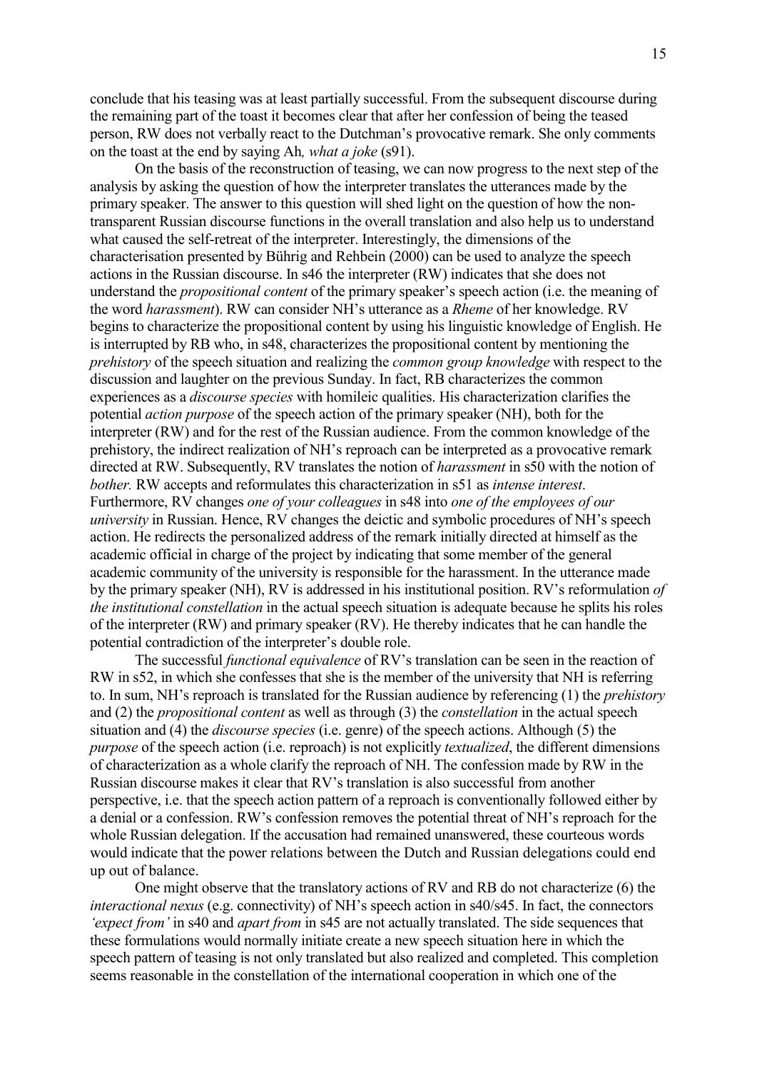conclude that his teasing was at least partially successful. From the subsequent discourse during the remaining part of the toast it becomes clear that after her confession of being the teased person, RW does not verbally react to the Dutchman's provocative remark. She only comments on the toast at the end by saying Ah*, what a joke* (s91).

On the basis of the reconstruction of teasing, we can now progress to the next step of the analysis by asking the question of how the interpreter translates the utterances made by the primary speaker. The answer to this question will shed light on the question of how the non-transparent Russian discourse functions in the overall translation and also help us to understand what caused the self-retreat of the interpreter. Interestingly, the dimensions of the characterisation presented by Bührig and Rehbein (2000) can be used to analyze the speech actions in the Russian discourse. In s46 the interpreter (RW) indicates that she does not understand the *propositional content* of the primary speaker's speech action (i.e. the meaning of the word *harassment*). RW can consider NH's utterance as a *Rheme* of her knowledge. RV begins to characterize the propositional content by using his linguistic knowledge of English. He is interrupted by RB who, in s48, characterizes the propositional content by mentioning the *prehistory* of the speech situation and realizing the *common group knowledge* with respect to the discussion and laughter on the previous Sunday. In fact, RB characterizes the common experiences as a *discourse species* with homileic qualities. His characterization clarifies the potential *action purpose* of the speech action of the primary speaker (NH), both for the interpreter (RW) and for the rest of the Russian audience. From the common knowledge of the prehistory, the indirect realization of NH's reproach can be interpreted as a provocative remark directed at RW. Subsequently, RV translates the notion of *harassment* in s50 with the notion of *bother.* RW accepts and reformulates this characterization in s51 as *intense interest*. Furthermore, RV changes *one of your colleagues* in s48 into *one of the employees of our university* in Russian. Hence, RV changes the deictic and symbolic procedures of NH's speech action. He redirects the personalized address of the remark initially directed at himself as the academic official in charge of the project by indicating that some member of the general academic community of the university is responsible for the harassment. In the utterance made by the primary speaker (NH), RV is addressed in his institutional position. RV's reformulation *of the institutional constellation* in the actual speech situation is adequate because he splits his roles of the interpreter (RW) and primary speaker (RV). He thereby indicates that he can handle the potential contradiction of the interpreter's double role.

The successful *functional equivalence* of RV's translation can be seen in the reaction of RW in s52, in which she confesses that she is the member of the university that NH is referring to. In sum, NH's reproach is translated for the Russian audience by referencing (1) the *prehistory* and (2) the *propositional content* as well as through (3) the *constellation* in the actual speech situation and (4) the *discourse species* (i.e. genre) of the speech actions. Although (5) the *purpose* of the speech action (i.e. reproach) is not explicitly *textualized*, the different dimensions of characterization as a whole clarify the reproach of NH. The confession made by RW in the Russian discourse makes it clear that RV's translation is also successful from another perspective, i.e. that the speech action pattern of a reproach is conventionally followed either by a denial or a confession. RW's confession removes the potential threat of NH's reproach for the whole Russian delegation. If the accusation had remained unanswered, these courteous words would indicate that the power relations between the Dutch and Russian delegations could end up out of balance.

One might observe that the translatory actions of RV and RB do not characterize (6) the *interactional nexus* (e.g. connectivity) of NH's speech action in s40/s45. In fact, the connectors *'expect from'* in s40 and *apart from* in s45 are not actually translated. The side sequences that these formulations would normally initiate create a new speech situation here in which the speech pattern of teasing is not only translated but also realized and completed. This completion seems reasonable in the constellation of the international cooperation in which one of the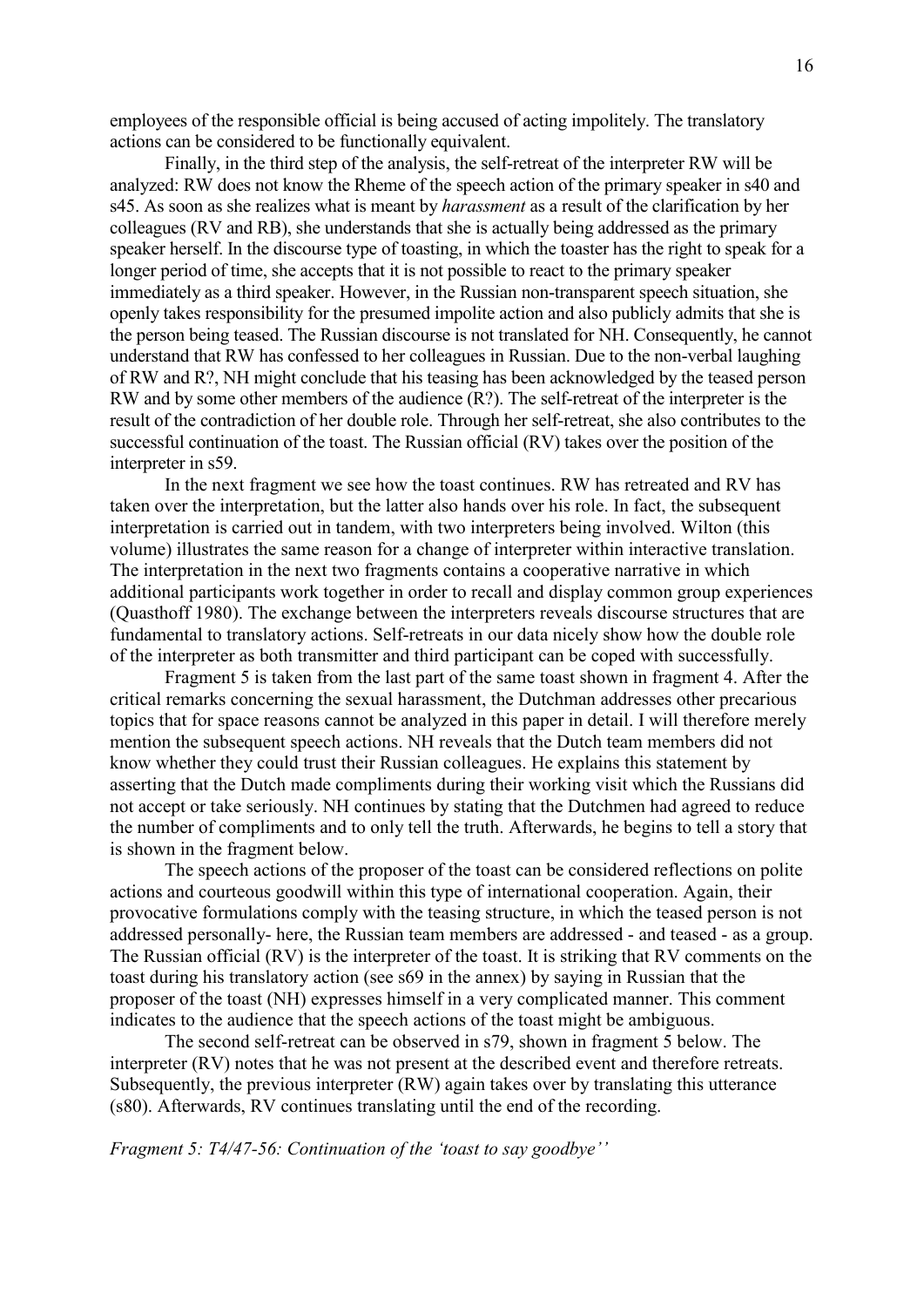employees of the responsible official is being accused of acting impolitely. The translatory actions can be considered to be functionally equivalent.

Finally, in the third step of the analysis, the self-retreat of the interpreter RW will be analyzed: RW does not know the Rheme of the speech action of the primary speaker in s40 and s45. As soon as she realizes what is meant by *harassment* as a result of the clarification by her colleagues (RV and RB), she understands that she is actually being addressed as the primary speaker herself. In the discourse type of toasting, in which the toaster has the right to speak for a longer period of time, she accepts that it is not possible to react to the primary speaker immediately as a third speaker. However, in the Russian non-transparent speech situation, she openly takes responsibility for the presumed impolite action and also publicly admits that she is the person being teased. The Russian discourse is not translated for NH. Consequently, he cannot understand that RW has confessed to her colleagues in Russian. Due to the non-verbal laughing of RW and R?, NH might conclude that his teasing has been acknowledged by the teased person RW and by some other members of the audience (R?). The self-retreat of the interpreter is the result of the contradiction of her double role. Through her self-retreat, she also contributes to the successful continuation of the toast. The Russian official (RV) takes over the position of the interpreter in s59.

In the next fragment we see how the toast continues. RW has retreated and RV has taken over the interpretation, but the latter also hands over his role. In fact, the subsequent interpretation is carried out in tandem, with two interpreters being involved. Wilton (this volume) illustrates the same reason for a change of interpreter within interactive translation. The interpretation in the next two fragments contains a cooperative narrative in which additional participants work together in order to recall and display common group experiences (Quasthoff 1980). The exchange between the interpreters reveals discourse structures that are fundamental to translatory actions. Self-retreats in our data nicely show how the double role of the interpreter as both transmitter and third participant can be coped with successfully.

Fragment 5 is taken from the last part of the same toast shown in fragment 4. After the critical remarks concerning the sexual harassment, the Dutchman addresses other precarious topics that for space reasons cannot be analyzed in this paper in detail. I will therefore merely mention the subsequent speech actions. NH reveals that the Dutch team members did not know whether they could trust their Russian colleagues. He explains this statement by asserting that the Dutch made compliments during their working visit which the Russians did not accept or take seriously. NH continues by stating that the Dutchmen had agreed to reduce the number of compliments and to only tell the truth. Afterwards, he begins to tell a story that is shown in the fragment below.

The speech actions of the proposer of the toast can be considered reflections on polite actions and courteous goodwill within this type of international cooperation. Again, their provocative formulations comply with the teasing structure, in which the teased person is not addressed personally- here, the Russian team members are addressed - and teased - as a group. The Russian official (RV) is the interpreter of the toast. It is striking that RV comments on the toast during his translatory action (see s69 in the annex) by saying in Russian that the proposer of the toast (NH) expresses himself in a very complicated manner. This comment indicates to the audience that the speech actions of the toast might be ambiguous.

The second self-retreat can be observed in s79, shown in fragment 5 below. The interpreter (RV) notes that he was not present at the described event and therefore retreats. Subsequently, the previous interpreter (RW) again takes over by translating this utterance (s80). Afterwards, RV continues translating until the end of the recording.

*Fragment 5: T4/47-56: Continuation of the 'toast to say goodbye''*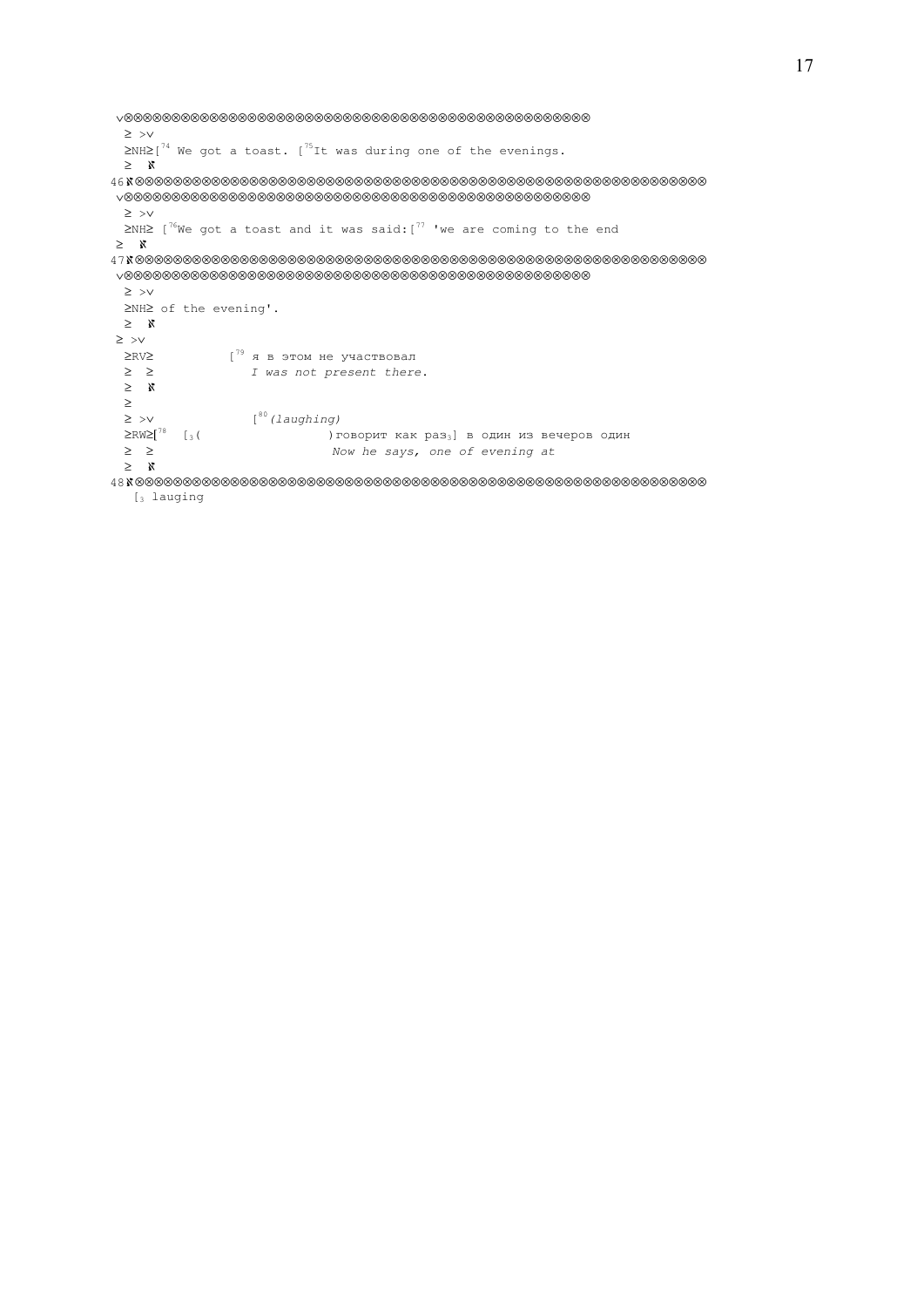```
 ∨⊗⊗⊗⊗⊗⊗⊗⊗⊗⊗⊗⊗⊗⊗⊗⊗⊗⊗⊗⊗⊗⊗⊗⊗⊗⊗⊗⊗⊗⊗⊗⊗⊗⊗⊗⊗⊗⊗⊗⊗⊗⊗⊗⊗⊗⊗⊗⊗⊗⊗
  ≥ >∨
  ≥NH≥[74 We got a toast. [75It was during one of the evenings.
  ≥  ℵ
46ℵ⊗⊗⊗⊗⊗⊗⊗⊗⊗⊗⊗⊗⊗⊗⊗⊗⊗⊗⊗⊗⊗⊗⊗⊗⊗⊗⊗⊗⊗⊗⊗⊗⊗⊗⊗⊗⊗⊗⊗⊗⊗⊗⊗⊗⊗⊗⊗⊗⊗⊗⊗⊗⊗⊗⊗⊗⊗⊗⊗⊗⊗
 ∨⊗⊗⊗⊗⊗⊗⊗⊗⊗⊗⊗⊗⊗⊗⊗⊗⊗⊗⊗⊗⊗⊗⊗⊗⊗⊗⊗⊗⊗⊗⊗⊗⊗⊗⊗⊗⊗⊗⊗⊗⊗⊗⊗⊗⊗⊗⊗⊗⊗⊗
  ≥ >∨
  ≥NH≥ [76We got a toast and it was said:[77 'we are coming to the end
 ≥  ℵ
47ℵ⊗⊗⊗⊗⊗⊗⊗⊗⊗⊗⊗⊗⊗⊗⊗⊗⊗⊗⊗⊗⊗⊗⊗⊗⊗⊗⊗⊗⊗⊗⊗⊗⊗⊗⊗⊗⊗⊗⊗⊗⊗⊗⊗⊗⊗⊗⊗⊗⊗⊗⊗⊗⊗⊗⊗⊗⊗⊗⊗⊗⊗
 ∨⊗⊗⊗⊗⊗⊗⊗⊗⊗⊗⊗⊗⊗⊗⊗⊗⊗⊗⊗⊗⊗⊗⊗⊗⊗⊗⊗⊗⊗⊗⊗⊗⊗⊗⊗⊗⊗⊗⊗⊗⊗⊗⊗⊗⊗⊗⊗⊗⊗⊗
  ≥ >∨
  ≥NH≥ of the evening'.
  ≥  ℵ
 ≥ >∨
  ≥RV≥          [79 я в этом не участвовал
  ≥  ≥             I was not present there.
  ≥  ℵ
  ≥
  ≥ >∨              [80(laughing)
  ≥RW≥[78  [3(                 )говорит как раз3] в один из вечеров один
  ≥  ≥                        Now he says, one of evening at
  ≥  ℵ
48ℵ⊗⊗⊗⊗⊗⊗⊗⊗⊗⊗⊗⊗⊗⊗⊗⊗⊗⊗⊗⊗⊗⊗⊗⊗⊗⊗⊗⊗⊗⊗⊗⊗⊗⊗⊗⊗⊗⊗⊗⊗⊗⊗⊗⊗⊗⊗⊗⊗⊗⊗⊗⊗⊗⊗⊗⊗⊗⊗⊗⊗⊗
   [3 lauging
```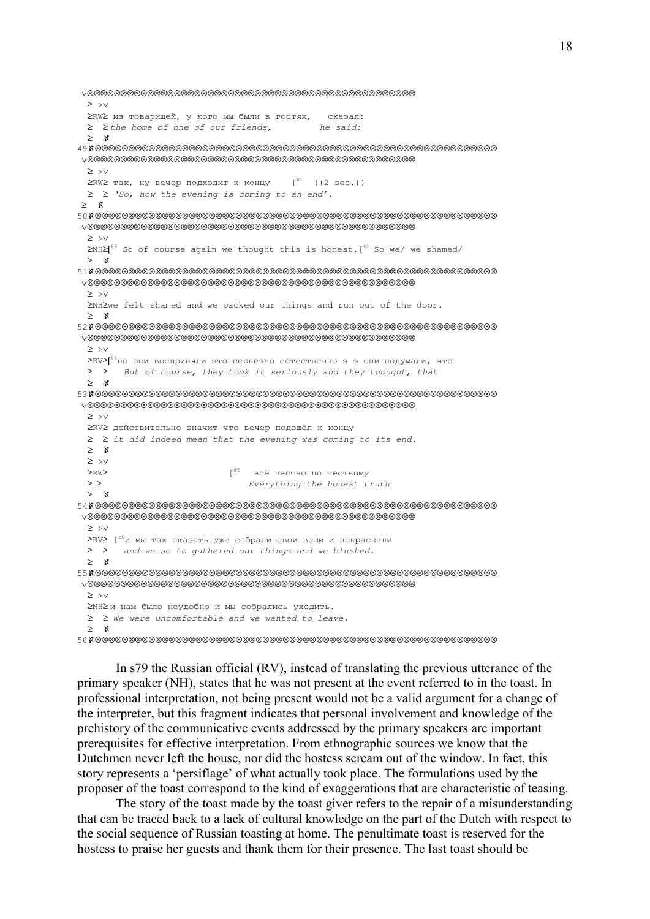```
 ≥ >v
 ≥RW≥ из товарищей, у кого мы были в гостях,   сказал:
 ≥  ≥ the home of one of our friends,          he said:
 ≥  ℵ
49
 ≥ >v
 ≥RW≥ так, ну вечер подходит к концу    [81  ((2 sec.))
 ≥  ≥ 'So, now the evening is coming to an end'.
 ≥  ℵ
50
 ≥ >v
 ≥NH≥[82 So of course again we thought this is honest.[83 So we/ we shamed/
 ≥  ℵ
51
 ≥ >v
 ≥NH≥we felt shamed and we packed our things and run out of the door.
 ≥  ℵ
52
 ≥ >v
 ≥RV≥[84но они восприняли это серьёзно естественно э э они подумали, что
 ≥  ≥   But of course, they took it seriously and they thought, that
 ≥  ℵ
53
 ≥ >v
 ≥RV≥ действительно значит что вечер подошёл к концу
 ≥  ≥ it did indeed mean that the evening was coming to its end.
 ≥  ℵ
 ≥ >v
 ≥RW≥                        [85  всё честно по честному
 ≥ ≥                              Everything the honest truth
 ≥  ℵ
54
 ≥ >v
 ≥RV≥ [86и мы так сказать уже собрали свои вещи и покраснели
 ≥  ≥   and we so to gathered our things and we blushed.
 ≥  ℵ
55
 ≥ >v
 ≥NH≥ и нам было неудобно и мы собрались уходить.
 ≥  ≥ We were uncomfortable and we wanted to leave.
 ≥  ℵ
56
```

In s79 the Russian official (RV), instead of translating the previous utterance of the primary speaker (NH), states that he was not present at the event referred to in the toast. In professional interpretation, not being present would not be a valid argument for a change of the interpreter, but this fragment indicates that personal involvement and knowledge of the prehistory of the communicative events addressed by the primary speakers are important prerequisites for effective interpretation. From ethnographic sources we know that the Dutchmen never left the house, nor did the hostess scream out of the window. In fact, this story represents a 'persiflage' of what actually took place. The formulations used by the proposer of the toast correspond to the kind of exaggerations that are characteristic of teasing.

The story of the toast made by the toast giver refers to the repair of a misunderstanding that can be traced back to a lack of cultural knowledge on the part of the Dutch with respect to the social sequence of Russian toasting at home. The penultimate toast is reserved for the hostess to praise her guests and thank them for their presence. The last toast should be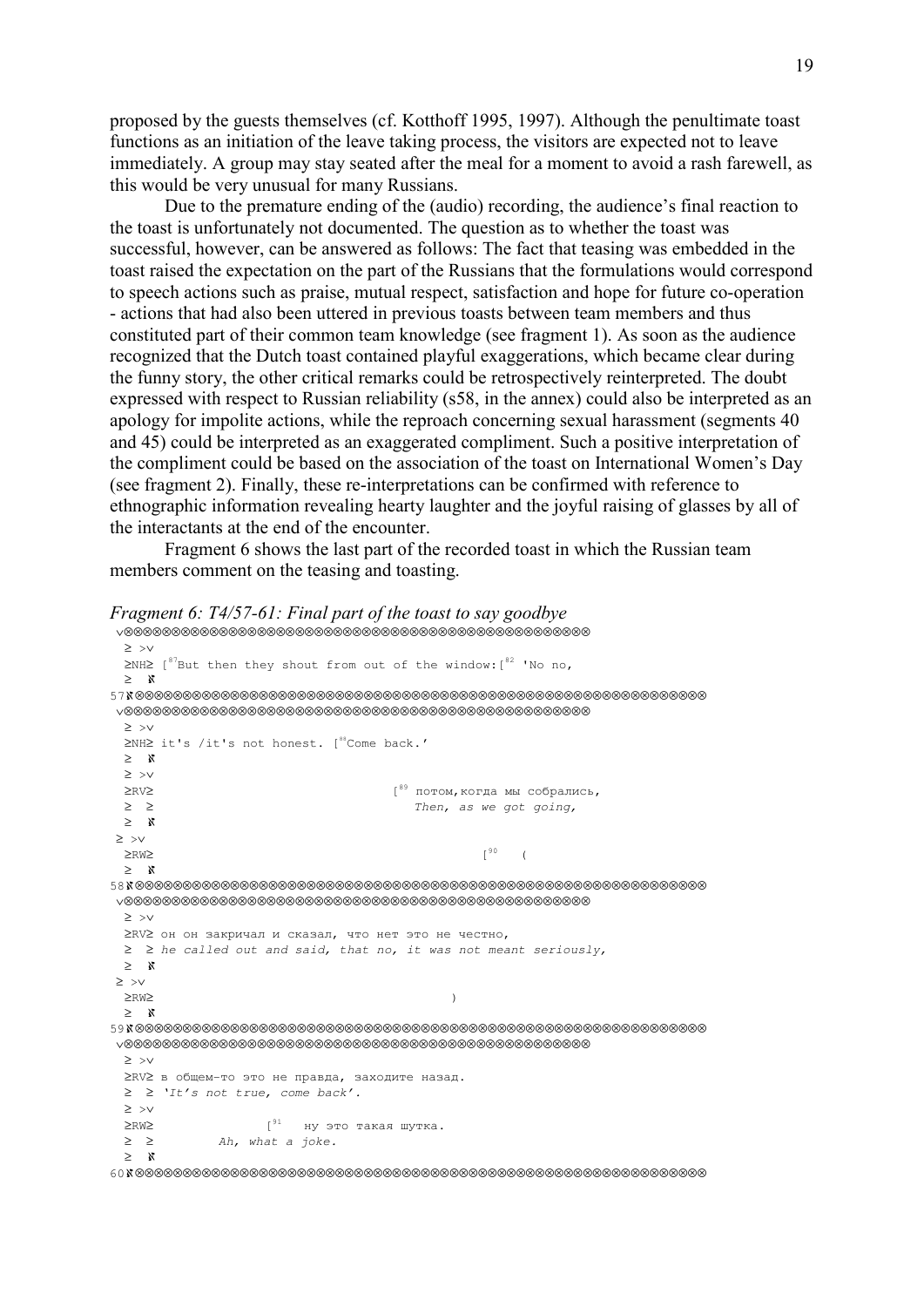proposed by the guests themselves (cf. Kotthoff 1995, 1997). Although the penultimate toast functions as an initiation of the leave taking process, the visitors are expected not to leave immediately. A group may stay seated after the meal for a moment to avoid a rash farewell, as this would be very unusual for many Russians.

Due to the premature ending of the (audio) recording, the audience's final reaction to the toast is unfortunately not documented. The question as to whether the toast was successful, however, can be answered as follows: The fact that teasing was embedded in the toast raised the expectation on the part of the Russians that the formulations would correspond to speech actions such as praise, mutual respect, satisfaction and hope for future co-operation - actions that had also been uttered in previous toasts between team members and thus constituted part of their common team knowledge (see fragment 1). As soon as the audience recognized that the Dutch toast contained playful exaggerations, which became clear during the funny story, the other critical remarks could be retrospectively reinterpreted. The doubt expressed with respect to Russian reliability (s58, in the annex) could also be interpreted as an apology for impolite actions, while the reproach concerning sexual harassment (segments 40 and 45) could be interpreted as an exaggerated compliment. Such a positive interpretation of the compliment could be based on the association of the toast on International Women's Day (see fragment 2). Finally, these re-interpretations can be confirmed with reference to ethnographic information revealing hearty laughter and the joyful raising of glasses by all of the interactants at the end of the encounter.

Fragment 6 shows the last part of the recorded toast in which the Russian team members comment on the teasing and toasting.

*Fragment 6: T4/57-61: Final part of the toast to say goodbye*

```
57
NH  [87But then they shout from out of the window:[82 'No no,

58
NH  it's /it's not honest. [88Come back.'
RV                                  [89 потом,когда мы собрались,
                                        Then, as we got going,
RW                                                    [90   (

59
RV  он он закричал и сказал, что нет это не честно,
    he called out and said, that no, it was not meant seriously,
RW                                            )

60
RV  в общем-то это не правда, заходите назад.
    'It's not true, come back'.
RW              [91   ну это такая шутка.
                  Ah, what a joke.
```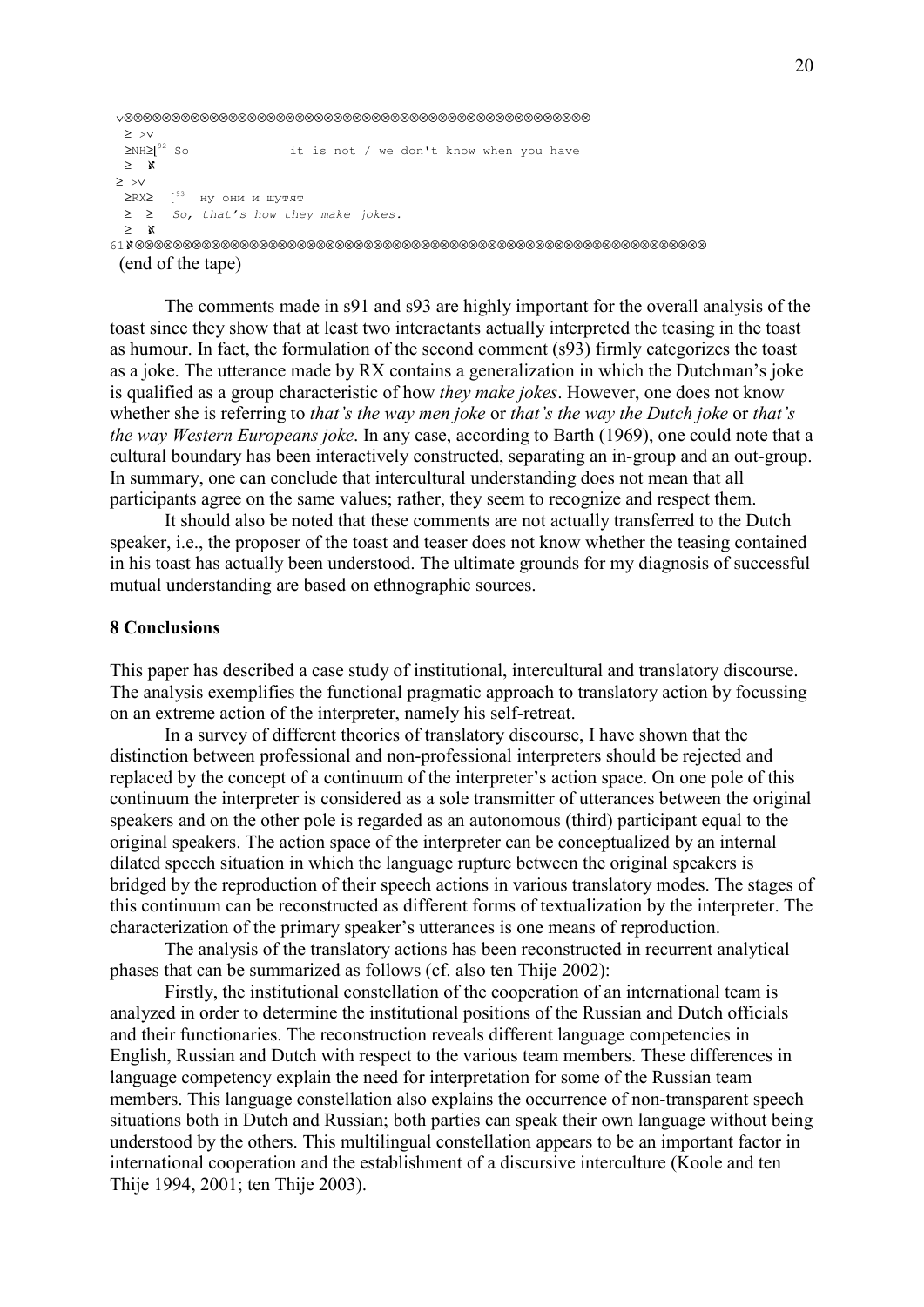```
 v⊗⊗⊗⊗⊗⊗⊗⊗⊗⊗⊗⊗⊗⊗⊗⊗⊗⊗⊗⊗⊗⊗⊗⊗⊗⊗⊗⊗⊗⊗⊗⊗⊗⊗⊗⊗⊗⊗⊗⊗⊗⊗⊗⊗⊗⊗⊗⊗⊗⊗
  ≥ >v
  ≥NH≥[92 So              it is not / we don't know when you have
  ≥  ℵ
 ≥ >v
  ≥RX≥  [93  ну они и шутят
  ≥  ≥  So, that's how they make jokes.
  ≥  ℵ
61ℵ⊗⊗⊗⊗⊗⊗⊗⊗⊗⊗⊗⊗⊗⊗⊗⊗⊗⊗⊗⊗⊗⊗⊗⊗⊗⊗⊗⊗⊗⊗⊗⊗⊗⊗⊗⊗⊗⊗⊗⊗⊗⊗⊗⊗⊗⊗⊗⊗⊗⊗⊗⊗⊗⊗⊗⊗⊗⊗⊗⊗
```

(end of the tape)

The comments made in s91 and s93 are highly important for the overall analysis of the toast since they show that at least two interactants actually interpreted the teasing in the toast as humour. In fact, the formulation of the second comment (s93) firmly categorizes the toast as a joke. The utterance made by RX contains a generalization in which the Dutchman's joke is qualified as a group characteristic of how *they make jokes*. However, one does not know whether she is referring to *that's the way men joke* or *that's the way the Dutch joke* or *that's the way Western Europeans joke*. In any case, according to Barth (1969), one could note that a cultural boundary has been interactively constructed, separating an in-group and an out-group. In summary, one can conclude that intercultural understanding does not mean that all participants agree on the same values; rather, they seem to recognize and respect them.

It should also be noted that these comments are not actually transferred to the Dutch speaker, i.e., the proposer of the toast and teaser does not know whether the teasing contained in his toast has actually been understood. The ultimate grounds for my diagnosis of successful mutual understanding are based on ethnographic sources.

## 8 Conclusions

This paper has described a case study of institutional, intercultural and translatory discourse. The analysis exemplifies the functional pragmatic approach to translatory action by focussing on an extreme action of the interpreter, namely his self-retreat.

In a survey of different theories of translatory discourse, I have shown that the distinction between professional and non-professional interpreters should be rejected and replaced by the concept of a continuum of the interpreter's action space. On one pole of this continuum the interpreter is considered as a sole transmitter of utterances between the original speakers and on the other pole is regarded as an autonomous (third) participant equal to the original speakers. The action space of the interpreter can be conceptualized by an internal dilated speech situation in which the language rupture between the original speakers is bridged by the reproduction of their speech actions in various translatory modes. The stages of this continuum can be reconstructed as different forms of textualization by the interpreter. The characterization of the primary speaker's utterances is one means of reproduction.

The analysis of the translatory actions has been reconstructed in recurrent analytical phases that can be summarized as follows (cf. also ten Thije 2002):

Firstly, the institutional constellation of the cooperation of an international team is analyzed in order to determine the institutional positions of the Russian and Dutch officials and their functionaries. The reconstruction reveals different language competencies in English, Russian and Dutch with respect to the various team members. These differences in language competency explain the need for interpretation for some of the Russian team members. This language constellation also explains the occurrence of non-transparent speech situations both in Dutch and Russian; both parties can speak their own language without being understood by the others. This multilingual constellation appears to be an important factor in international cooperation and the establishment of a discursive interculture (Koole and ten Thije 1994, 2001; ten Thije 2003).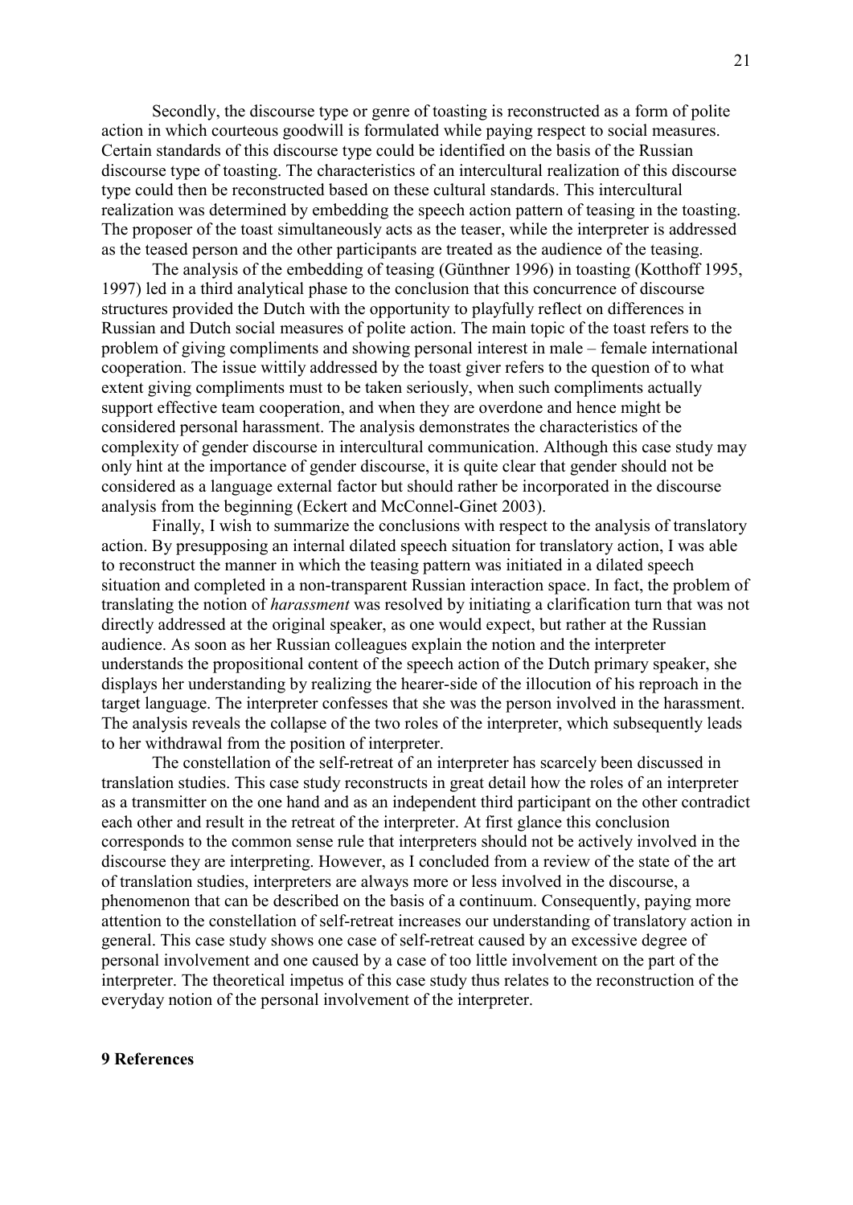Secondly, the discourse type or genre of toasting is reconstructed as a form of polite action in which courteous goodwill is formulated while paying respect to social measures. Certain standards of this discourse type could be identified on the basis of the Russian discourse type of toasting. The characteristics of an intercultural realization of this discourse type could then be reconstructed based on these cultural standards. This intercultural realization was determined by embedding the speech action pattern of teasing in the toasting. The proposer of the toast simultaneously acts as the teaser, while the interpreter is addressed as the teased person and the other participants are treated as the audience of the teasing.

The analysis of the embedding of teasing (Günthner 1996) in toasting (Kotthoff 1995, 1997) led in a third analytical phase to the conclusion that this concurrence of discourse structures provided the Dutch with the opportunity to playfully reflect on differences in Russian and Dutch social measures of polite action. The main topic of the toast refers to the problem of giving compliments and showing personal interest in male – female international cooperation. The issue wittily addressed by the toast giver refers to the question of to what extent giving compliments must to be taken seriously, when such compliments actually support effective team cooperation, and when they are overdone and hence might be considered personal harassment. The analysis demonstrates the characteristics of the complexity of gender discourse in intercultural communication. Although this case study may only hint at the importance of gender discourse, it is quite clear that gender should not be considered as a language external factor but should rather be incorporated in the discourse analysis from the beginning (Eckert and McConnel-Ginet 2003).

Finally, I wish to summarize the conclusions with respect to the analysis of translatory action. By presupposing an internal dilated speech situation for translatory action, I was able to reconstruct the manner in which the teasing pattern was initiated in a dilated speech situation and completed in a non-transparent Russian interaction space. In fact, the problem of translating the notion of *harassment* was resolved by initiating a clarification turn that was not directly addressed at the original speaker, as one would expect, but rather at the Russian audience. As soon as her Russian colleagues explain the notion and the interpreter understands the propositional content of the speech action of the Dutch primary speaker, she displays her understanding by realizing the hearer-side of the illocution of his reproach in the target language. The interpreter confesses that she was the person involved in the harassment. The analysis reveals the collapse of the two roles of the interpreter, which subsequently leads to her withdrawal from the position of interpreter.

The constellation of the self-retreat of an interpreter has scarcely been discussed in translation studies. This case study reconstructs in great detail how the roles of an interpreter as a transmitter on the one hand and as an independent third participant on the other contradict each other and result in the retreat of the interpreter. At first glance this conclusion corresponds to the common sense rule that interpreters should not be actively involved in the discourse they are interpreting. However, as I concluded from a review of the state of the art of translation studies, interpreters are always more or less involved in the discourse, a phenomenon that can be described on the basis of a continuum. Consequently, paying more attention to the constellation of self-retreat increases our understanding of translatory action in general. This case study shows one case of self-retreat caused by an excessive degree of personal involvement and one caused by a case of too little involvement on the part of the interpreter. The theoretical impetus of this case study thus relates to the reconstruction of the everyday notion of the personal involvement of the interpreter.

## 9 References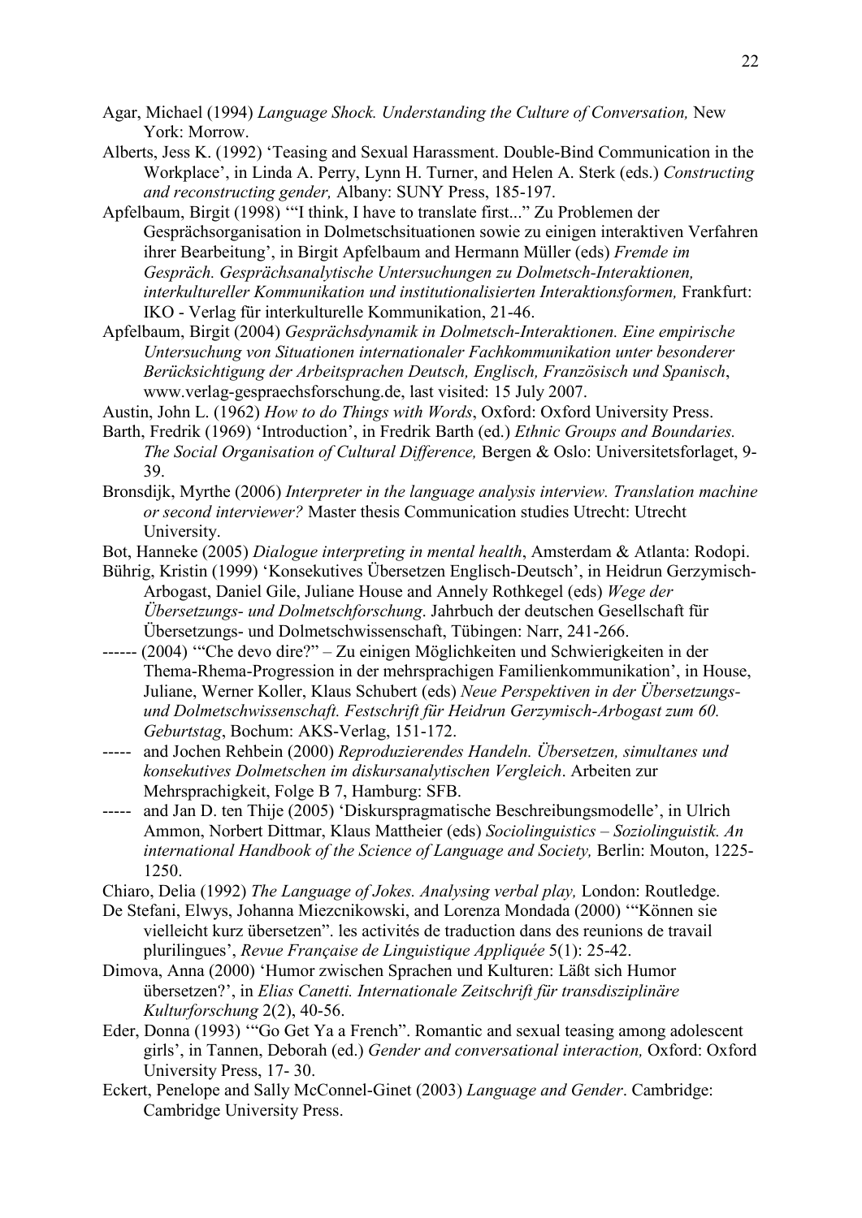Agar, Michael (1994) *Language Shock. Understanding the Culture of Conversation,* New York: Morrow.

Alberts, Jess K. (1992) 'Teasing and Sexual Harassment. Double-Bind Communication in the Workplace', in Linda A. Perry, Lynn H. Turner, and Helen A. Sterk (eds.) *Constructing and reconstructing gender,* Albany: SUNY Press, 185-197.

Apfelbaum, Birgit (1998) '"I think, I have to translate first..." Zu Problemen der Gesprächsorganisation in Dolmetschsituationen sowie zu einigen interaktiven Verfahren ihrer Bearbeitung', in Birgit Apfelbaum and Hermann Müller (eds) *Fremde im Gespräch. Gesprächsanalytische Untersuchungen zu Dolmetsch-Interaktionen, interkultureller Kommunikation und institutionalisierten Interaktionsformen,* Frankfurt: IKO - Verlag für interkulturelle Kommunikation, 21-46.

Apfelbaum, Birgit (2004) *Gesprächsdynamik in Dolmetsch-Interaktionen. Eine empirische Untersuchung von Situationen internationaler Fachkommunikation unter besonderer Berücksichtigung der Arbeitssprachen Deutsch, Englisch, Französisch und Spanisch*, www.verlag-gespraechsforschung.de, last visited: 15 July 2007.

Austin, John L. (1962) *How to do Things with Words*, Oxford: Oxford University Press.

Barth, Fredrik (1969) 'Introduction', in Fredrik Barth (ed.) *Ethnic Groups and Boundaries. The Social Organisation of Cultural Difference,* Bergen & Oslo: Universitetsforlaget, 9-39.

Bronsdijk, Myrthe (2006) *Interpreter in the language analysis interview. Translation machine or second interviewer?* Master thesis Communication studies Utrecht: Utrecht University.

Bot, Hanneke (2005) *Dialogue interpreting in mental health*, Amsterdam & Atlanta: Rodopi.

Bührig, Kristin (1999) 'Konsekutives Übersetzen Englisch-Deutsch', in Heidrun Gerzymisch-Arbogast, Daniel Gile, Juliane House and Annely Rothkegel (eds) *Wege der Übersetzungs- und Dolmetschforschung*. Jahrbuch der deutschen Gesellschaft für Übersetzungs- und Dolmetschwissenschaft, Tübingen: Narr, 241-266.

------ (2004) '"Che devo dire?" – Zu einigen Möglichkeiten und Schwierigkeiten in der Thema-Rhema-Progression in der mehrsprachigen Familienkommunikation', in House, Juliane, Werner Koller, Klaus Schubert (eds) *Neue Perspektiven in der Übersetzungs- und Dolmetschwissenschaft. Festschrift für Heidrun Gerzymisch-Arbogast zum 60. Geburtstag*, Bochum: AKS-Verlag, 151-172.

----- and Jochen Rehbein (2000) *Reproduzierendes Handeln. Übersetzen, simultanes und konsekutives Dolmetschen im diskursanalytischen Vergleich*. Arbeiten zur Mehrsprachigkeit, Folge B 7, Hamburg: SFB.

----- and Jan D. ten Thije (2005) 'Diskurspragmatische Beschreibungsmodelle', in Ulrich Ammon, Norbert Dittmar, Klaus Mattheier (eds) *Sociolinguistics – Soziolinguistik. An international Handbook of the Science of Language and Society,* Berlin: Mouton, 1225-1250.

Chiaro, Delia (1992) *The Language of Jokes. Analysing verbal play,* London: Routledge.

De Stefani, Elwys, Johanna Miezcnikowski, and Lorenza Mondada (2000) '"Können sie vielleicht kurz übersetzen". les activités de traduction dans des reunions de travail plurilingues', *Revue Française de Linguistique Appliquée* 5(1): 25-42.

Dimova, Anna (2000) 'Humor zwischen Sprachen und Kulturen: Läßt sich Humor übersetzen?', in *Elias Canetti. Internationale Zeitschrift für transdisziplinäre Kulturforschung* 2(2), 40-56.

Eder, Donna (1993) '"Go Get Ya a French". Romantic and sexual teasing among adolescent girls', in Tannen, Deborah (ed.) *Gender and conversational interaction,* Oxford: Oxford University Press, 17- 30.

Eckert, Penelope and Sally McConnel-Ginet (2003) *Language and Gender*. Cambridge: Cambridge University Press.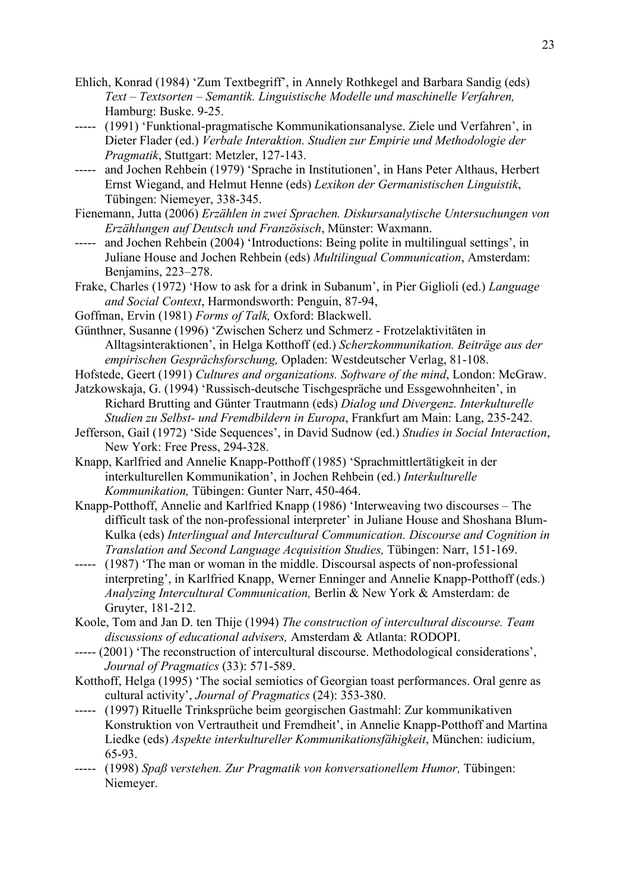Ehlich, Konrad (1984) 'Zum Textbegriff', in Annely Rothkegel and Barbara Sandig (eds) *Text – Textsorten – Semantik. Linguistische Modelle und maschinelle Verfahren,* Hamburg: Buske. 9-25.

----- (1991) 'Funktional-pragmatische Kommunikationsanalyse. Ziele und Verfahren', in Dieter Flader (ed.) *Verbale Interaktion. Studien zur Empirie und Methodologie der Pragmatik*, Stuttgart: Metzler, 127-143.

----- and Jochen Rehbein (1979) 'Sprache in Institutionen', in Hans Peter Althaus, Herbert Ernst Wiegand, and Helmut Henne (eds) *Lexikon der Germanistischen Linguistik*, Tübingen: Niemeyer, 338-345.

Fienemann, Jutta (2006) *Erzählen in zwei Sprachen. Diskursanalytische Untersuchungen von Erzählungen auf Deutsch und Französisch*, Münster: Waxmann.

----- and Jochen Rehbein (2004) 'Introductions: Being polite in multilingual settings', in Juliane House and Jochen Rehbein (eds) *Multilingual Communication*, Amsterdam: Benjamins, 223–278.

Frake, Charles (1972) 'How to ask for a drink in Subanum', in Pier Giglioli (ed.) *Language and Social Context*, Harmondsworth: Penguin, 87-94,

Goffman, Ervin (1981) *Forms of Talk,* Oxford: Blackwell.

Günthner, Susanne (1996) 'Zwischen Scherz und Schmerz - Frotzelaktivitäten in Alltagsinteraktionen', in Helga Kotthoff (ed.) *Scherzkommunikation. Beiträge aus der empirischen Gesprächsforschung,* Opladen: Westdeutscher Verlag, 81-108.

Hofstede, Geert (1991) *Cultures and organizations. Software of the mind*, London: McGraw.

Jatzkowskaja, G. (1994) 'Russisch-deutsche Tischgespräche und Essgewohnheiten', in Richard Brutting and Günter Trautmann (eds) *Dialog und Divergenz. Interkulturelle Studien zu Selbst- und Fremdbildern in Europa*, Frankfurt am Main: Lang, 235-242.

Jefferson, Gail (1972) 'Side Sequences', in David Sudnow (ed.) *Studies in Social Interaction*, New York: Free Press, 294-328.

Knapp, Karlfried and Annelie Knapp-Potthoff (1985) 'Sprachmittlertätigkeit in der interkulturellen Kommunikation', in Jochen Rehbein (ed.) *Interkulturelle Kommunikation,* Tübingen: Gunter Narr, 450-464.

Knapp-Potthoff, Annelie and Karlfried Knapp (1986) 'Interweaving two discourses – The difficult task of the non-professional interpreter' in Juliane House and Shoshana Blum-Kulka (eds) *Interlingual and Intercultural Communication. Discourse and Cognition in Translation and Second Language Acquisition Studies,* Tübingen: Narr, 151-169.

----- (1987) 'The man or woman in the middle. Discoursal aspects of non-professional interpreting', in Karlfried Knapp, Werner Enninger and Annelie Knapp-Potthoff (eds.) *Analyzing Intercultural Communication,* Berlin & New York & Amsterdam: de Gruyter, 181-212.

Koole, Tom and Jan D. ten Thije (1994) *The construction of intercultural discourse. Team discussions of educational advisers,* Amsterdam & Atlanta: RODOPI.

----- (2001) 'The reconstruction of intercultural discourse. Methodological considerations', *Journal of Pragmatics* (33): 571-589.

Kotthoff, Helga (1995) 'The social semiotics of Georgian toast performances. Oral genre as cultural activity', *Journal of Pragmatics* (24): 353-380.

----- (1997) Rituelle Trinksprüche beim georgischen Gastmahl: Zur kommunikativen Konstruktion von Vertrautheit und Fremdheit', in Annelie Knapp-Potthoff and Martina Liedke (eds) *Aspekte interkultureller Kommunikationsfähigkeit*, München: iudicium, 65-93.

----- (1998) *Spaß verstehen. Zur Pragmatik von konversationellem Humor,* Tübingen: Niemeyer.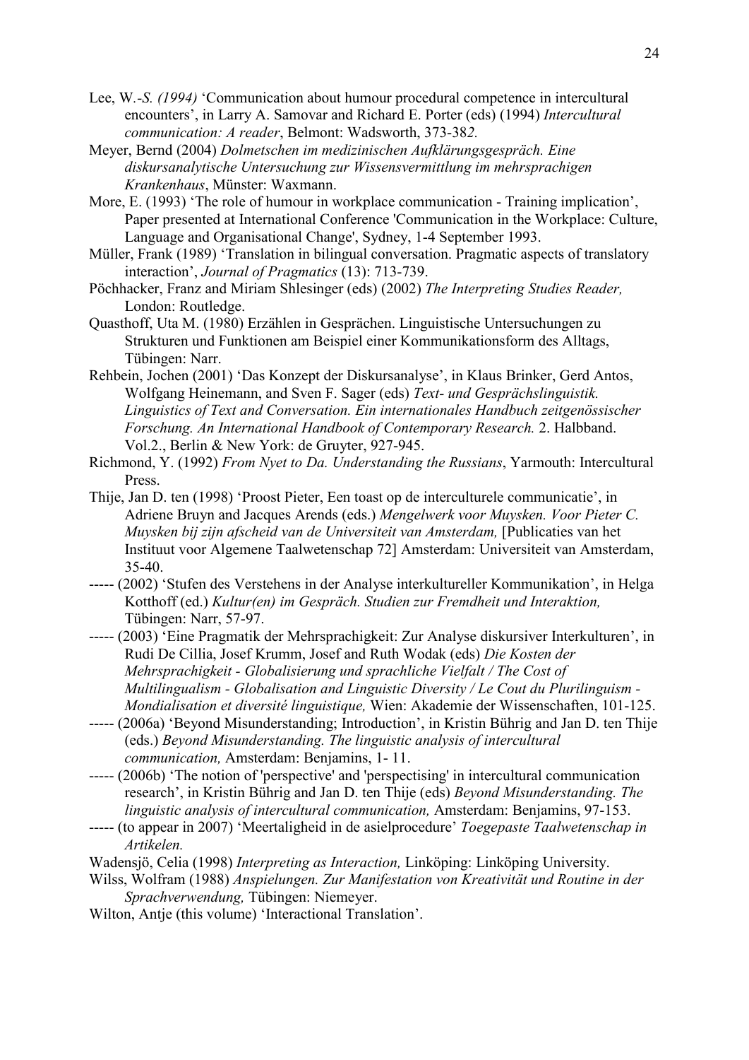Lee, W.-*S. (1994)* 'Communication about humour procedural competence in intercultural encounters', in Larry A. Samovar and Richard E. Porter (eds) (1994) *Intercultural communication: A reader*, Belmont: Wadsworth, 373-38*2.*

Meyer, Bernd (2004) *Dolmetschen im medizinischen Aufklärungsgespräch. Eine diskursanalytische Untersuchung zur Wissensvermittlung im mehrsprachigen Krankenhaus*, Münster: Waxmann.

More, E. (1993) 'The role of humour in workplace communication - Training implication', Paper presented at International Conference 'Communication in the Workplace: Culture, Language and Organisational Change', Sydney, 1-4 September 1993.

Müller, Frank (1989) 'Translation in bilingual conversation. Pragmatic aspects of translatory interaction', *Journal of Pragmatics* (13): 713-739.

Pöchhacker, Franz and Miriam Shlesinger (eds) (2002) *The Interpreting Studies Reader,* London: Routledge.

Quasthoff, Uta M. (1980) Erzählen in Gesprächen. Linguistische Untersuchungen zu Strukturen und Funktionen am Beispiel einer Kommunikationsform des Alltags, Tübingen: Narr.

Rehbein, Jochen (2001) 'Das Konzept der Diskursanalyse', in Klaus Brinker, Gerd Antos, Wolfgang Heinemann, and Sven F. Sager (eds) *Text- und Gesprächslinguistik. Linguistics of Text and Conversation. Ein internationales Handbuch zeitgenössischer Forschung. An International Handbook of Contemporary Research.* 2. Halbband. Vol.2., Berlin & New York: de Gruyter, 927-945.

Richmond, Y. (1992) *From Nyet to Da. Understanding the Russians*, Yarmouth: Intercultural Press.

Thije, Jan D. ten (1998) 'Proost Pieter, Een toast op de interculturele communicatie', in Adriene Bruyn and Jacques Arends (eds.) *Mengelwerk voor Muysken. Voor Pieter C. Muysken bij zijn afscheid van de Universiteit van Amsterdam,* [Publicaties van het Instituut voor Algemene Taalwetenschap 72] Amsterdam: Universiteit van Amsterdam, 35-40.

----- (2002) 'Stufen des Verstehens in der Analyse interkultureller Kommunikation', in Helga Kotthoff (ed.) *Kultur(en) im Gespräch. Studien zur Fremdheit und Interaktion,* Tübingen: Narr, 57-97.

----- (2003) 'Eine Pragmatik der Mehrsprachigkeit: Zur Analyse diskursiver Interkulturen', in Rudi De Cillia, Josef Krumm, Josef and Ruth Wodak (eds) *Die Kosten der Mehrsprachigkeit - Globalisierung und sprachliche Vielfalt / The Cost of Multilingualism - Globalisation and Linguistic Diversity / Le Cout du Plurilinguism - Mondialisation et diversité linguistique,* Wien: Akademie der Wissenschaften, 101-125.

----- (2006a) 'Beyond Misunderstanding; Introduction', in Kristin Bührig and Jan D. ten Thije (eds.) *Beyond Misunderstanding. The linguistic analysis of intercultural communication,* Amsterdam: Benjamins, 1- 11.

----- (2006b) 'The notion of 'perspective' and 'perspectising' in intercultural communication research', in Kristin Bührig and Jan D. ten Thije (eds) *Beyond Misunderstanding. The linguistic analysis of intercultural communication,* Amsterdam: Benjamins, 97-153.

----- (to appear in 2007) 'Meertaligheid in de asielprocedure' *Toegepaste Taalwetenschap in Artikelen.*

Wadensjö, Celia (1998) *Interpreting as Interaction,* Linköping: Linköping University.

Wilss, Wolfram (1988) *Anspielungen. Zur Manifestation von Kreativität und Routine in der Sprachverwendung,* Tübingen: Niemeyer.

Wilton, Antje (this volume) 'Interactional Translation'.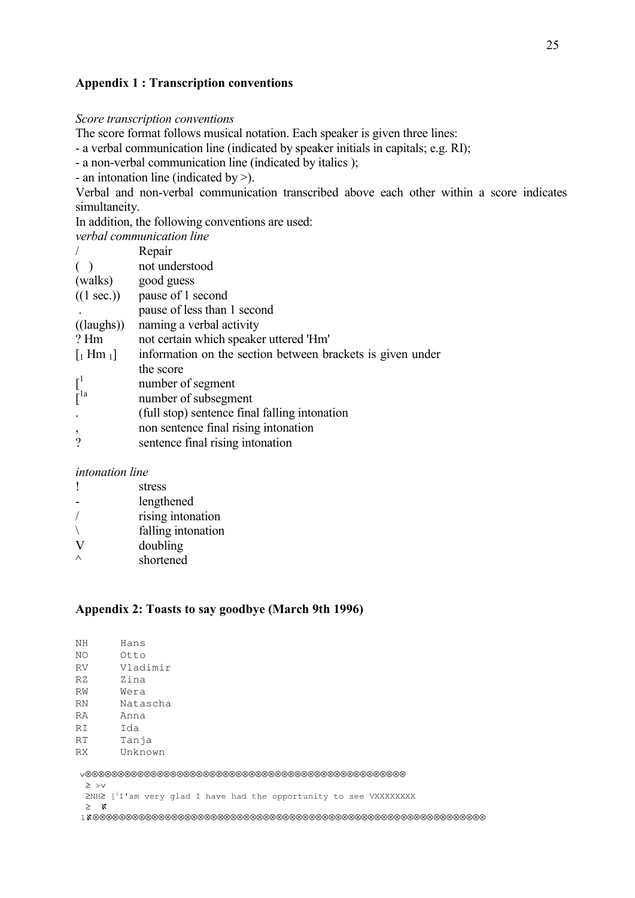## Appendix 1 : Transcription conventions

*Score transcription conventions*

The score format follows musical notation. Each speaker is given three lines:

- a verbal communication line (indicated by speaker initials in capitals; e.g. RI);
- a non-verbal communication line (indicated by italics );
- an intonation line (indicated by >).

Verbal and non-verbal communication transcribed above each other within a score indicates simultaneity.

In addition, the following conventions are used:

*verbal communication line*

| | |
|---|---|
| / | Repair |
| ( ) | not understood |
| (walks) | good guess |
| ((1 sec.)) | pause of 1 second |
| . | pause of less than 1 second |
| ((laughs)) | naming a verbal activity |
| ? Hm | not certain which speaker uttered 'Hm' |
| [1 Hm 1] | information on the section between brackets is given under the score |
| [1 | number of segment |
| [1a | number of subsegment |
| . | (full stop) sentence final falling intonation |
| , | non sentence final rising intonation |
| ? | sentence final rising intonation |

*intonation line*

| | |
|---|---|
| ! | stress |
| - | lengthened |
| / | rising intonation |
| \ | falling intonation |
| V | doubling |
| ^ | shortened |

## Appendix 2: Toasts to say goodbye (March 9th 1996)

```
NH      Hans
NO      Otto
RV      Vladimir
RZ      Zina
RW      Wera
RN      Natascha
RA      Anna
RI      Ida
RT      Tanja
RX      Unknown
```

```
 ⌄⊗⊗⊗⊗⊗⊗⊗⊗⊗⊗⊗⊗⊗⊗⊗⊗⊗⊗⊗⊗⊗⊗⊗⊗⊗⊗⊗⊗⊗⊗⊗⊗⊗⊗⊗⊗⊗⊗⊗⊗⊗⊗⊗⊗⊗⊗⊗⊗⊗⊗⊗
  ≥ >⌄
  ≥NH≥ [1I'am very glad I have had the opportunity to see VXXXXXXXX
  ≥  ℵ
 1ℵ⊗⊗⊗⊗⊗⊗⊗⊗⊗⊗⊗⊗⊗⊗⊗⊗⊗⊗⊗⊗⊗⊗⊗⊗⊗⊗⊗⊗⊗⊗⊗⊗⊗⊗⊗⊗⊗⊗⊗⊗⊗⊗⊗⊗⊗⊗⊗⊗⊗⊗⊗⊗⊗⊗⊗⊗⊗⊗⊗⊗⊗⊗⊗⊗⊗⊗
```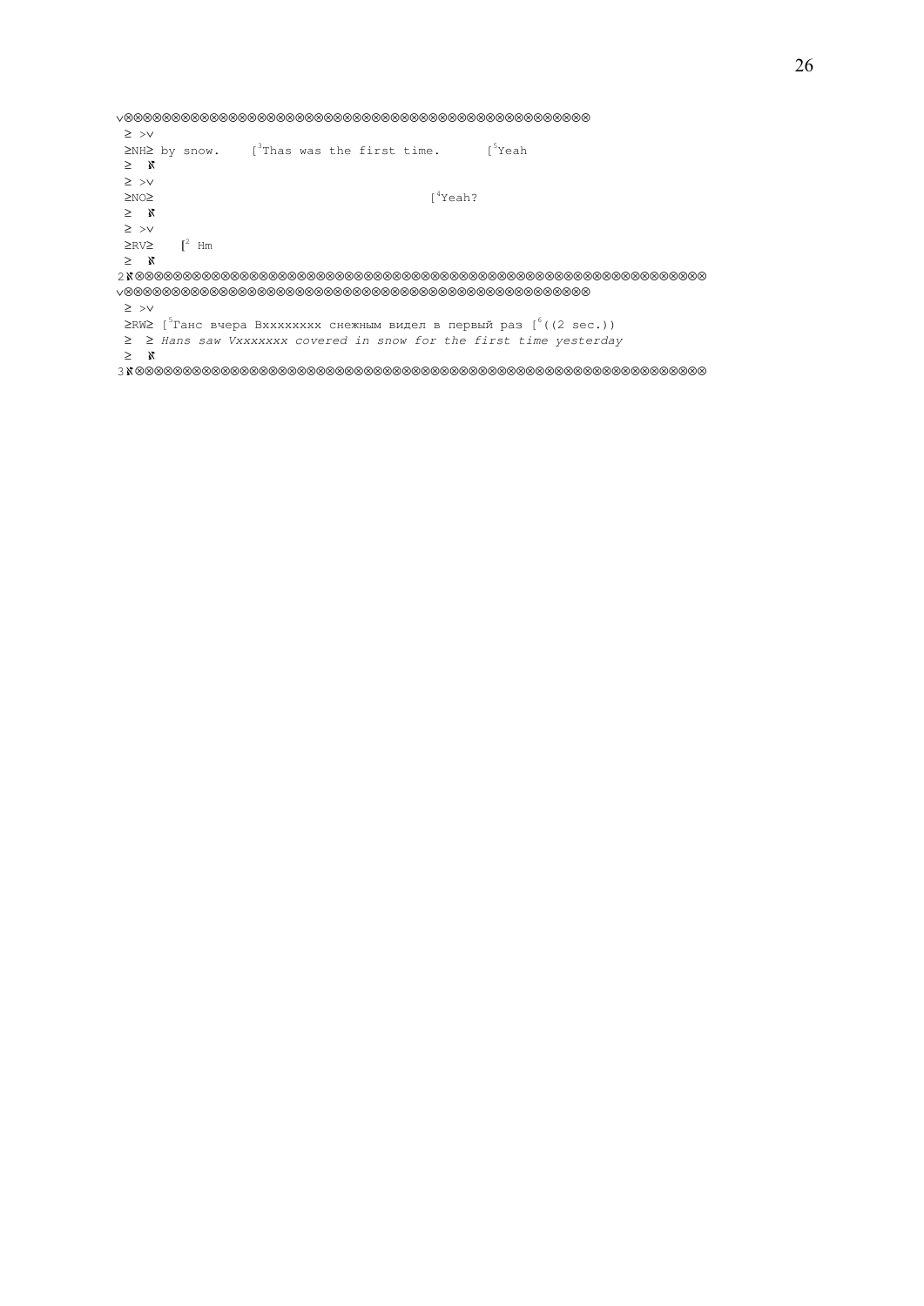```
v⊗⊗⊗⊗⊗⊗⊗⊗⊗⊗⊗⊗⊗⊗⊗⊗⊗⊗⊗⊗⊗⊗⊗⊗⊗⊗⊗⊗⊗⊗⊗⊗⊗⊗⊗⊗⊗⊗⊗⊗⊗⊗⊗⊗⊗⊗⊗⊗⊗⊗⊗⊗⊗⊗⊗⊗⊗⊗⊗
 ≥ >v
 ≥NH≥ by snow.    [3Thas was the first time.      [5Yeah
 ≥  ℵ
 ≥ >v
 ≥NO≥                                        [4Yeah?
 ≥  ℵ
 ≥ >v
 ≥RV≥    [2 Hm
 ≥  ℵ
2ℵ⊗⊗⊗⊗⊗⊗⊗⊗⊗⊗⊗⊗⊗⊗⊗⊗⊗⊗⊗⊗⊗⊗⊗⊗⊗⊗⊗⊗⊗⊗⊗⊗⊗⊗⊗⊗⊗⊗⊗⊗⊗⊗⊗⊗⊗⊗⊗⊗⊗⊗⊗⊗⊗⊗⊗⊗⊗⊗⊗⊗⊗⊗⊗⊗⊗⊗⊗⊗⊗⊗
v⊗⊗⊗⊗⊗⊗⊗⊗⊗⊗⊗⊗⊗⊗⊗⊗⊗⊗⊗⊗⊗⊗⊗⊗⊗⊗⊗⊗⊗⊗⊗⊗⊗⊗⊗⊗⊗⊗⊗⊗⊗⊗⊗⊗⊗⊗⊗⊗⊗⊗⊗⊗⊗⊗⊗⊗⊗⊗⊗
 ≥ >v
 ≥RW≥ [5Ганс вчера Вхххxxxx снежным видел в первый раз [6((2 sec.))
 ≥  ≥ Hans saw Vxxxxxxx covered in snow for the first time yesterday
 ≥  ℵ
3ℵ⊗⊗⊗⊗⊗⊗⊗⊗⊗⊗⊗⊗⊗⊗⊗⊗⊗⊗⊗⊗⊗⊗⊗⊗⊗⊗⊗⊗⊗⊗⊗⊗⊗⊗⊗⊗⊗⊗⊗⊗⊗⊗⊗⊗⊗⊗⊗⊗⊗⊗⊗⊗⊗⊗⊗⊗⊗⊗⊗⊗⊗⊗⊗⊗⊗⊗⊗⊗⊗⊗
```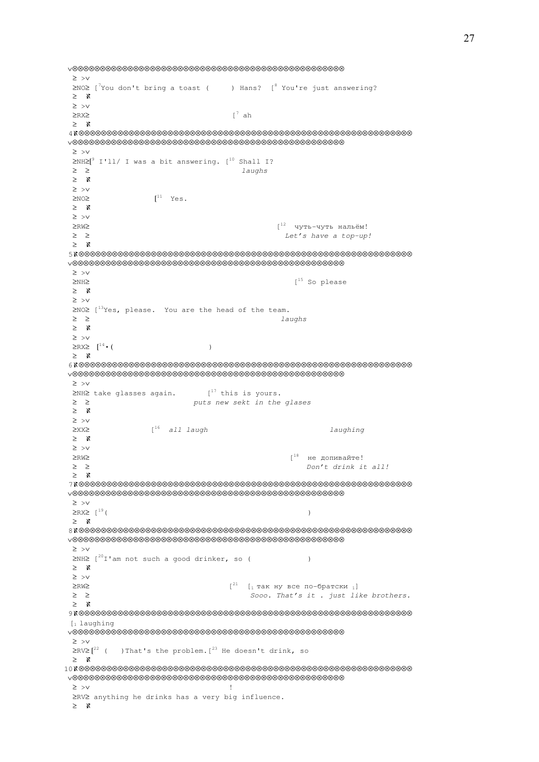```
v⊗⊗⊗⊗⊗⊗⊗⊗⊗⊗⊗⊗⊗⊗⊗⊗⊗⊗⊗⊗⊗⊗⊗⊗⊗⊗⊗⊗⊗⊗⊗⊗⊗⊗⊗⊗⊗⊗⊗⊗⊗⊗⊗⊗⊗⊗⊗⊗⊗
 ≥ >v
 ≥NO≥ [7You don't bring a toast (     ) Hans?  [8 You're just answering?
 ≥  ≮
 ≥ >v
 ≥RX≥                                    [7 ah
 ≥  ≮
4≮⊗⊗⊗⊗⊗⊗⊗⊗⊗⊗⊗⊗⊗⊗⊗⊗⊗⊗⊗⊗⊗⊗⊗⊗⊗⊗⊗⊗⊗⊗⊗⊗⊗⊗⊗⊗⊗⊗⊗⊗⊗⊗⊗⊗⊗⊗⊗⊗⊗⊗⊗⊗⊗⊗⊗⊗⊗⊗⊗⊗⊗⊗⊗⊗⊗
v⊗⊗⊗⊗⊗⊗⊗⊗⊗⊗⊗⊗⊗⊗⊗⊗⊗⊗⊗⊗⊗⊗⊗⊗⊗⊗⊗⊗⊗⊗⊗⊗⊗⊗⊗⊗⊗⊗⊗⊗⊗⊗⊗⊗⊗⊗⊗⊗⊗
 ≥ >v
 ≥NH≥[9 I'll/ I was a bit answering. [10 Shall I?
 ≥  ≥                                      laughs
 ≥  ≮
 ≥ >v
 ≥NO≥              [11  Yes.
 ≥  ≮
 ≥ >v
 ≥RW≥                                              [12  чуть-чуть нальём!
 ≥  ≥                                                Let's have a top-up!
 ≥  ≮
5≮⊗⊗⊗⊗⊗⊗⊗⊗⊗⊗⊗⊗⊗⊗⊗⊗⊗⊗⊗⊗⊗⊗⊗⊗⊗⊗⊗⊗⊗⊗⊗⊗⊗⊗⊗⊗⊗⊗⊗⊗⊗⊗⊗⊗⊗⊗⊗⊗⊗⊗⊗⊗⊗⊗⊗⊗⊗⊗⊗⊗⊗⊗⊗⊗⊗
v⊗⊗⊗⊗⊗⊗⊗⊗⊗⊗⊗⊗⊗⊗⊗⊗⊗⊗⊗⊗⊗⊗⊗⊗⊗⊗⊗⊗⊗⊗⊗⊗⊗⊗⊗⊗⊗⊗⊗⊗⊗⊗⊗⊗⊗⊗⊗⊗⊗
 ≥ >v
 ≥NH≥                                                  [15 So please
 ≥  ≮
 ≥ >v
 ≥NO≥ [13Yes, please.  You are the head of the team.
 ≥  ≥                                             laughs
 ≥  ≮
 ≥ >v
 ≥RX≥  [14•(                      )
 ≥  ≮
6≮⊗⊗⊗⊗⊗⊗⊗⊗⊗⊗⊗⊗⊗⊗⊗⊗⊗⊗⊗⊗⊗⊗⊗⊗⊗⊗⊗⊗⊗⊗⊗⊗⊗⊗⊗⊗⊗⊗⊗⊗⊗⊗⊗⊗⊗⊗⊗⊗⊗⊗⊗⊗⊗⊗⊗⊗⊗⊗⊗⊗⊗⊗⊗⊗⊗
v⊗⊗⊗⊗⊗⊗⊗⊗⊗⊗⊗⊗⊗⊗⊗⊗⊗⊗⊗⊗⊗⊗⊗⊗⊗⊗⊗⊗⊗⊗⊗⊗⊗⊗⊗⊗⊗⊗⊗⊗⊗⊗⊗⊗⊗⊗⊗⊗⊗
 ≥ >v
 ≥NH≥ take glasses again.       [17 this is yours.
 ≥  ≥                         puts new sekt in the glasses
 ≥  ≮
 ≥ >v
 ≥XX≥              [16  all laugh                             laughing
 ≥  ≮
 ≥ >v
 ≥RW≥                                                [18  не допивайте!
 ≥  ≥                                                    Don't drink it all!
 ≥  ≮
7≮⊗⊗⊗⊗⊗⊗⊗⊗⊗⊗⊗⊗⊗⊗⊗⊗⊗⊗⊗⊗⊗⊗⊗⊗⊗⊗⊗⊗⊗⊗⊗⊗⊗⊗⊗⊗⊗⊗⊗⊗⊗⊗⊗⊗⊗⊗⊗⊗⊗⊗⊗⊗⊗⊗⊗⊗⊗⊗⊗⊗⊗⊗⊗⊗⊗
v⊗⊗⊗⊗⊗⊗⊗⊗⊗⊗⊗⊗⊗⊗⊗⊗⊗⊗⊗⊗⊗⊗⊗⊗⊗⊗⊗⊗⊗⊗⊗⊗⊗⊗⊗⊗⊗⊗⊗⊗⊗⊗⊗⊗⊗⊗⊗⊗⊗
 ≥ >v
 ≥RX≥ [19(                                                    )
 ≥  ≮
8≮⊗⊗⊗⊗⊗⊗⊗⊗⊗⊗⊗⊗⊗⊗⊗⊗⊗⊗⊗⊗⊗⊗⊗⊗⊗⊗⊗⊗⊗⊗⊗⊗⊗⊗⊗⊗⊗⊗⊗⊗⊗⊗⊗⊗⊗⊗⊗⊗⊗⊗⊗⊗⊗⊗⊗⊗⊗⊗⊗⊗⊗⊗⊗⊗⊗
v⊗⊗⊗⊗⊗⊗⊗⊗⊗⊗⊗⊗⊗⊗⊗⊗⊗⊗⊗⊗⊗⊗⊗⊗⊗⊗⊗⊗⊗⊗⊗⊗⊗⊗⊗⊗⊗⊗⊗⊗⊗⊗⊗⊗⊗⊗⊗⊗⊗
 ≥ >v
 ≥NH≥ [20I'am not such a good drinker, so (             )
 ≥  ≮
 ≥ >v
 ≥RW≥                                    [21  [1 так ну все по-братски 1]
 ≥  ≥                                        Sooo. That's it . just like brothers.
 ≥  ≮
9≮⊗⊗⊗⊗⊗⊗⊗⊗⊗⊗⊗⊗⊗⊗⊗⊗⊗⊗⊗⊗⊗⊗⊗⊗⊗⊗⊗⊗⊗⊗⊗⊗⊗⊗⊗⊗⊗⊗⊗⊗⊗⊗⊗⊗⊗⊗⊗⊗⊗⊗⊗⊗⊗⊗⊗⊗⊗⊗⊗⊗⊗⊗⊗⊗⊗
 [1 laughing
v⊗⊗⊗⊗⊗⊗⊗⊗⊗⊗⊗⊗⊗⊗⊗⊗⊗⊗⊗⊗⊗⊗⊗⊗⊗⊗⊗⊗⊗⊗⊗⊗⊗⊗⊗⊗⊗⊗⊗⊗⊗⊗⊗⊗⊗⊗⊗⊗⊗
 ≥ >v
 ≥RV≥[22 (   )That's the problem.[23 He doesn't drink, so
 ≥  ≮
10≮⊗⊗⊗⊗⊗⊗⊗⊗⊗⊗⊗⊗⊗⊗⊗⊗⊗⊗⊗⊗⊗⊗⊗⊗⊗⊗⊗⊗⊗⊗⊗⊗⊗⊗⊗⊗⊗⊗⊗⊗⊗⊗⊗⊗⊗⊗⊗⊗⊗⊗⊗⊗⊗⊗⊗⊗⊗⊗⊗⊗⊗⊗⊗⊗⊗
v⊗⊗⊗⊗⊗⊗⊗⊗⊗⊗⊗⊗⊗⊗⊗⊗⊗⊗⊗⊗⊗⊗⊗⊗⊗⊗⊗⊗⊗⊗⊗⊗⊗⊗⊗⊗⊗⊗⊗⊗⊗⊗⊗⊗⊗⊗⊗⊗⊗
 ≥ >v                                    !
 ≥RV≥ anything he drinks has a very big influence.
 ≥  ≮
```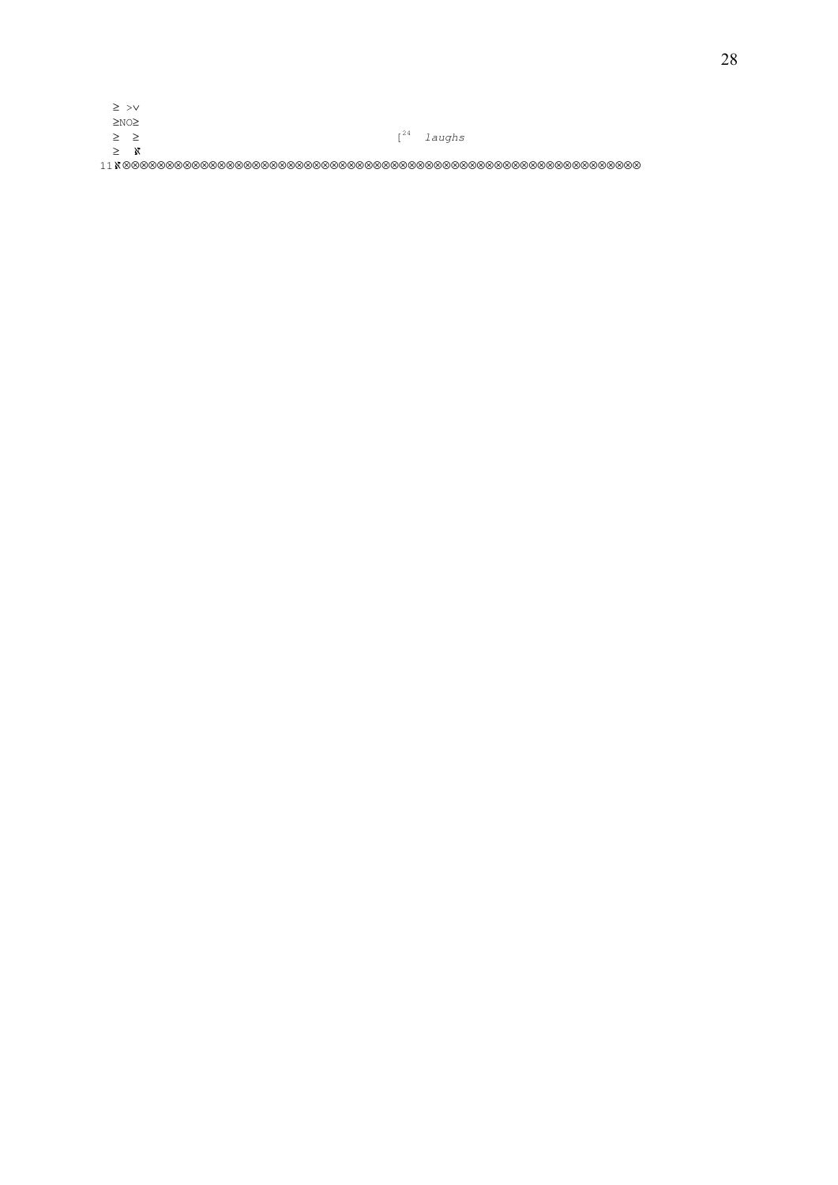```
 ≥ >∨
 ≥NO≥
 ≥  ≥                                      [24  laughs
 ≥   ℵ
11ℵ⊗⊗⊗⊗⊗⊗⊗⊗⊗⊗⊗⊗⊗⊗⊗⊗⊗⊗⊗⊗⊗⊗⊗⊗⊗⊗⊗⊗⊗⊗⊗⊗⊗⊗⊗⊗⊗⊗⊗⊗⊗⊗⊗⊗⊗⊗⊗⊗⊗⊗⊗⊗⊗⊗⊗⊗⊗⊗⊗⊗⊗⊗⊗⊗⊗⊗⊗
```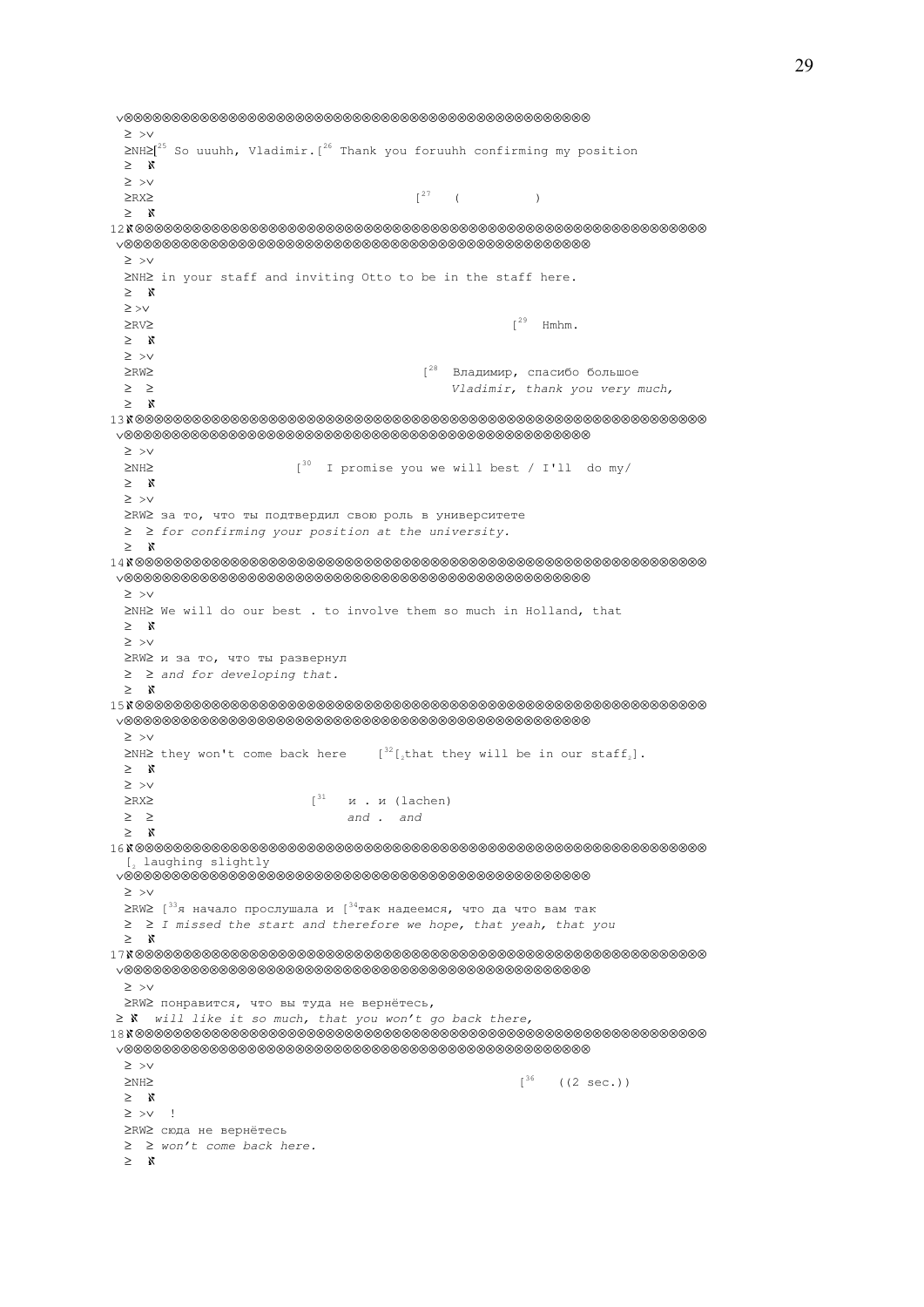```
 v⊗⊗⊗⊗⊗⊗⊗⊗⊗⊗⊗⊗⊗⊗⊗⊗⊗⊗⊗⊗⊗⊗⊗⊗⊗⊗⊗⊗⊗⊗⊗⊗⊗⊗⊗⊗⊗⊗⊗⊗⊗⊗⊗⊗⊗⊗⊗⊗⊗⊗
  ≥ >v
  ≥NH≥[25 So uuuhh, Vladimir.[26 Thank you foruuhh confirming my position
  ≥  ℵ
  ≥ >v
  ≥RX≥                                    [27   (          )
  ≥  ℵ
12ℵ⊗⊗⊗⊗⊗⊗⊗⊗⊗⊗⊗⊗⊗⊗⊗⊗⊗⊗⊗⊗⊗⊗⊗⊗⊗⊗⊗⊗⊗⊗⊗⊗⊗⊗⊗⊗⊗⊗⊗⊗⊗⊗⊗⊗⊗⊗⊗⊗⊗⊗⊗⊗⊗⊗⊗⊗⊗⊗⊗⊗
 v⊗⊗⊗⊗⊗⊗⊗⊗⊗⊗⊗⊗⊗⊗⊗⊗⊗⊗⊗⊗⊗⊗⊗⊗⊗⊗⊗⊗⊗⊗⊗⊗⊗⊗⊗⊗⊗⊗⊗⊗⊗⊗⊗⊗⊗⊗⊗⊗⊗⊗
  ≥ >v
  ≥NH≥ in your staff and inviting Otto to be in the staff here.
  ≥  ℵ
  ≥ >v
  ≥RV≥                                                [29  Hmhm.
  ≥  ℵ
  ≥ >v
  ≥RW≥                                     [28  Владимир, спасибо большое
  ≥  ≥                                         Vladimir, thank you very much,
  ≥  ℵ
13ℵ⊗⊗⊗⊗⊗⊗⊗⊗⊗⊗⊗⊗⊗⊗⊗⊗⊗⊗⊗⊗⊗⊗⊗⊗⊗⊗⊗⊗⊗⊗⊗⊗⊗⊗⊗⊗⊗⊗⊗⊗⊗⊗⊗⊗⊗⊗⊗⊗⊗⊗⊗⊗⊗⊗⊗⊗⊗⊗⊗⊗
 v⊗⊗⊗⊗⊗⊗⊗⊗⊗⊗⊗⊗⊗⊗⊗⊗⊗⊗⊗⊗⊗⊗⊗⊗⊗⊗⊗⊗⊗⊗⊗⊗⊗⊗⊗⊗⊗⊗⊗⊗⊗⊗⊗⊗⊗⊗⊗⊗⊗⊗
  ≥ >v
  ≥NH≥                  [30  I promise you we will best / I'll  do my/
  ≥  ℵ
  ≥ >v
  ≥RW≥ за то, что ты подтвердил свою роль в университете
  ≥  ≥ for confirming your position at the university.
  ≥  ℵ
14ℵ⊗⊗⊗⊗⊗⊗⊗⊗⊗⊗⊗⊗⊗⊗⊗⊗⊗⊗⊗⊗⊗⊗⊗⊗⊗⊗⊗⊗⊗⊗⊗⊗⊗⊗⊗⊗⊗⊗⊗⊗⊗⊗⊗⊗⊗⊗⊗⊗⊗⊗⊗⊗⊗⊗⊗⊗⊗⊗⊗⊗
 v⊗⊗⊗⊗⊗⊗⊗⊗⊗⊗⊗⊗⊗⊗⊗⊗⊗⊗⊗⊗⊗⊗⊗⊗⊗⊗⊗⊗⊗⊗⊗⊗⊗⊗⊗⊗⊗⊗⊗⊗⊗⊗⊗⊗⊗⊗⊗⊗⊗⊗
  ≥ >v
  ≥NH≥ We will do our best . to involve them so much in Holland, that
  ≥  ℵ
  ≥ >v
  ≥RW≥ и за то, что ты развернул
  ≥  ≥ and for developing that.
  ≥  ℵ
15ℵ⊗⊗⊗⊗⊗⊗⊗⊗⊗⊗⊗⊗⊗⊗⊗⊗⊗⊗⊗⊗⊗⊗⊗⊗⊗⊗⊗⊗⊗⊗⊗⊗⊗⊗⊗⊗⊗⊗⊗⊗⊗⊗⊗⊗⊗⊗⊗⊗⊗⊗⊗⊗⊗⊗⊗⊗⊗⊗⊗⊗
 v⊗⊗⊗⊗⊗⊗⊗⊗⊗⊗⊗⊗⊗⊗⊗⊗⊗⊗⊗⊗⊗⊗⊗⊗⊗⊗⊗⊗⊗⊗⊗⊗⊗⊗⊗⊗⊗⊗⊗⊗⊗⊗⊗⊗⊗⊗⊗⊗⊗⊗
  ≥ >v
  ≥NH≥ they won't come back here    [32[2that they will be in our staff2].
  ≥  ℵ
  ≥ >v
  ≥RX≥                     [31   и . и (lachen)
  ≥  ≥                           and .  and
  ≥  ℵ
16ℵ⊗⊗⊗⊗⊗⊗⊗⊗⊗⊗⊗⊗⊗⊗⊗⊗⊗⊗⊗⊗⊗⊗⊗⊗⊗⊗⊗⊗⊗⊗⊗⊗⊗⊗⊗⊗⊗⊗⊗⊗⊗⊗⊗⊗⊗⊗⊗⊗⊗⊗⊗⊗⊗⊗⊗⊗⊗⊗⊗⊗
  [2 laughing slightly
 v⊗⊗⊗⊗⊗⊗⊗⊗⊗⊗⊗⊗⊗⊗⊗⊗⊗⊗⊗⊗⊗⊗⊗⊗⊗⊗⊗⊗⊗⊗⊗⊗⊗⊗⊗⊗⊗⊗⊗⊗⊗⊗⊗⊗⊗⊗⊗⊗⊗⊗
  ≥ >v
  ≥RW≥ [33я начало прослушала и [34так надеемся, что да что вам так
  ≥  ≥ I missed the start and therefore we hope, that yeah, that you
  ≥  ℵ
17ℵ⊗⊗⊗⊗⊗⊗⊗⊗⊗⊗⊗⊗⊗⊗⊗⊗⊗⊗⊗⊗⊗⊗⊗⊗⊗⊗⊗⊗⊗⊗⊗⊗⊗⊗⊗⊗⊗⊗⊗⊗⊗⊗⊗⊗⊗⊗⊗⊗⊗⊗⊗⊗⊗⊗⊗⊗⊗⊗⊗⊗
 v⊗⊗⊗⊗⊗⊗⊗⊗⊗⊗⊗⊗⊗⊗⊗⊗⊗⊗⊗⊗⊗⊗⊗⊗⊗⊗⊗⊗⊗⊗⊗⊗⊗⊗⊗⊗⊗⊗⊗⊗⊗⊗⊗⊗⊗⊗⊗⊗⊗⊗
  ≥ >v
  ≥RW≥ понравится, что вы туда не вернётесь,
 ≥ ℵ  will like it so much, that you won't go back there,
18ℵ⊗⊗⊗⊗⊗⊗⊗⊗⊗⊗⊗⊗⊗⊗⊗⊗⊗⊗⊗⊗⊗⊗⊗⊗⊗⊗⊗⊗⊗⊗⊗⊗⊗⊗⊗⊗⊗⊗⊗⊗⊗⊗⊗⊗⊗⊗⊗⊗⊗⊗⊗⊗⊗⊗⊗⊗⊗⊗⊗⊗
 v⊗⊗⊗⊗⊗⊗⊗⊗⊗⊗⊗⊗⊗⊗⊗⊗⊗⊗⊗⊗⊗⊗⊗⊗⊗⊗⊗⊗⊗⊗⊗⊗⊗⊗⊗⊗⊗⊗⊗⊗⊗⊗⊗⊗⊗⊗⊗⊗⊗⊗
  ≥ >v
  ≥NH≥                                                [36   ((2 sec.))
  ≥  ℵ
  ≥ >v  !
  ≥RW≥ сюда не вернётесь
  ≥  ≥ won't come back here.
  ≥  ℵ
```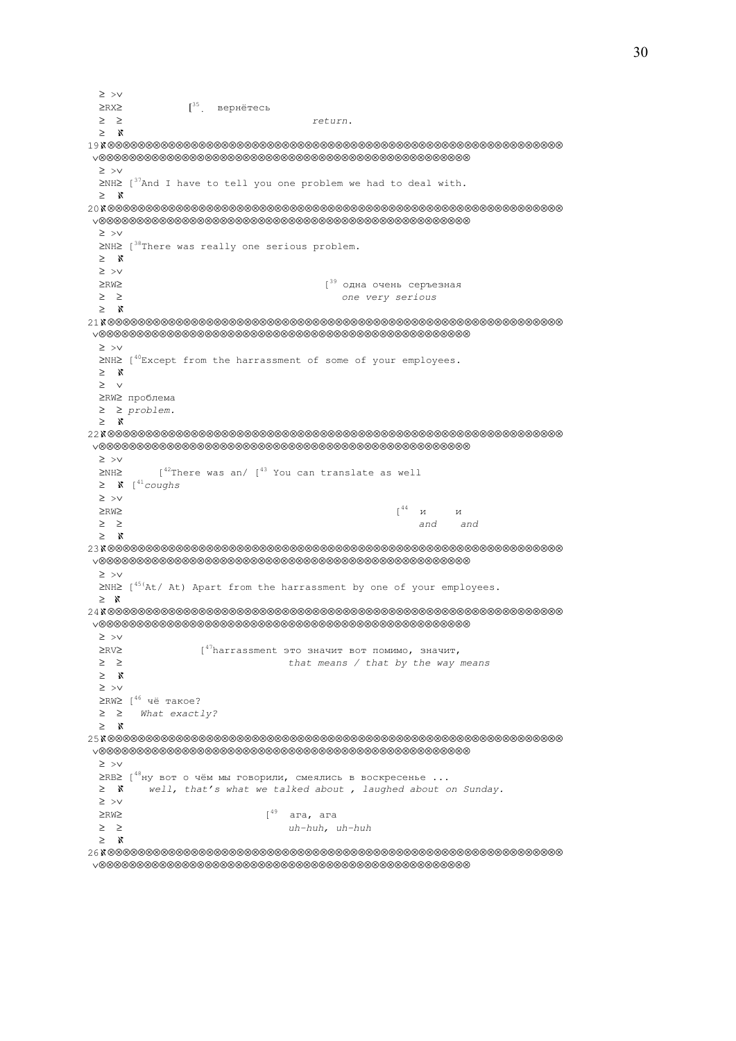```
 ≥ >v
 ≥RX≥          [35. вернётесь
 ≥  ≥                              return.
 ≥  ℵ
19ℵ⊗⊗⊗⊗⊗⊗⊗⊗⊗⊗⊗⊗⊗⊗⊗⊗⊗⊗⊗⊗⊗⊗⊗⊗⊗⊗⊗⊗⊗⊗⊗⊗⊗⊗⊗⊗⊗⊗⊗⊗⊗⊗⊗⊗⊗⊗⊗⊗⊗⊗⊗⊗⊗⊗⊗⊗⊗⊗⊗⊗⊗⊗⊗⊗⊗
 v⊗⊗⊗⊗⊗⊗⊗⊗⊗⊗⊗⊗⊗⊗⊗⊗⊗⊗⊗⊗⊗⊗⊗⊗⊗⊗⊗⊗⊗⊗⊗⊗⊗⊗⊗⊗⊗⊗⊗⊗⊗⊗⊗⊗⊗⊗⊗⊗⊗⊗⊗⊗⊗
 ≥ >v
 ≥NH≥ [37And I have to tell you one problem we had to deal with.
 ≥  ℵ
20ℵ⊗⊗⊗⊗⊗⊗⊗⊗⊗⊗⊗⊗⊗⊗⊗⊗⊗⊗⊗⊗⊗⊗⊗⊗⊗⊗⊗⊗⊗⊗⊗⊗⊗⊗⊗⊗⊗⊗⊗⊗⊗⊗⊗⊗⊗⊗⊗⊗⊗⊗⊗⊗⊗⊗⊗⊗⊗⊗⊗⊗⊗⊗⊗⊗⊗
 v⊗⊗⊗⊗⊗⊗⊗⊗⊗⊗⊗⊗⊗⊗⊗⊗⊗⊗⊗⊗⊗⊗⊗⊗⊗⊗⊗⊗⊗⊗⊗⊗⊗⊗⊗⊗⊗⊗⊗⊗⊗⊗⊗⊗⊗⊗⊗⊗⊗⊗⊗⊗⊗
 ≥ >v
 ≥NH≥ [38There was really one serious problem.
 ≥  ℵ
 ≥ >v
 ≥RW≥                              [39 одна очень серъезная
 ≥  ≥                                 one very serious
 ≥  ℵ
21ℵ⊗⊗⊗⊗⊗⊗⊗⊗⊗⊗⊗⊗⊗⊗⊗⊗⊗⊗⊗⊗⊗⊗⊗⊗⊗⊗⊗⊗⊗⊗⊗⊗⊗⊗⊗⊗⊗⊗⊗⊗⊗⊗⊗⊗⊗⊗⊗⊗⊗⊗⊗⊗⊗⊗⊗⊗⊗⊗⊗⊗⊗⊗⊗⊗⊗
 v⊗⊗⊗⊗⊗⊗⊗⊗⊗⊗⊗⊗⊗⊗⊗⊗⊗⊗⊗⊗⊗⊗⊗⊗⊗⊗⊗⊗⊗⊗⊗⊗⊗⊗⊗⊗⊗⊗⊗⊗⊗⊗⊗⊗⊗⊗⊗⊗⊗⊗⊗⊗⊗
 ≥ >v
 ≥NH≥ [40Except from the harrassment of some of your employees.
 ≥  ℵ
 ≥  v
 ≥RW≥ проблема
 ≥  ≥ problem.
 ≥  ℵ
22ℵ⊗⊗⊗⊗⊗⊗⊗⊗⊗⊗⊗⊗⊗⊗⊗⊗⊗⊗⊗⊗⊗⊗⊗⊗⊗⊗⊗⊗⊗⊗⊗⊗⊗⊗⊗⊗⊗⊗⊗⊗⊗⊗⊗⊗⊗⊗⊗⊗⊗⊗⊗⊗⊗⊗⊗⊗⊗⊗⊗⊗⊗⊗⊗⊗⊗
 v⊗⊗⊗⊗⊗⊗⊗⊗⊗⊗⊗⊗⊗⊗⊗⊗⊗⊗⊗⊗⊗⊗⊗⊗⊗⊗⊗⊗⊗⊗⊗⊗⊗⊗⊗⊗⊗⊗⊗⊗⊗⊗⊗⊗⊗⊗⊗⊗⊗⊗⊗⊗⊗
 ≥ >v
 ≥NH≥      [42There was an/ [43 You can translate as well
 ≥  ℵ [41coughs
 ≥ >v
 ≥RW≥                                              [44  и     и
 ≥  ≥                                                  and    and
 ≥  ℵ
23ℵ⊗⊗⊗⊗⊗⊗⊗⊗⊗⊗⊗⊗⊗⊗⊗⊗⊗⊗⊗⊗⊗⊗⊗⊗⊗⊗⊗⊗⊗⊗⊗⊗⊗⊗⊗⊗⊗⊗⊗⊗⊗⊗⊗⊗⊗⊗⊗⊗⊗⊗⊗⊗⊗⊗⊗⊗⊗⊗⊗⊗⊗⊗⊗⊗⊗
 v⊗⊗⊗⊗⊗⊗⊗⊗⊗⊗⊗⊗⊗⊗⊗⊗⊗⊗⊗⊗⊗⊗⊗⊗⊗⊗⊗⊗⊗⊗⊗⊗⊗⊗⊗⊗⊗⊗⊗⊗⊗⊗⊗⊗⊗⊗⊗⊗⊗⊗⊗⊗⊗
 ≥ >v
 ≥NH≥ [45(At/ At) Apart from the harrassment by one of your employees.
 ≥  ℵ
24ℵ⊗⊗⊗⊗⊗⊗⊗⊗⊗⊗⊗⊗⊗⊗⊗⊗⊗⊗⊗⊗⊗⊗⊗⊗⊗⊗⊗⊗⊗⊗⊗⊗⊗⊗⊗⊗⊗⊗⊗⊗⊗⊗⊗⊗⊗⊗⊗⊗⊗⊗⊗⊗⊗⊗⊗⊗⊗⊗⊗⊗⊗⊗⊗⊗⊗
 v⊗⊗⊗⊗⊗⊗⊗⊗⊗⊗⊗⊗⊗⊗⊗⊗⊗⊗⊗⊗⊗⊗⊗⊗⊗⊗⊗⊗⊗⊗⊗⊗⊗⊗⊗⊗⊗⊗⊗⊗⊗⊗⊗⊗⊗⊗⊗⊗⊗⊗⊗⊗⊗
 ≥ >v
 ≥RV≥            [47harrassment это значит вот помимо, значит,
 ≥  ≥                          that means / that by the way means
 ≥  ℵ
 ≥ >v
 ≥RW≥ [46 чё такое?
 ≥  ≥   What exactly?
 ≥  ℵ
25ℵ⊗⊗⊗⊗⊗⊗⊗⊗⊗⊗⊗⊗⊗⊗⊗⊗⊗⊗⊗⊗⊗⊗⊗⊗⊗⊗⊗⊗⊗⊗⊗⊗⊗⊗⊗⊗⊗⊗⊗⊗⊗⊗⊗⊗⊗⊗⊗⊗⊗⊗⊗⊗⊗⊗⊗⊗⊗⊗⊗⊗⊗⊗⊗⊗⊗
 v⊗⊗⊗⊗⊗⊗⊗⊗⊗⊗⊗⊗⊗⊗⊗⊗⊗⊗⊗⊗⊗⊗⊗⊗⊗⊗⊗⊗⊗⊗⊗⊗⊗⊗⊗⊗⊗⊗⊗⊗⊗⊗⊗⊗⊗⊗⊗⊗⊗⊗⊗⊗⊗
 ≥ >v
 ≥RB≥ [48ну вот о чём мы говорили, смеялись в воскресенье ...
 ≥  ℵ    well, that's what we talked about , laughed about on Sunday.
 ≥ >v
 ≥RW≥                      [49  ага, ага
 ≥  ≥                          uh-huh, uh-huh
 ≥  ℵ
26ℵ⊗⊗⊗⊗⊗⊗⊗⊗⊗⊗⊗⊗⊗⊗⊗⊗⊗⊗⊗⊗⊗⊗⊗⊗⊗⊗⊗⊗⊗⊗⊗⊗⊗⊗⊗⊗⊗⊗⊗⊗⊗⊗⊗⊗⊗⊗⊗⊗⊗⊗⊗⊗⊗⊗⊗⊗⊗⊗⊗⊗⊗⊗⊗⊗⊗
 v⊗⊗⊗⊗⊗⊗⊗⊗⊗⊗⊗⊗⊗⊗⊗⊗⊗⊗⊗⊗⊗⊗⊗⊗⊗⊗⊗⊗⊗⊗⊗⊗⊗⊗⊗⊗⊗⊗⊗⊗⊗⊗⊗⊗⊗⊗⊗⊗⊗⊗⊗⊗⊗
```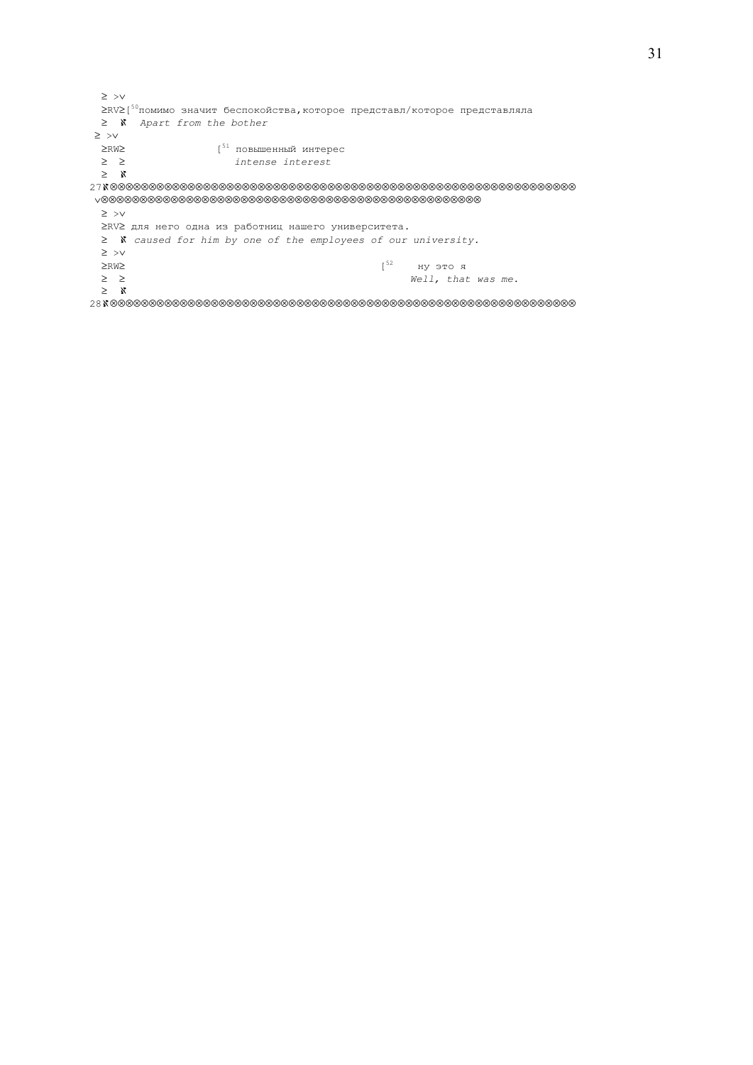```
 ≥ >v
 ≥RV≥[50помимо значит беспокойства,которое представл/которое представляла
 ≥  ℵ  Apart from the bother
≥ >v
 ≥RW≥              [51 повышенный интерес
 ≥  ≥                 intense interest
 ≥  ℵ
27ℵ⊗⊗⊗⊗⊗⊗⊗⊗⊗⊗⊗⊗⊗⊗⊗⊗⊗⊗⊗⊗⊗⊗⊗⊗⊗⊗⊗⊗⊗⊗⊗⊗⊗⊗⊗⊗⊗⊗⊗⊗⊗⊗⊗⊗⊗⊗⊗⊗⊗⊗⊗⊗⊗⊗⊗⊗⊗⊗⊗
 v⊗⊗⊗⊗⊗⊗⊗⊗⊗⊗⊗⊗⊗⊗⊗⊗⊗⊗⊗⊗⊗⊗⊗⊗⊗⊗⊗⊗⊗⊗⊗⊗⊗⊗⊗⊗⊗⊗⊗⊗⊗⊗⊗⊗⊗⊗⊗
 ≥ >v
 ≥RV≥ для него одна из работниц нашего университета.
 ≥  ℵ caused for him by one of the employees of our university.
 ≥ >v
 ≥RW≥                                             [52   ну это я
 ≥  ≥                                                  Well, that was me.
 ≥  ℵ
28ℵ⊗⊗⊗⊗⊗⊗⊗⊗⊗⊗⊗⊗⊗⊗⊗⊗⊗⊗⊗⊗⊗⊗⊗⊗⊗⊗⊗⊗⊗⊗⊗⊗⊗⊗⊗⊗⊗⊗⊗⊗⊗⊗⊗⊗⊗⊗⊗⊗⊗⊗⊗⊗⊗⊗⊗⊗⊗⊗⊗
```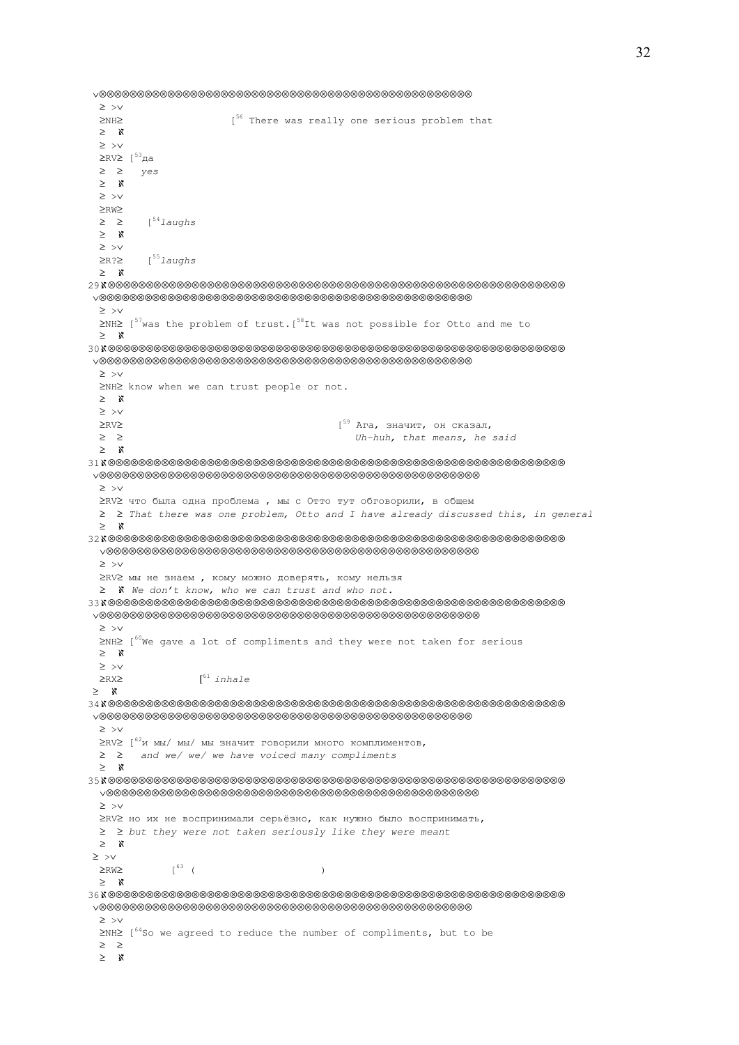```
 v⊗⊗⊗⊗⊗⊗⊗⊗⊗⊗⊗⊗⊗⊗⊗⊗⊗⊗⊗⊗⊗⊗⊗⊗⊗⊗⊗⊗⊗⊗⊗⊗⊗⊗⊗⊗⊗⊗⊗⊗⊗⊗⊗⊗⊗⊗⊗⊗⊗⊗⊗
  ≥ >v
  ≥NH≥                   [56 There was really one serious problem that
  ≥  ℵ
  ≥ >v
  ≥RV≥ [53да
  ≥  ≥   yes
  ≥  ℵ
  ≥ >v
  ≥RW≥
  ≥  ≥    [54laughs
  ≥  ℵ
  ≥ >v
  ≥R?≥    [55laughs
  ≥  ℵ
29ℵ⊗⊗⊗⊗⊗⊗⊗⊗⊗⊗⊗⊗⊗⊗⊗⊗⊗⊗⊗⊗⊗⊗⊗⊗⊗⊗⊗⊗⊗⊗⊗⊗⊗⊗⊗⊗⊗⊗⊗⊗⊗⊗⊗⊗⊗⊗⊗⊗⊗⊗⊗⊗⊗⊗⊗⊗⊗⊗⊗⊗⊗⊗⊗
 v⊗⊗⊗⊗⊗⊗⊗⊗⊗⊗⊗⊗⊗⊗⊗⊗⊗⊗⊗⊗⊗⊗⊗⊗⊗⊗⊗⊗⊗⊗⊗⊗⊗⊗⊗⊗⊗⊗⊗⊗⊗⊗⊗⊗⊗⊗⊗⊗⊗⊗⊗
  ≥ >v
  ≥NH≥ [57was the problem of trust.[58It was not possible for Otto and me to
  ≥  ℵ
30ℵ⊗⊗⊗⊗⊗⊗⊗⊗⊗⊗⊗⊗⊗⊗⊗⊗⊗⊗⊗⊗⊗⊗⊗⊗⊗⊗⊗⊗⊗⊗⊗⊗⊗⊗⊗⊗⊗⊗⊗⊗⊗⊗⊗⊗⊗⊗⊗⊗⊗⊗⊗⊗⊗⊗⊗⊗⊗⊗⊗⊗⊗⊗⊗
 v⊗⊗⊗⊗⊗⊗⊗⊗⊗⊗⊗⊗⊗⊗⊗⊗⊗⊗⊗⊗⊗⊗⊗⊗⊗⊗⊗⊗⊗⊗⊗⊗⊗⊗⊗⊗⊗⊗⊗⊗⊗⊗⊗⊗⊗⊗⊗⊗⊗⊗⊗
  ≥ >v
  ≥NH≥ know when we can trust people or not.
  ≥  ℵ
  ≥ >v
  ≥RV≥                                      [59 Ага, значит, он сказал,
  ≥  ≥                                         Uh-huh, that means, he said
  ≥  ℵ
31ℵ⊗⊗⊗⊗⊗⊗⊗⊗⊗⊗⊗⊗⊗⊗⊗⊗⊗⊗⊗⊗⊗⊗⊗⊗⊗⊗⊗⊗⊗⊗⊗⊗⊗⊗⊗⊗⊗⊗⊗⊗⊗⊗⊗⊗⊗⊗⊗⊗⊗⊗⊗⊗⊗⊗⊗⊗⊗⊗⊗⊗⊗⊗⊗
 v⊗⊗⊗⊗⊗⊗⊗⊗⊗⊗⊗⊗⊗⊗⊗⊗⊗⊗⊗⊗⊗⊗⊗⊗⊗⊗⊗⊗⊗⊗⊗⊗⊗⊗⊗⊗⊗⊗⊗⊗⊗⊗⊗⊗⊗⊗⊗⊗⊗⊗⊗
  ≥ >v
  ≥RV≥ что была одна проблема , мы с Отто тут обговорили, в общем
  ≥  ≥ That there was one problem, Otto and I have already discussed this, in general
  ≥  ℵ
32ℵ⊗⊗⊗⊗⊗⊗⊗⊗⊗⊗⊗⊗⊗⊗⊗⊗⊗⊗⊗⊗⊗⊗⊗⊗⊗⊗⊗⊗⊗⊗⊗⊗⊗⊗⊗⊗⊗⊗⊗⊗⊗⊗⊗⊗⊗⊗⊗⊗⊗⊗⊗⊗⊗⊗⊗⊗⊗⊗⊗⊗⊗⊗⊗
 v⊗⊗⊗⊗⊗⊗⊗⊗⊗⊗⊗⊗⊗⊗⊗⊗⊗⊗⊗⊗⊗⊗⊗⊗⊗⊗⊗⊗⊗⊗⊗⊗⊗⊗⊗⊗⊗⊗⊗⊗⊗⊗⊗⊗⊗⊗⊗⊗⊗⊗⊗
  ≥ >v
  ≥RV≥ мы не знаем , кому можно доверять, кому нельзя
  ≥  ℵ We don't know, who we can trust and who not.
33ℵ⊗⊗⊗⊗⊗⊗⊗⊗⊗⊗⊗⊗⊗⊗⊗⊗⊗⊗⊗⊗⊗⊗⊗⊗⊗⊗⊗⊗⊗⊗⊗⊗⊗⊗⊗⊗⊗⊗⊗⊗⊗⊗⊗⊗⊗⊗⊗⊗⊗⊗⊗⊗⊗⊗⊗⊗⊗⊗⊗⊗⊗⊗⊗
 v⊗⊗⊗⊗⊗⊗⊗⊗⊗⊗⊗⊗⊗⊗⊗⊗⊗⊗⊗⊗⊗⊗⊗⊗⊗⊗⊗⊗⊗⊗⊗⊗⊗⊗⊗⊗⊗⊗⊗⊗⊗⊗⊗⊗⊗⊗⊗⊗⊗⊗⊗
  ≥ >v
  ≥NH≥ [60We gave a lot of compliments and they were not taken for serious
  ≥  ℵ
  ≥ >v
  ≥RX≥            [61 inhale
 ≥  ℵ
34ℵ⊗⊗⊗⊗⊗⊗⊗⊗⊗⊗⊗⊗⊗⊗⊗⊗⊗⊗⊗⊗⊗⊗⊗⊗⊗⊗⊗⊗⊗⊗⊗⊗⊗⊗⊗⊗⊗⊗⊗⊗⊗⊗⊗⊗⊗⊗⊗⊗⊗⊗⊗⊗⊗⊗⊗⊗⊗⊗⊗⊗⊗⊗⊗
 v⊗⊗⊗⊗⊗⊗⊗⊗⊗⊗⊗⊗⊗⊗⊗⊗⊗⊗⊗⊗⊗⊗⊗⊗⊗⊗⊗⊗⊗⊗⊗⊗⊗⊗⊗⊗⊗⊗⊗⊗⊗⊗⊗⊗⊗⊗⊗⊗⊗⊗⊗
  ≥ >v
  ≥RV≥ [62и мы/ мы/ мы значит говорили много комплиментов,
  ≥  ≥   and we/ we/ we have voiced many compliments
  ≥  ℵ
35ℵ⊗⊗⊗⊗⊗⊗⊗⊗⊗⊗⊗⊗⊗⊗⊗⊗⊗⊗⊗⊗⊗⊗⊗⊗⊗⊗⊗⊗⊗⊗⊗⊗⊗⊗⊗⊗⊗⊗⊗⊗⊗⊗⊗⊗⊗⊗⊗⊗⊗⊗⊗⊗⊗⊗⊗⊗⊗⊗⊗⊗⊗⊗⊗
 v⊗⊗⊗⊗⊗⊗⊗⊗⊗⊗⊗⊗⊗⊗⊗⊗⊗⊗⊗⊗⊗⊗⊗⊗⊗⊗⊗⊗⊗⊗⊗⊗⊗⊗⊗⊗⊗⊗⊗⊗⊗⊗⊗⊗⊗⊗⊗⊗⊗⊗⊗
  ≥ >v
  ≥RV≥ но их не воспринимали серьёзно, как нужно было воспринимать,
  ≥  ≥ but they were not taken seriously like they were meant
  ≥  ℵ
 ≥ >v
  ≥RW≥        [63 (                     )
  ≥  ℵ
36ℵ⊗⊗⊗⊗⊗⊗⊗⊗⊗⊗⊗⊗⊗⊗⊗⊗⊗⊗⊗⊗⊗⊗⊗⊗⊗⊗⊗⊗⊗⊗⊗⊗⊗⊗⊗⊗⊗⊗⊗⊗⊗⊗⊗⊗⊗⊗⊗⊗⊗⊗⊗⊗⊗⊗⊗⊗⊗⊗⊗⊗⊗⊗⊗
 v⊗⊗⊗⊗⊗⊗⊗⊗⊗⊗⊗⊗⊗⊗⊗⊗⊗⊗⊗⊗⊗⊗⊗⊗⊗⊗⊗⊗⊗⊗⊗⊗⊗⊗⊗⊗⊗⊗⊗⊗⊗⊗⊗⊗⊗⊗⊗⊗⊗⊗⊗
  ≥ >v
  ≥NH≥ [64So we agreed to reduce the number of compliments, but to be
  ≥  ≥
  ≥  ℵ
```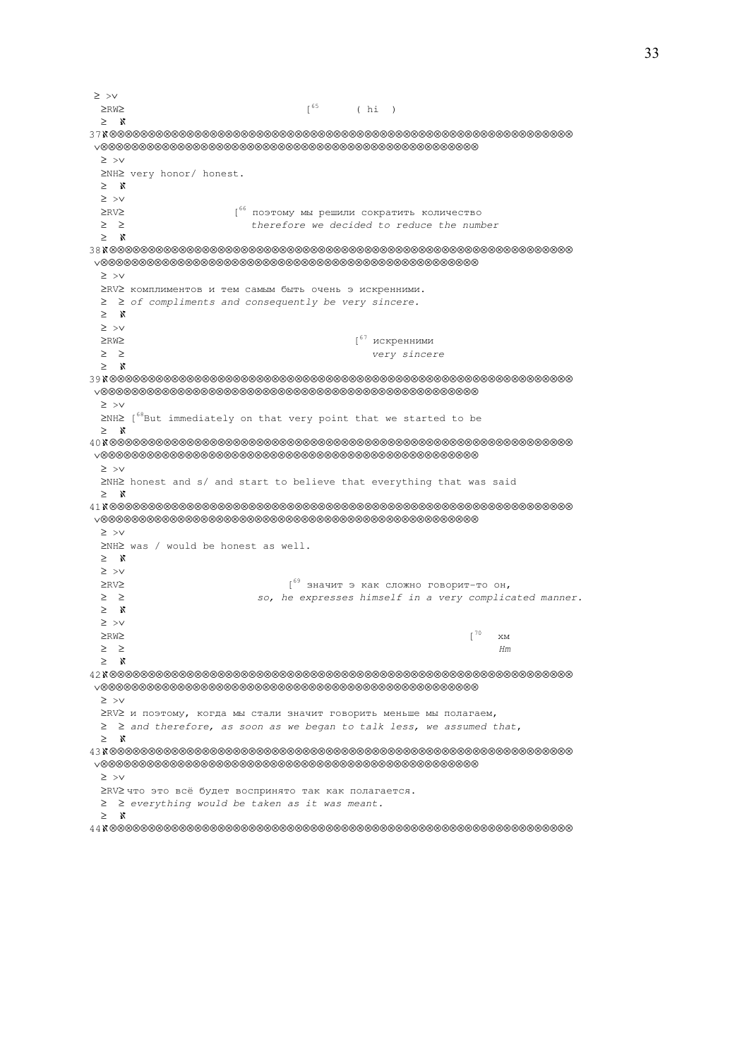```
≥ >v
≥RW≥                              [65      ( hi  )
≥  ℵ
37ℵ⊗⊗⊗⊗⊗⊗⊗⊗⊗⊗⊗⊗⊗⊗⊗⊗⊗⊗⊗⊗⊗⊗⊗⊗⊗⊗⊗⊗⊗⊗⊗⊗⊗⊗⊗⊗⊗⊗⊗⊗⊗⊗⊗⊗⊗⊗⊗⊗⊗⊗⊗⊗⊗⊗⊗⊗⊗⊗⊗⊗⊗⊗⊗
v⊗⊗⊗⊗⊗⊗⊗⊗⊗⊗⊗⊗⊗⊗⊗⊗⊗⊗⊗⊗⊗⊗⊗⊗⊗⊗⊗⊗⊗⊗⊗⊗⊗⊗⊗⊗⊗⊗⊗⊗⊗⊗⊗⊗⊗⊗⊗⊗⊗
≥ >v
≥NH≥ very honor/ honest.
≥  ℵ
≥ >v
≥RV≥                 [66 поэтому мы решили сократить количество
≥  ≥                     therefore we decided to reduce the number
≥  ℵ
38ℵ⊗⊗⊗⊗⊗⊗⊗⊗⊗⊗⊗⊗⊗⊗⊗⊗⊗⊗⊗⊗⊗⊗⊗⊗⊗⊗⊗⊗⊗⊗⊗⊗⊗⊗⊗⊗⊗⊗⊗⊗⊗⊗⊗⊗⊗⊗⊗⊗⊗⊗⊗⊗⊗⊗⊗⊗⊗⊗⊗⊗⊗⊗⊗
v⊗⊗⊗⊗⊗⊗⊗⊗⊗⊗⊗⊗⊗⊗⊗⊗⊗⊗⊗⊗⊗⊗⊗⊗⊗⊗⊗⊗⊗⊗⊗⊗⊗⊗⊗⊗⊗⊗⊗⊗⊗⊗⊗⊗⊗⊗⊗⊗⊗
≥ >v
≥RV≥ комплиментов и тем самым быть очень э искренними.
≥  ≥ of compliments and consequently be very sincere.
≥  ℵ
≥ >v
≥RW≥                                     [67 искренними
≥  ≥                                         very sincere
≥  ℵ
39ℵ⊗⊗⊗⊗⊗⊗⊗⊗⊗⊗⊗⊗⊗⊗⊗⊗⊗⊗⊗⊗⊗⊗⊗⊗⊗⊗⊗⊗⊗⊗⊗⊗⊗⊗⊗⊗⊗⊗⊗⊗⊗⊗⊗⊗⊗⊗⊗⊗⊗⊗⊗⊗⊗⊗⊗⊗⊗⊗⊗⊗⊗⊗⊗
v⊗⊗⊗⊗⊗⊗⊗⊗⊗⊗⊗⊗⊗⊗⊗⊗⊗⊗⊗⊗⊗⊗⊗⊗⊗⊗⊗⊗⊗⊗⊗⊗⊗⊗⊗⊗⊗⊗⊗⊗⊗⊗⊗⊗⊗⊗⊗⊗⊗
≥ >v
≥NH≥ [68But immediately on that very point that we started to be
≥  ℵ
40ℵ⊗⊗⊗⊗⊗⊗⊗⊗⊗⊗⊗⊗⊗⊗⊗⊗⊗⊗⊗⊗⊗⊗⊗⊗⊗⊗⊗⊗⊗⊗⊗⊗⊗⊗⊗⊗⊗⊗⊗⊗⊗⊗⊗⊗⊗⊗⊗⊗⊗⊗⊗⊗⊗⊗⊗⊗⊗⊗⊗⊗⊗⊗⊗
v⊗⊗⊗⊗⊗⊗⊗⊗⊗⊗⊗⊗⊗⊗⊗⊗⊗⊗⊗⊗⊗⊗⊗⊗⊗⊗⊗⊗⊗⊗⊗⊗⊗⊗⊗⊗⊗⊗⊗⊗⊗⊗⊗⊗⊗⊗⊗⊗⊗
≥ >v
≥NH≥ honest and s/ and start to believe that everything that was said
≥  ℵ
41ℵ⊗⊗⊗⊗⊗⊗⊗⊗⊗⊗⊗⊗⊗⊗⊗⊗⊗⊗⊗⊗⊗⊗⊗⊗⊗⊗⊗⊗⊗⊗⊗⊗⊗⊗⊗⊗⊗⊗⊗⊗⊗⊗⊗⊗⊗⊗⊗⊗⊗⊗⊗⊗⊗⊗⊗⊗⊗⊗⊗⊗⊗⊗⊗
v⊗⊗⊗⊗⊗⊗⊗⊗⊗⊗⊗⊗⊗⊗⊗⊗⊗⊗⊗⊗⊗⊗⊗⊗⊗⊗⊗⊗⊗⊗⊗⊗⊗⊗⊗⊗⊗⊗⊗⊗⊗⊗⊗⊗⊗⊗⊗⊗⊗
≥ >v
≥NH≥ was / would be honest as well.
≥  ℵ
≥ >v
≥RV≥                          [69 значит э как сложно говорит-то он,
≥  ≥                      so, he expresses himself in a very complicated manner.
≥  ℵ
≥ >v
≥RW≥                                                          [70   хм
≥  ≥                                                                Hm
≥  ℵ
42ℵ⊗⊗⊗⊗⊗⊗⊗⊗⊗⊗⊗⊗⊗⊗⊗⊗⊗⊗⊗⊗⊗⊗⊗⊗⊗⊗⊗⊗⊗⊗⊗⊗⊗⊗⊗⊗⊗⊗⊗⊗⊗⊗⊗⊗⊗⊗⊗⊗⊗⊗⊗⊗⊗⊗⊗⊗⊗⊗⊗⊗⊗⊗⊗
v⊗⊗⊗⊗⊗⊗⊗⊗⊗⊗⊗⊗⊗⊗⊗⊗⊗⊗⊗⊗⊗⊗⊗⊗⊗⊗⊗⊗⊗⊗⊗⊗⊗⊗⊗⊗⊗⊗⊗⊗⊗⊗⊗⊗⊗⊗⊗⊗⊗
≥ >v
≥RV≥ и поэтому, когда мы стали значит говорить меньше мы полагаем,
≥  ≥ and therefore, as soon as we began to talk less, we assumed that,
≥  ℵ
43ℵ⊗⊗⊗⊗⊗⊗⊗⊗⊗⊗⊗⊗⊗⊗⊗⊗⊗⊗⊗⊗⊗⊗⊗⊗⊗⊗⊗⊗⊗⊗⊗⊗⊗⊗⊗⊗⊗⊗⊗⊗⊗⊗⊗⊗⊗⊗⊗⊗⊗⊗⊗⊗⊗⊗⊗⊗⊗⊗⊗⊗⊗⊗⊗
v⊗⊗⊗⊗⊗⊗⊗⊗⊗⊗⊗⊗⊗⊗⊗⊗⊗⊗⊗⊗⊗⊗⊗⊗⊗⊗⊗⊗⊗⊗⊗⊗⊗⊗⊗⊗⊗⊗⊗⊗⊗⊗⊗⊗⊗⊗⊗⊗⊗
≥ >v
≥RV≥ что это всё будет воспринято так как полагается.
≥  ≥ everything would be taken as it was meant.
≥  ℵ
44ℵ⊗⊗⊗⊗⊗⊗⊗⊗⊗⊗⊗⊗⊗⊗⊗⊗⊗⊗⊗⊗⊗⊗⊗⊗⊗⊗⊗⊗⊗⊗⊗⊗⊗⊗⊗⊗⊗⊗⊗⊗⊗⊗⊗⊗⊗⊗⊗⊗⊗⊗⊗⊗⊗⊗⊗⊗⊗⊗⊗⊗⊗⊗⊗
```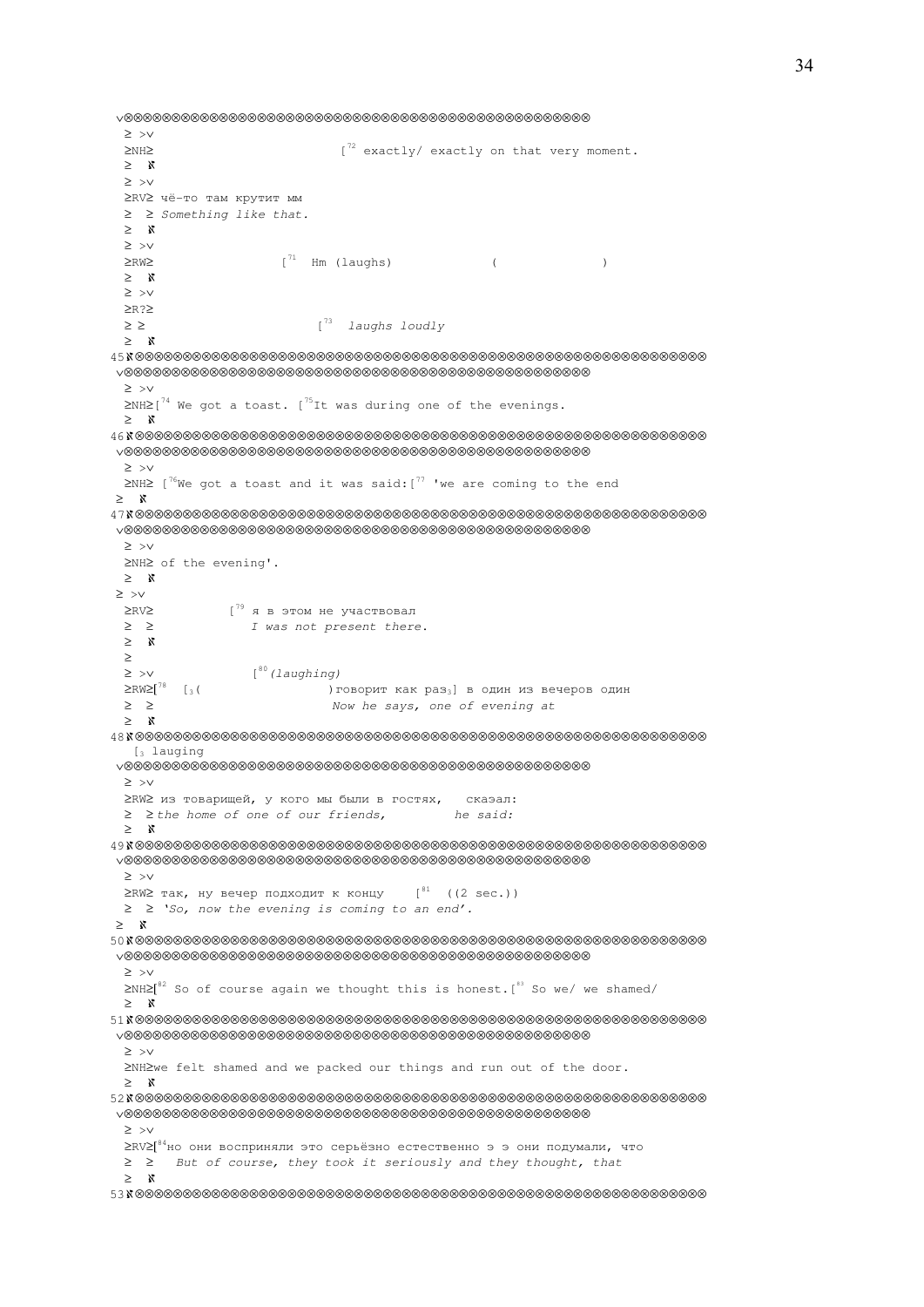```
 ≥ >v
 ≥NH≥                        [72 exactly/ exactly on that very moment.
 ≥ >v
 ≥RV≥ чё-то там крутит мм
 ≥  ≥ Something like that.
 ≥ >v
 ≥RW≥                [71  Hm (laughs)            (              )
 ≥ >v
 ≥R?≥
 ≥  ≥                       [73  laughs loudly
45
 ≥ >v
 ≥NH≥[74 We got a toast. [75It was during one of the evenings.
46
 ≥ >v
 ≥NH≥ [76We got a toast and it was said:[77 'we are coming to the end
47
 ≥ >v
 ≥NH≥ of the evening'.
 ≥ >v
 ≥RV≥          [79 я в этом не участвовал
 ≥  ≥             I was not present there.
 ≥ >v              [80(laughing)
 ≥RW≥[78  [3(                 )говорит как раз3] в один из вечеров один
 ≥  ≥                        Now he says, one of evening at
48
   [3 lauging
 ≥ >v
 ≥RW≥ из товарищей, у кого мы были в гостях,   сказал:
 ≥  ≥the home of one of our friends,         he said:
49
 ≥ >v
 ≥RW≥ так, ну вечер подходит к концу    [81  ((2 sec.))
 ≥  ≥ 'So, now the evening is coming to an end'.
50
 ≥ >v
 ≥NH≥[82 So of course again we thought this is honest.[83 So we/ we shamed/
51
 ≥ >v
 ≥NH≥we felt shamed and we packed our things and run out of the door.
52
 ≥ >v
 ≥RV≥[84но они восприняли это серьёзно естественно э э они подумали, что
 ≥  ≥   But of course, they took it seriously and they thought, that
53
```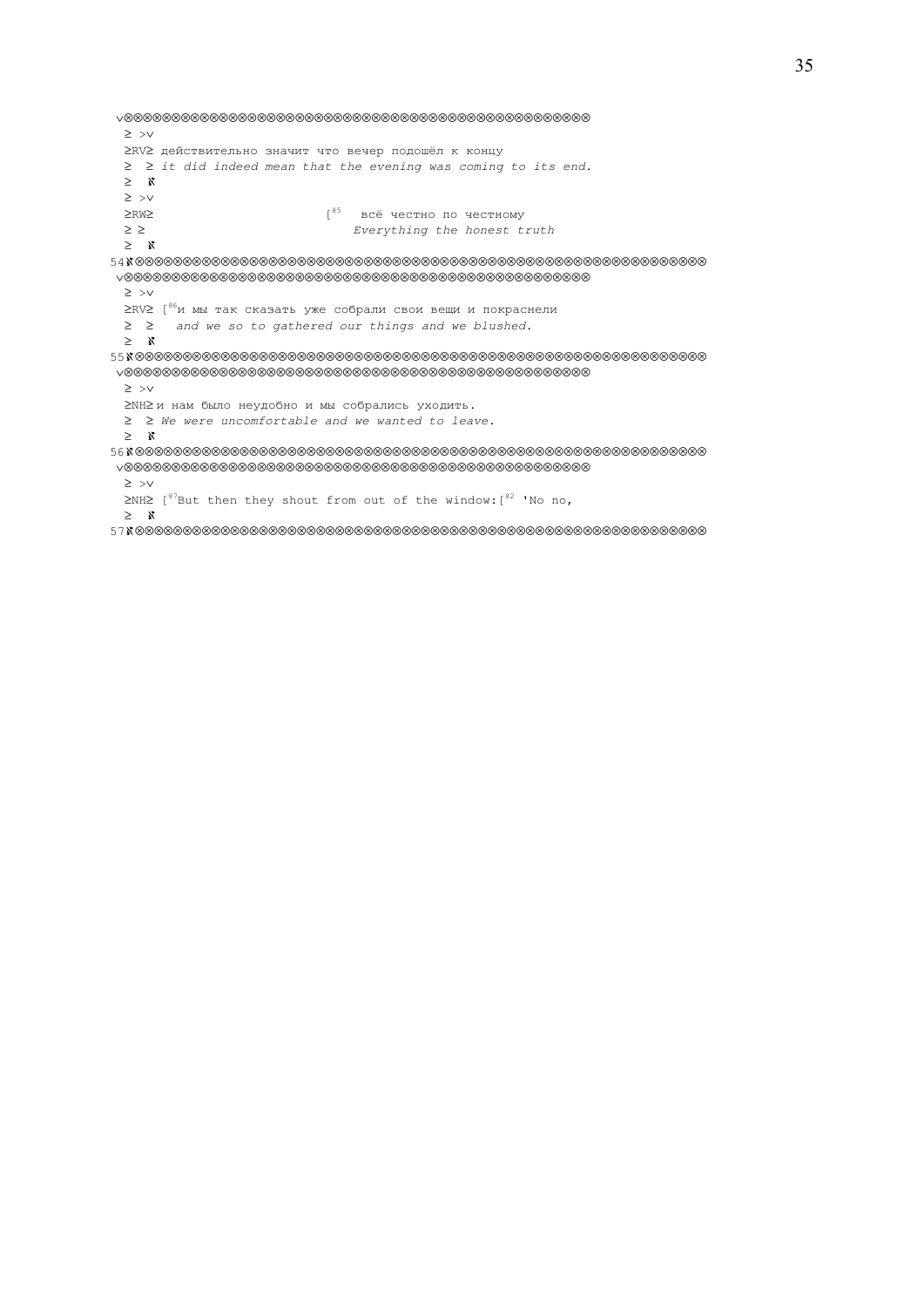```
 ⌄⊗⊗⊗⊗⊗⊗⊗⊗⊗⊗⊗⊗⊗⊗⊗⊗⊗⊗⊗⊗⊗⊗⊗⊗⊗⊗⊗⊗⊗⊗⊗⊗⊗⊗⊗⊗⊗⊗⊗⊗⊗⊗⊗⊗⊗⊗⊗⊗⊗⊗⊗⊗⊗⊗⊗⊗⊗⊗
  ≥ >⌄
  ≥RV≥ действительно значит что вечер подошёл к концу
  ≥  ≥ it did indeed mean that the evening was coming to its end.
  ≥   ℵ
  ≥ >⌄
  ≥RW≥                        [85   всё честно по честному
  ≥ ≥                              Everything the honest truth
  ≥   ℵ
54ℵ⊗⊗⊗⊗⊗⊗⊗⊗⊗⊗⊗⊗⊗⊗⊗⊗⊗⊗⊗⊗⊗⊗⊗⊗⊗⊗⊗⊗⊗⊗⊗⊗⊗⊗⊗⊗⊗⊗⊗⊗⊗⊗⊗⊗⊗⊗⊗⊗⊗⊗⊗⊗⊗⊗⊗⊗⊗⊗⊗⊗⊗⊗⊗⊗⊗⊗⊗⊗⊗⊗⊗⊗⊗⊗
 ⌄⊗⊗⊗⊗⊗⊗⊗⊗⊗⊗⊗⊗⊗⊗⊗⊗⊗⊗⊗⊗⊗⊗⊗⊗⊗⊗⊗⊗⊗⊗⊗⊗⊗⊗⊗⊗⊗⊗⊗⊗⊗⊗⊗⊗⊗⊗⊗⊗⊗⊗⊗⊗⊗⊗⊗⊗⊗⊗
  ≥ >⌄
  ≥RV≥ [86и мы так сказать уже собрали свои вещи и покраснели
  ≥  ≥   and we so to gathered our things and we blushed.
  ≥   ℵ
55ℵ⊗⊗⊗⊗⊗⊗⊗⊗⊗⊗⊗⊗⊗⊗⊗⊗⊗⊗⊗⊗⊗⊗⊗⊗⊗⊗⊗⊗⊗⊗⊗⊗⊗⊗⊗⊗⊗⊗⊗⊗⊗⊗⊗⊗⊗⊗⊗⊗⊗⊗⊗⊗⊗⊗⊗⊗⊗⊗⊗⊗⊗⊗⊗⊗⊗⊗⊗⊗⊗⊗⊗⊗⊗⊗
 ⌄⊗⊗⊗⊗⊗⊗⊗⊗⊗⊗⊗⊗⊗⊗⊗⊗⊗⊗⊗⊗⊗⊗⊗⊗⊗⊗⊗⊗⊗⊗⊗⊗⊗⊗⊗⊗⊗⊗⊗⊗⊗⊗⊗⊗⊗⊗⊗⊗⊗⊗⊗⊗⊗⊗⊗⊗⊗⊗
  ≥ >⌄
  ≥NH≥ и нам было неудобно и мы собрались уходить.
  ≥  ≥ We were uncomfortable and we wanted to leave.
  ≥   ℵ
56ℵ⊗⊗⊗⊗⊗⊗⊗⊗⊗⊗⊗⊗⊗⊗⊗⊗⊗⊗⊗⊗⊗⊗⊗⊗⊗⊗⊗⊗⊗⊗⊗⊗⊗⊗⊗⊗⊗⊗⊗⊗⊗⊗⊗⊗⊗⊗⊗⊗⊗⊗⊗⊗⊗⊗⊗⊗⊗⊗⊗⊗⊗⊗⊗⊗⊗⊗⊗⊗⊗⊗⊗⊗⊗⊗
 ⌄⊗⊗⊗⊗⊗⊗⊗⊗⊗⊗⊗⊗⊗⊗⊗⊗⊗⊗⊗⊗⊗⊗⊗⊗⊗⊗⊗⊗⊗⊗⊗⊗⊗⊗⊗⊗⊗⊗⊗⊗⊗⊗⊗⊗⊗⊗⊗⊗⊗⊗⊗⊗⊗⊗⊗⊗⊗⊗
  ≥ >⌄
  ≥NH≥ [87But then they shout from out of the window:[82 'No no,
  ≥   ℵ
57ℵ⊗⊗⊗⊗⊗⊗⊗⊗⊗⊗⊗⊗⊗⊗⊗⊗⊗⊗⊗⊗⊗⊗⊗⊗⊗⊗⊗⊗⊗⊗⊗⊗⊗⊗⊗⊗⊗⊗⊗⊗⊗⊗⊗⊗⊗⊗⊗⊗⊗⊗⊗⊗⊗⊗⊗⊗⊗⊗⊗⊗⊗⊗⊗⊗⊗⊗⊗⊗⊗⊗⊗⊗⊗⊗
```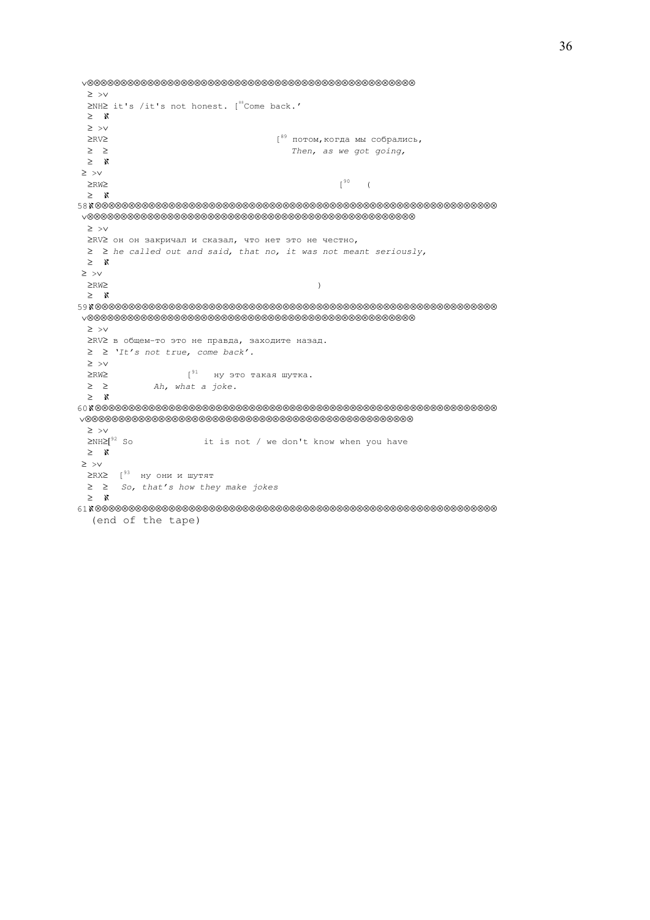```
 v⊗⊗⊗⊗⊗⊗⊗⊗⊗⊗⊗⊗⊗⊗⊗⊗⊗⊗⊗⊗⊗⊗⊗⊗⊗⊗⊗⊗⊗⊗⊗⊗⊗⊗⊗⊗⊗⊗⊗⊗⊗⊗⊗⊗⊗⊗⊗⊗⊗⊗⊗
  ≥ >v
  ≥NH≥ it's /it's not honest. [88Come back.'
  ≥  ℵ
  ≥ >v
  ≥RV≥                                    [89 потом,когда мы собрались,
  ≥  ≥                                        Then, as we got going,
  ≥  ℵ
 ≥ >v
  ≥RW≥                                                [90   (
  ≥  ℵ
58ℵ⊗⊗⊗⊗⊗⊗⊗⊗⊗⊗⊗⊗⊗⊗⊗⊗⊗⊗⊗⊗⊗⊗⊗⊗⊗⊗⊗⊗⊗⊗⊗⊗⊗⊗⊗⊗⊗⊗⊗⊗⊗⊗⊗⊗⊗⊗⊗⊗⊗⊗⊗⊗⊗⊗⊗⊗⊗⊗⊗⊗⊗⊗⊗⊗⊗
 v⊗⊗⊗⊗⊗⊗⊗⊗⊗⊗⊗⊗⊗⊗⊗⊗⊗⊗⊗⊗⊗⊗⊗⊗⊗⊗⊗⊗⊗⊗⊗⊗⊗⊗⊗⊗⊗⊗⊗⊗⊗⊗⊗⊗⊗⊗⊗⊗⊗⊗⊗
  ≥ >v
  ≥RV≥ он он закричал и сказал, что нет это не честно,
  ≥  ≥ he called out and said, that no, it was not meant seriously,
  ≥  ℵ
 ≥ >v
  ≥RW≥                                              )
  ≥  ℵ
59ℵ⊗⊗⊗⊗⊗⊗⊗⊗⊗⊗⊗⊗⊗⊗⊗⊗⊗⊗⊗⊗⊗⊗⊗⊗⊗⊗⊗⊗⊗⊗⊗⊗⊗⊗⊗⊗⊗⊗⊗⊗⊗⊗⊗⊗⊗⊗⊗⊗⊗⊗⊗⊗⊗⊗⊗⊗⊗⊗⊗⊗⊗⊗⊗⊗⊗
 v⊗⊗⊗⊗⊗⊗⊗⊗⊗⊗⊗⊗⊗⊗⊗⊗⊗⊗⊗⊗⊗⊗⊗⊗⊗⊗⊗⊗⊗⊗⊗⊗⊗⊗⊗⊗⊗⊗⊗⊗⊗⊗⊗⊗⊗⊗⊗⊗⊗⊗⊗
  ≥ >v
  ≥RV≥ в общем-то это не правда, заходите назад.
  ≥  ≥ 'It's not true, come back'.
  ≥ >v
  ≥RW≥              [91   ну это такая шутка.
  ≥  ≥         Ah, what a joke.
  ≥  ℵ
60ℵ⊗⊗⊗⊗⊗⊗⊗⊗⊗⊗⊗⊗⊗⊗⊗⊗⊗⊗⊗⊗⊗⊗⊗⊗⊗⊗⊗⊗⊗⊗⊗⊗⊗⊗⊗⊗⊗⊗⊗⊗⊗⊗⊗⊗⊗⊗⊗⊗⊗⊗⊗⊗⊗⊗⊗⊗⊗⊗⊗⊗⊗⊗⊗⊗⊗
 v⊗⊗⊗⊗⊗⊗⊗⊗⊗⊗⊗⊗⊗⊗⊗⊗⊗⊗⊗⊗⊗⊗⊗⊗⊗⊗⊗⊗⊗⊗⊗⊗⊗⊗⊗⊗⊗⊗⊗⊗⊗⊗⊗⊗⊗⊗⊗⊗⊗⊗⊗
  ≥ >v
  ≥NH≥[92 So              it is not / we don't know when you have
  ≥  ℵ
 ≥ >v
  ≥RX≥  [93  ну они и шутят
  ≥  ≥  So, that's how they make jokes
  ≥  ℵ
61ℵ⊗⊗⊗⊗⊗⊗⊗⊗⊗⊗⊗⊗⊗⊗⊗⊗⊗⊗⊗⊗⊗⊗⊗⊗⊗⊗⊗⊗⊗⊗⊗⊗⊗⊗⊗⊗⊗⊗⊗⊗⊗⊗⊗⊗⊗⊗⊗⊗⊗⊗⊗⊗⊗⊗⊗⊗⊗⊗⊗⊗⊗⊗⊗⊗⊗
   (end of the tape)
```